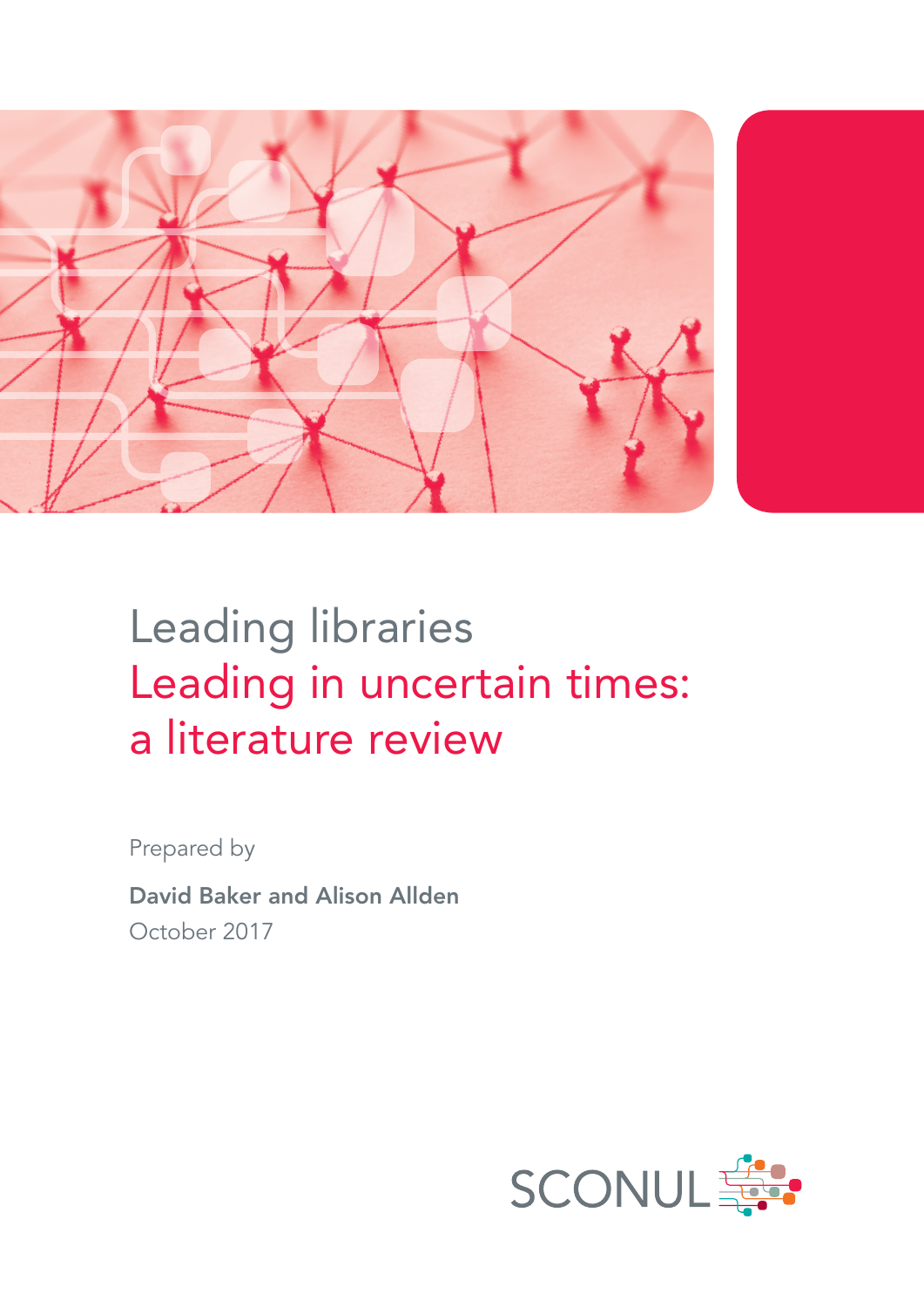# Leading libraries

## Leading in uncertain times: a literature review

Prepared by

**David Baker and Alison Allden**

October 2017

SCONUL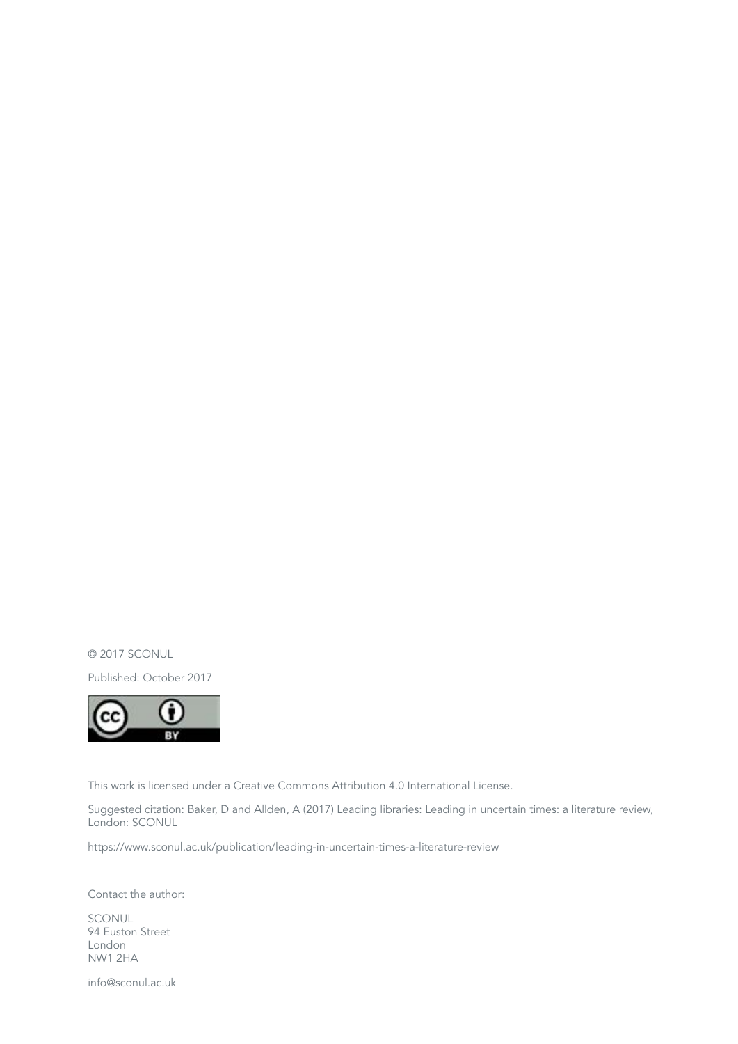© 2017 SCONUL

Published: October 2017

This work is licensed under a Creative Commons Attribution 4.0 International License.

Suggested citation: Baker, D and Allden, A (2017) Leading libraries: Leading in uncertain times: a literature review, London: SCONUL

https://www.sconul.ac.uk/publication/leading-in-uncertain-times-a-literature-review

Contact the author:

SCONUL
94 Euston Street
London
NW1 2HA

info@sconul.ac.uk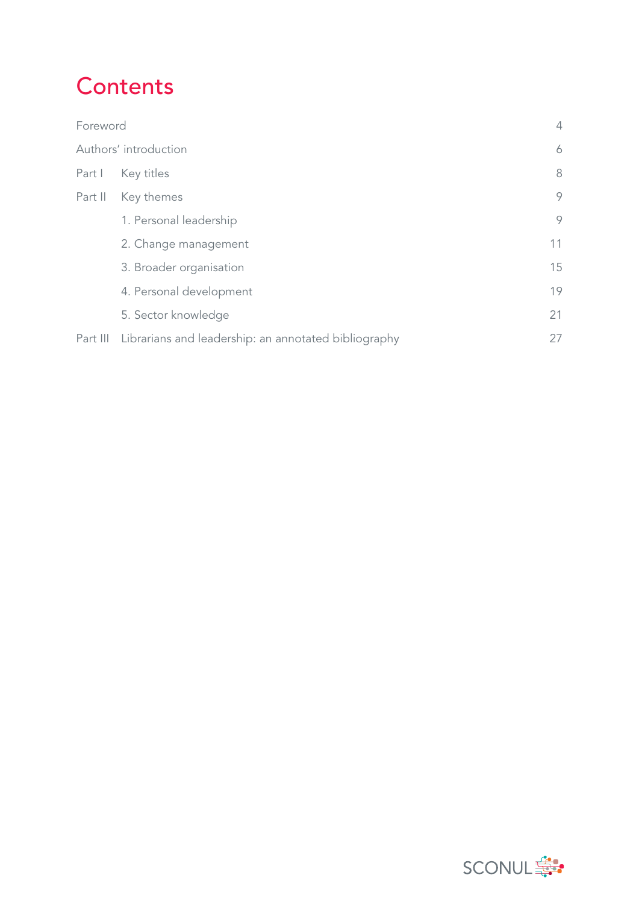# Contents

| | | |
|---|---|---|
| Foreword | | 4 |
| Authors' introduction | | 6 |
| Part I | Key titles | 8 |
| Part II | Key themes | 9 |
| | 1. Personal leadership | 9 |
| | 2. Change management | 11 |
| | 3. Broader organisation | 15 |
| | 4. Personal development | 19 |
| | 5. Sector knowledge | 21 |
| Part III | Librarians and leadership: an annotated bibliography | 27 |

SCONUL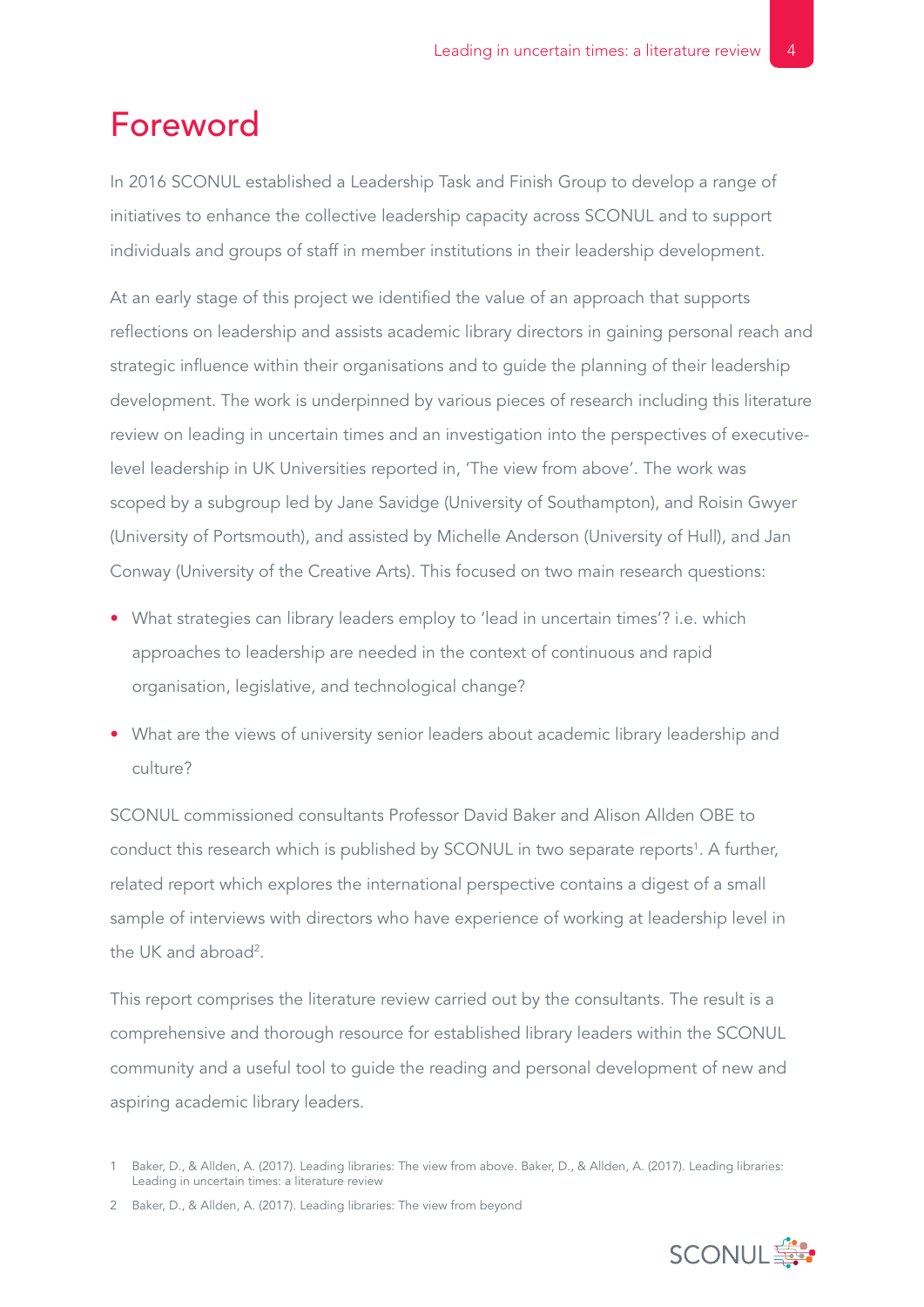# Foreword

In 2016 SCONUL established a Leadership Task and Finish Group to develop a range of initiatives to enhance the collective leadership capacity across SCONUL and to support individuals and groups of staff in member institutions in their leadership development.

At an early stage of this project we identified the value of an approach that supports reflections on leadership and assists academic library directors in gaining personal reach and strategic influence within their organisations and to guide the planning of their leadership development. The work is underpinned by various pieces of research including this literature review on leading in uncertain times and an investigation into the perspectives of executive-level leadership in UK Universities reported in, 'The view from above'. The work was scoped by a subgroup led by Jane Savidge (University of Southampton), and Roisin Gwyer (University of Portsmouth), and assisted by Michelle Anderson (University of Hull), and Jan Conway (University of the Creative Arts). This focused on two main research questions:

- What strategies can library leaders employ to 'lead in uncertain times'? i.e. which approaches to leadership are needed in the context of continuous and rapid organisation, legislative, and technological change?
- What are the views of university senior leaders about academic library leadership and culture?

SCONUL commissioned consultants Professor David Baker and Alison Allden OBE to conduct this research which is published by SCONUL in two separate reports[1]. A further, related report which explores the international perspective contains a digest of a small sample of interviews with directors who have experience of working at leadership level in the UK and abroad[2].

This report comprises the literature review carried out by the consultants. The result is a comprehensive and thorough resource for established library leaders within the SCONUL community and a useful tool to guide the reading and personal development of new and aspiring academic library leaders.

1 Baker, D., & Allden, A. (2017). Leading libraries: The view from above. Baker, D., & Allden, A. (2017). Leading libraries: Leading in uncertain times: a literature review

2 Baker, D., & Allden, A. (2017). Leading libraries: The view from beyond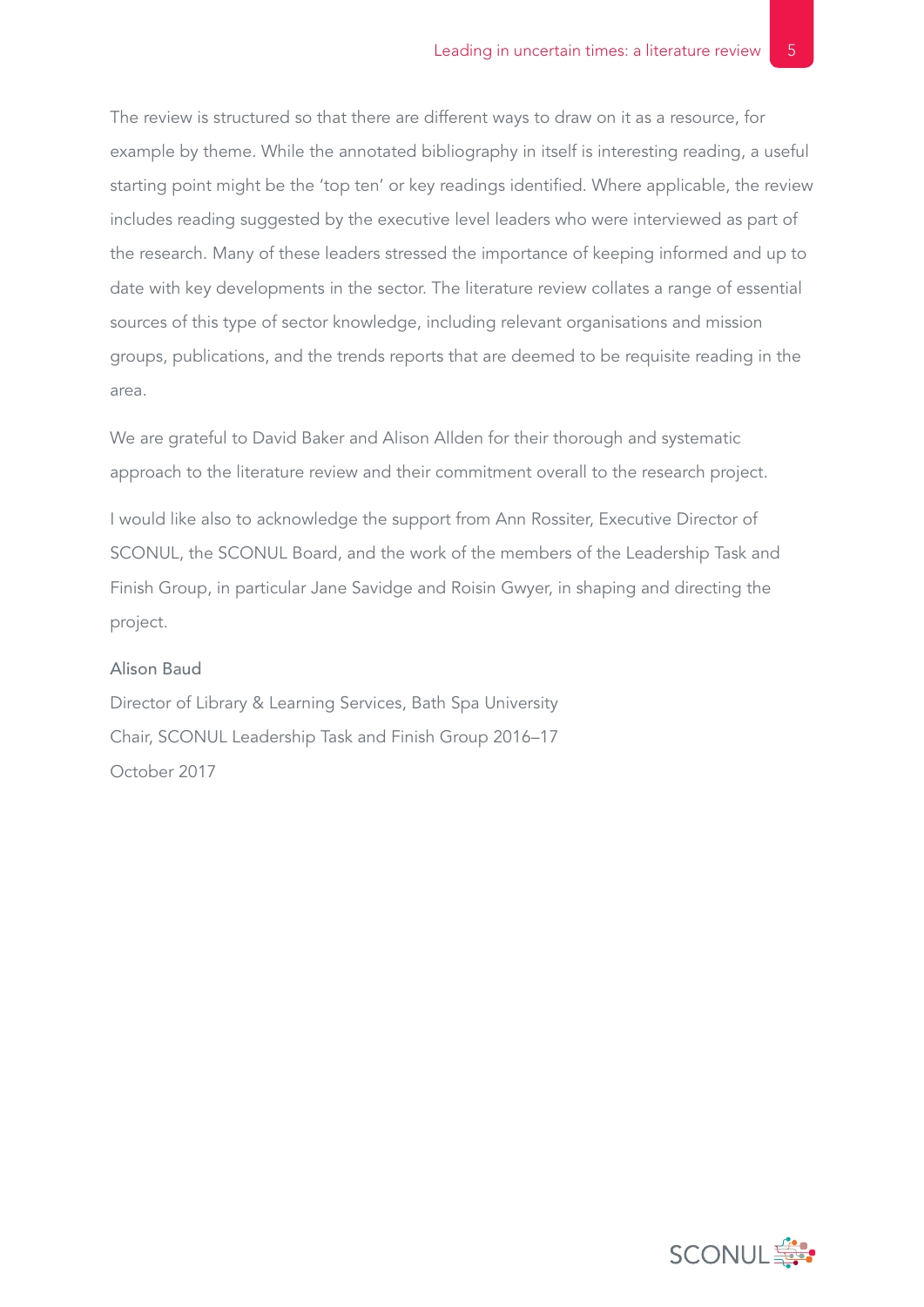The review is structured so that there are different ways to draw on it as a resource, for example by theme. While the annotated bibliography in itself is interesting reading, a useful starting point might be the 'top ten' or key readings identified. Where applicable, the review includes reading suggested by the executive level leaders who were interviewed as part of the research. Many of these leaders stressed the importance of keeping informed and up to date with key developments in the sector. The literature review collates a range of essential sources of this type of sector knowledge, including relevant organisations and mission groups, publications, and the trends reports that are deemed to be requisite reading in the area.

We are grateful to David Baker and Alison Allden for their thorough and systematic approach to the literature review and their commitment overall to the research project.

I would like also to acknowledge the support from Ann Rossiter, Executive Director of SCONUL, the SCONUL Board, and the work of the members of the Leadership Task and Finish Group, in particular Jane Savidge and Roisin Gwyer, in shaping and directing the project.

Alison Baud
Director of Library & Learning Services, Bath Spa University
Chair, SCONUL Leadership Task and Finish Group 2016–17
October 2017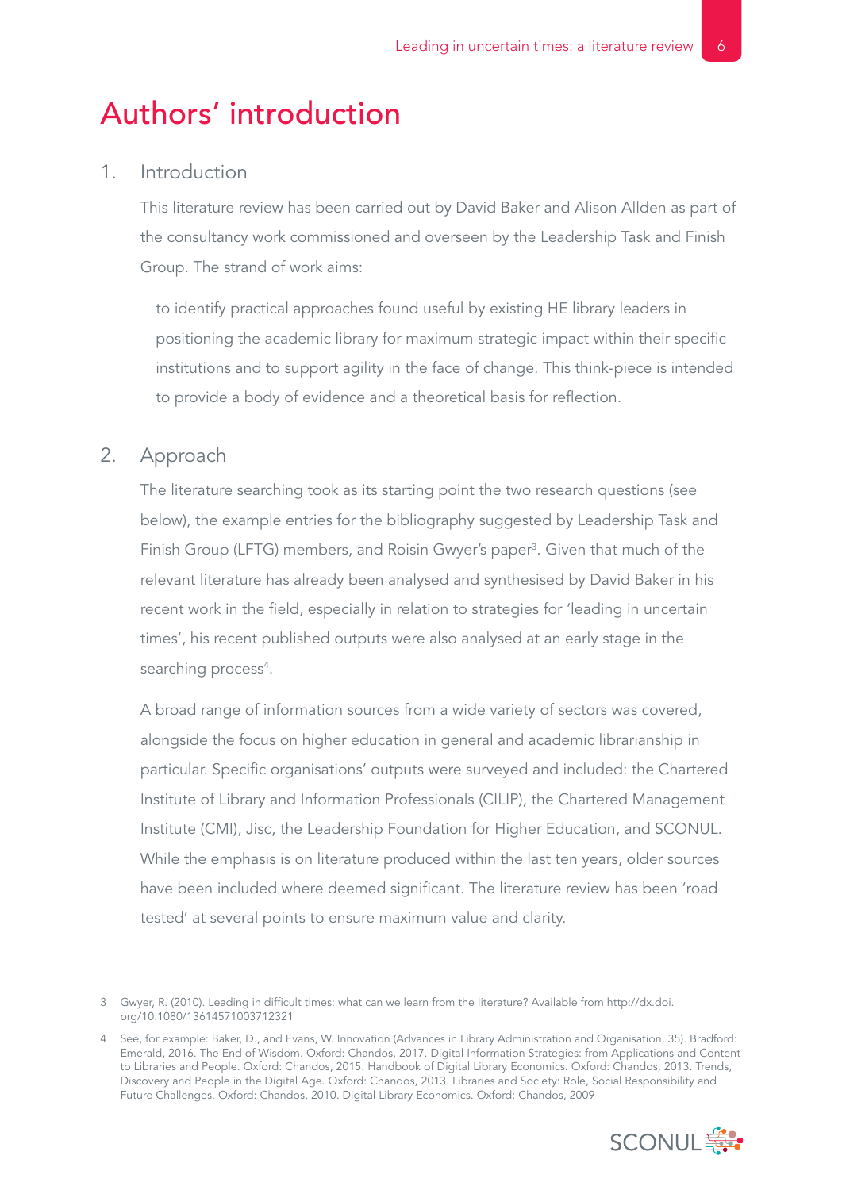# Authors' introduction

## 1. Introduction

This literature review has been carried out by David Baker and Alison Allden as part of the consultancy work commissioned and overseen by the Leadership Task and Finish Group. The strand of work aims:

> to identify practical approaches found useful by existing HE library leaders in positioning the academic library for maximum strategic impact within their specific institutions and to support agility in the face of change. This think-piece is intended to provide a body of evidence and a theoretical basis for reflection.

## 2. Approach

The literature searching took as its starting point the two research questions (see below), the example entries for the bibliography suggested by Leadership Task and Finish Group (LFTG) members, and Roisin Gwyer's paper[3]. Given that much of the relevant literature has already been analysed and synthesised by David Baker in his recent work in the field, especially in relation to strategies for 'leading in uncertain times', his recent published outputs were also analysed at an early stage in the searching process[4].

A broad range of information sources from a wide variety of sectors was covered, alongside the focus on higher education in general and academic librarianship in particular. Specific organisations' outputs were surveyed and included: the Chartered Institute of Library and Information Professionals (CILIP), the Chartered Management Institute (CMI), Jisc, the Leadership Foundation for Higher Education, and SCONUL. While the emphasis is on literature produced within the last ten years, older sources have been included where deemed significant. The literature review has been 'road tested' at several points to ensure maximum value and clarity.

---

3 Gwyer, R. (2010). Leading in difficult times: what can we learn from the literature? Available from http://dx.doi.org/10.1080/13614571003712321

4 See, for example: Baker, D., and Evans, W. Innovation (Advances in Library Administration and Organisation, 35). Bradford: Emerald, 2016. The End of Wisdom. Oxford: Chandos, 2017. Digital Information Strategies: from Applications and Content to Libraries and People. Oxford: Chandos, 2015. Handbook of Digital Library Economics. Oxford: Chandos, 2013. Trends, Discovery and People in the Digital Age. Oxford: Chandos, 2013. Libraries and Society: Role, Social Responsibility and Future Challenges. Oxford: Chandos, 2010. Digital Library Economics. Oxford: Chandos, 2009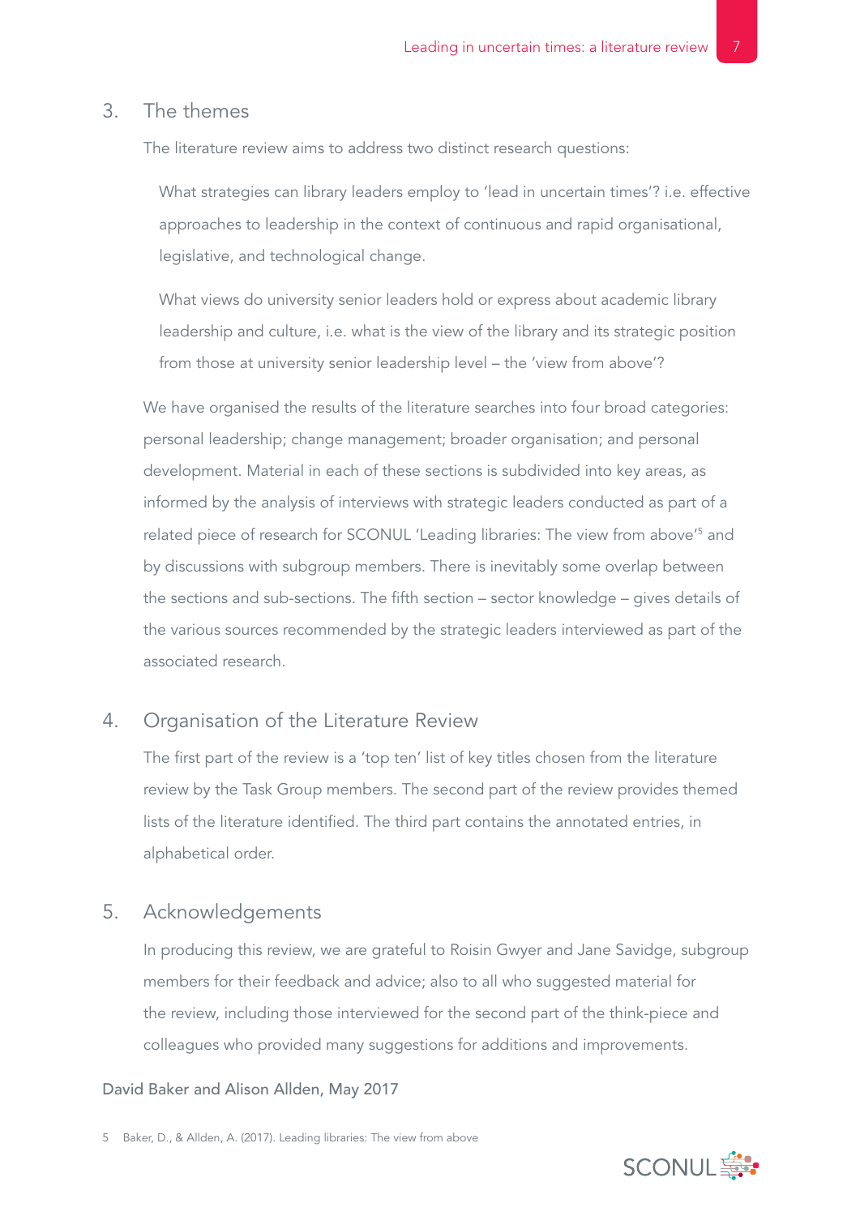## 3. The themes

The literature review aims to address two distinct research questions:

> What strategies can library leaders employ to 'lead in uncertain times'? i.e. effective approaches to leadership in the context of continuous and rapid organisational, legislative, and technological change.
>
> What views do university senior leaders hold or express about academic library leadership and culture, i.e. what is the view of the library and its strategic position from those at university senior leadership level – the 'view from above'?

We have organised the results of the literature searches into four broad categories: personal leadership; change management; broader organisation; and personal development. Material in each of these sections is subdivided into key areas, as informed by the analysis of interviews with strategic leaders conducted as part of a related piece of research for SCONUL 'Leading libraries: The view from above'[5] and by discussions with subgroup members. There is inevitably some overlap between the sections and sub-sections. The fifth section – sector knowledge – gives details of the various sources recommended by the strategic leaders interviewed as part of the associated research.

## 4. Organisation of the Literature Review

The first part of the review is a 'top ten' list of key titles chosen from the literature review by the Task Group members. The second part of the review provides themed lists of the literature identified. The third part contains the annotated entries, in alphabetical order.

## 5. Acknowledgements

In producing this review, we are grateful to Roisin Gwyer and Jane Savidge, subgroup members for their feedback and advice; also to all who suggested material for the review, including those interviewed for the second part of the think-piece and colleagues who provided many suggestions for additions and improvements.

David Baker and Alison Allden, May 2017

5 Baker, D., & Allden, A. (2017). Leading libraries: The view from above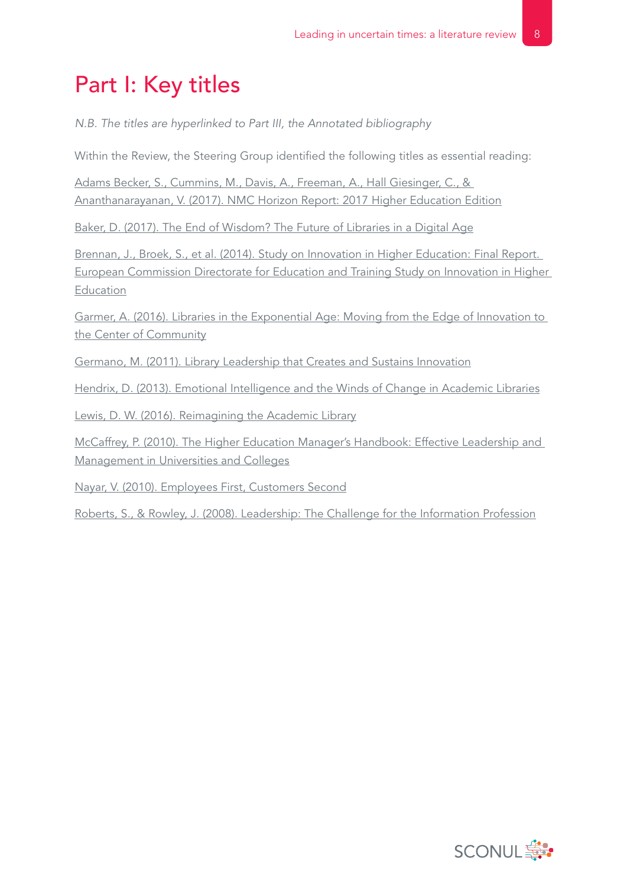# Part I: Key titles

*N.B. The titles are hyperlinked to Part III, the Annotated bibliography*

Within the Review, the Steering Group identified the following titles as essential reading:

Adams Becker, S., Cummins, M., Davis, A., Freeman, A., Hall Giesinger, C., & Ananthanarayanan, V. (2017). NMC Horizon Report: 2017 Higher Education Edition

Baker, D. (2017). The End of Wisdom? The Future of Libraries in a Digital Age

Brennan, J., Broek, S., et al. (2014). Study on Innovation in Higher Education: Final Report. European Commission Directorate for Education and Training Study on Innovation in Higher Education

Garmer, A. (2016). Libraries in the Exponential Age: Moving from the Edge of Innovation to the Center of Community

Germano, M. (2011). Library Leadership that Creates and Sustains Innovation

Hendrix, D. (2013). Emotional Intelligence and the Winds of Change in Academic Libraries

Lewis, D. W. (2016). Reimagining the Academic Library

McCaffrey, P. (2010). The Higher Education Manager's Handbook: Effective Leadership and Management in Universities and Colleges

Nayar, V. (2010). Employees First, Customers Second

Roberts, S., & Rowley, J. (2008). Leadership: The Challenge for the Information Profession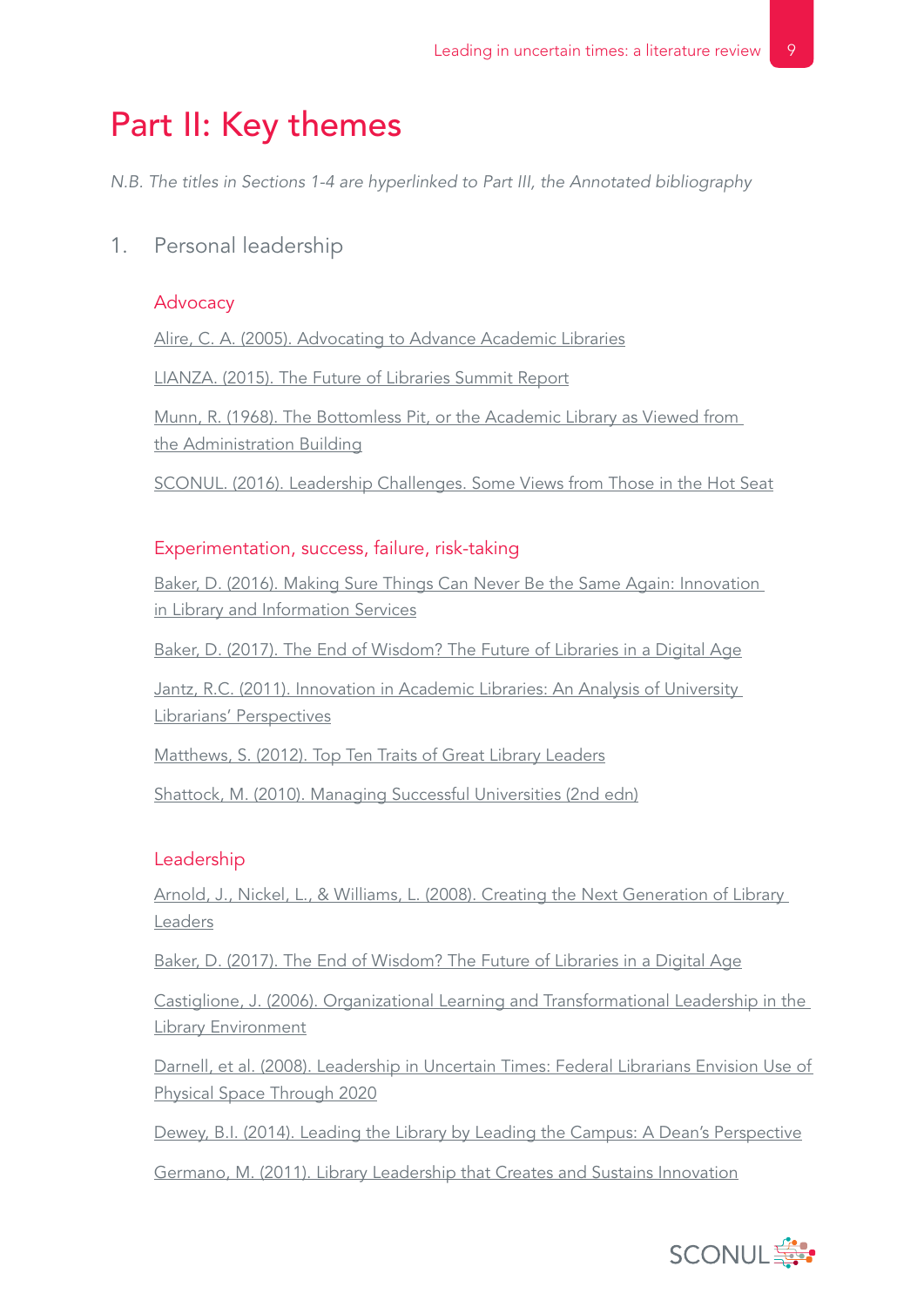# Part II: Key themes

*N.B. The titles in Sections 1-4 are hyperlinked to Part III, the Annotated bibliography*

## 1. Personal leadership

### Advocacy

Alire, C. A. (2005). Advocating to Advance Academic Libraries

LIANZA. (2015). The Future of Libraries Summit Report

Munn, R. (1968). The Bottomless Pit, or the Academic Library as Viewed from the Administration Building

SCONUL. (2016). Leadership Challenges. Some Views from Those in the Hot Seat

### Experimentation, success, failure, risk-taking

Baker, D. (2016). Making Sure Things Can Never Be the Same Again: Innovation in Library and Information Services

Baker, D. (2017). The End of Wisdom? The Future of Libraries in a Digital Age

Jantz, R.C. (2011). Innovation in Academic Libraries: An Analysis of University Librarians' Perspectives

Matthews, S. (2012). Top Ten Traits of Great Library Leaders

Shattock, M. (2010). Managing Successful Universities (2nd edn)

### Leadership

Arnold, J., Nickel, L., & Williams, L. (2008). Creating the Next Generation of Library Leaders

Baker, D. (2017). The End of Wisdom? The Future of Libraries in a Digital Age

Castiglione, J. (2006). Organizational Learning and Transformational Leadership in the Library Environment

Darnell, et al. (2008). Leadership in Uncertain Times: Federal Librarians Envision Use of Physical Space Through 2020

Dewey, B.I. (2014). Leading the Library by Leading the Campus: A Dean's Perspective

Germano, M. (2011). Library Leadership that Creates and Sustains Innovation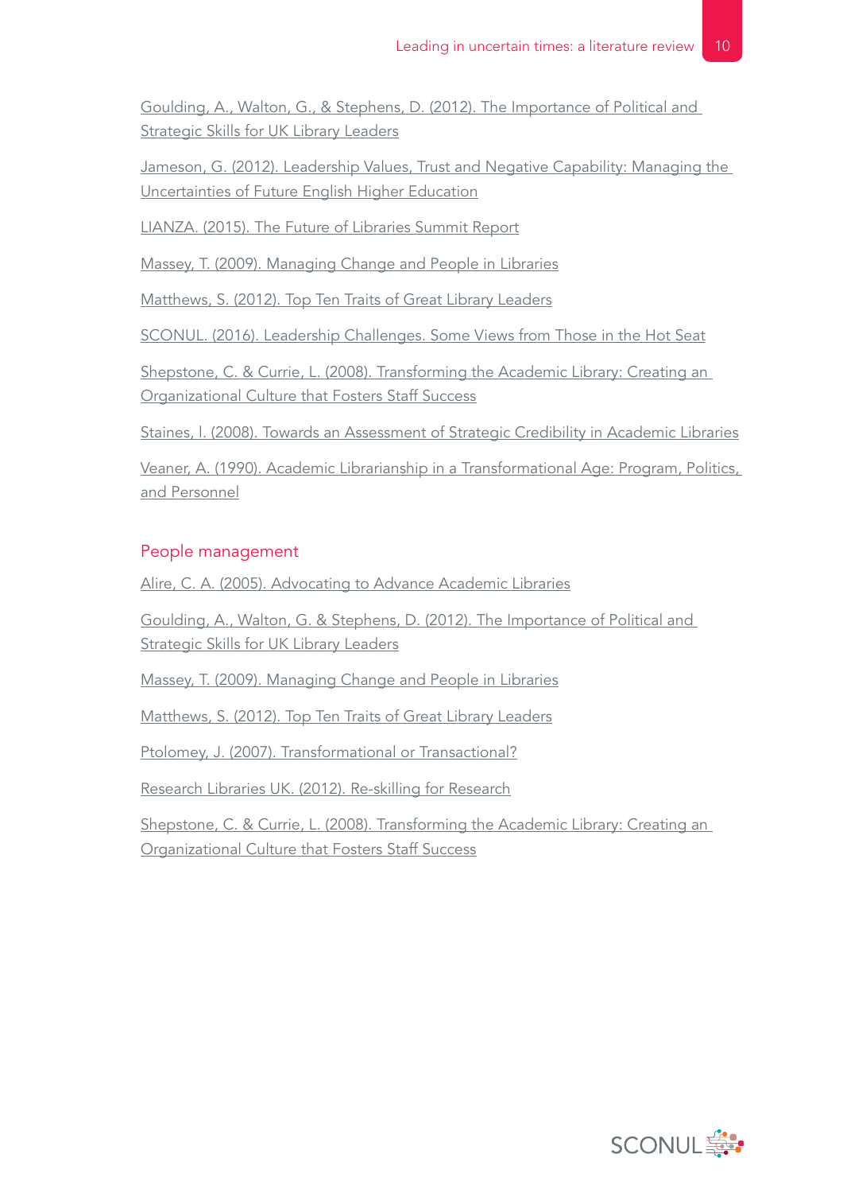Goulding, A., Walton, G., & Stephens, D. (2012). The Importance of Political and Strategic Skills for UK Library Leaders

Jameson, G. (2012). Leadership Values, Trust and Negative Capability: Managing the Uncertainties of Future English Higher Education

LIANZA. (2015). The Future of Libraries Summit Report

Massey, T. (2009). Managing Change and People in Libraries

Matthews, S. (2012). Top Ten Traits of Great Library Leaders

SCONUL. (2016). Leadership Challenges. Some Views from Those in the Hot Seat

Shepstone, C. & Currie, L. (2008). Transforming the Academic Library: Creating an Organizational Culture that Fosters Staff Success

Staines, I. (2008). Towards an Assessment of Strategic Credibility in Academic Libraries

Veaner, A. (1990). Academic Librarianship in a Transformational Age: Program, Politics, and Personnel

## People management

Alire, C. A. (2005). Advocating to Advance Academic Libraries

Goulding, A., Walton, G. & Stephens, D. (2012). The Importance of Political and Strategic Skills for UK Library Leaders

Massey, T. (2009). Managing Change and People in Libraries

Matthews, S. (2012). Top Ten Traits of Great Library Leaders

Ptolomey, J. (2007). Transformational or Transactional?

Research Libraries UK. (2012). Re-skilling for Research

Shepstone, C. & Currie, L. (2008). Transforming the Academic Library: Creating an Organizational Culture that Fosters Staff Success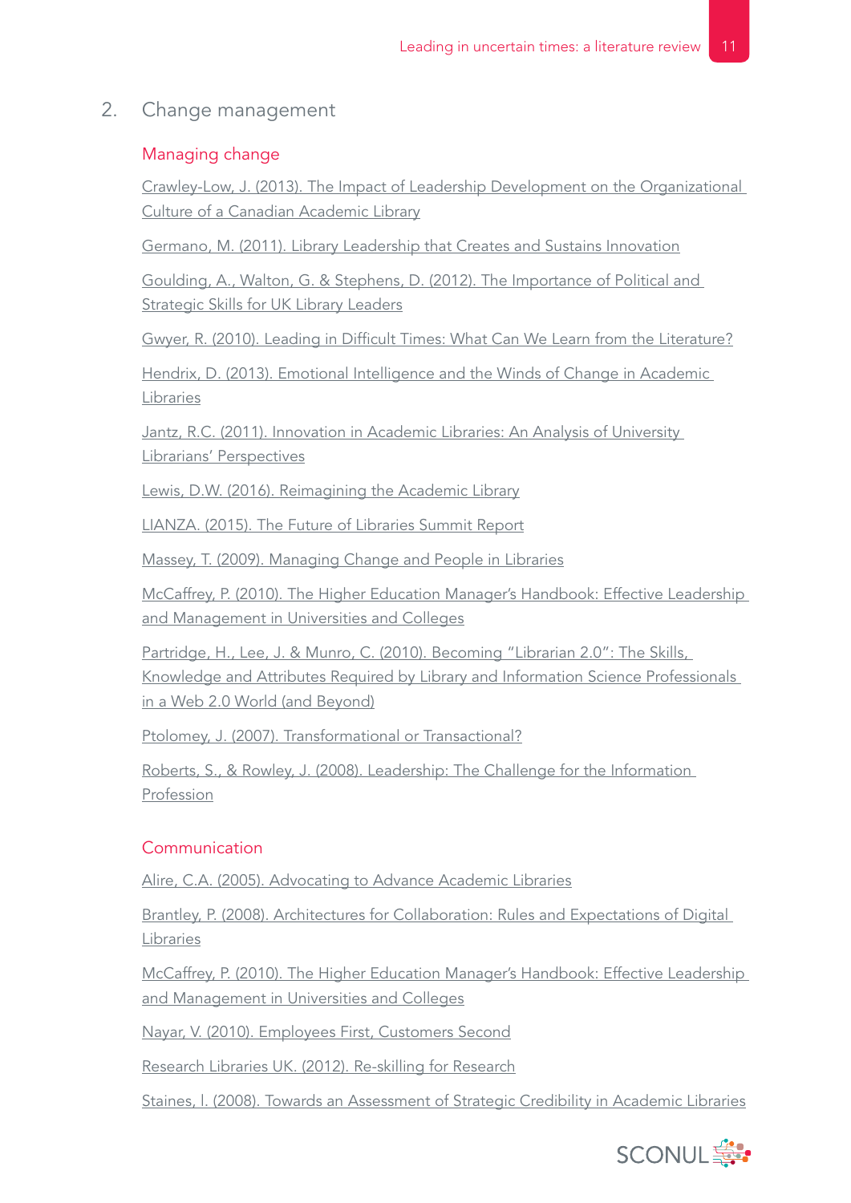## 2. Change management

### Managing change

Crawley-Low, J. (2013). The Impact of Leadership Development on the Organizational Culture of a Canadian Academic Library

Germano, M. (2011). Library Leadership that Creates and Sustains Innovation

Goulding, A., Walton, G. & Stephens, D. (2012). The Importance of Political and Strategic Skills for UK Library Leaders

Gwyer, R. (2010). Leading in Difficult Times: What Can We Learn from the Literature?

Hendrix, D. (2013). Emotional Intelligence and the Winds of Change in Academic Libraries

Jantz, R.C. (2011). Innovation in Academic Libraries: An Analysis of University Librarians' Perspectives

Lewis, D.W. (2016). Reimagining the Academic Library

LIANZA. (2015). The Future of Libraries Summit Report

Massey, T. (2009). Managing Change and People in Libraries

McCaffrey, P. (2010). The Higher Education Manager's Handbook: Effective Leadership and Management in Universities and Colleges

Partridge, H., Lee, J. & Munro, C. (2010). Becoming "Librarian 2.0": The Skills, Knowledge and Attributes Required by Library and Information Science Professionals in a Web 2.0 World (and Beyond)

Ptolomey, J. (2007). Transformational or Transactional?

Roberts, S., & Rowley, J. (2008). Leadership: The Challenge for the Information Profession

### Communication

Alire, C.A. (2005). Advocating to Advance Academic Libraries

Brantley, P. (2008). Architectures for Collaboration: Rules and Expectations of Digital Libraries

McCaffrey, P. (2010). The Higher Education Manager's Handbook: Effective Leadership and Management in Universities and Colleges

Nayar, V. (2010). Employees First, Customers Second

Research Libraries UK. (2012). Re-skilling for Research

Staines, I. (2008). Towards an Assessment of Strategic Credibility in Academic Libraries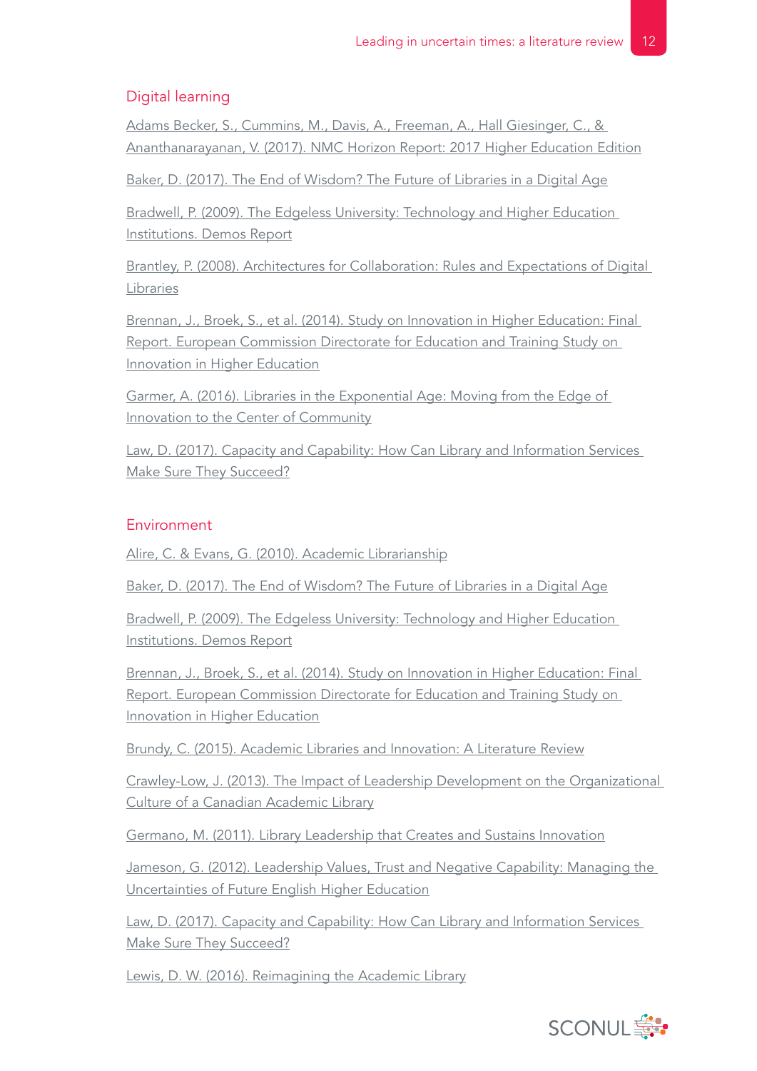## Digital learning

Adams Becker, S., Cummins, M., Davis, A., Freeman, A., Hall Giesinger, C., & Ananthanarayanan, V. (2017). NMC Horizon Report: 2017 Higher Education Edition

Baker, D. (2017). The End of Wisdom? The Future of Libraries in a Digital Age

Bradwell, P. (2009). The Edgeless University: Technology and Higher Education Institutions. Demos Report

Brantley, P. (2008). Architectures for Collaboration: Rules and Expectations of Digital Libraries

Brennan, J., Broek, S., et al. (2014). Study on Innovation in Higher Education: Final Report. European Commission Directorate for Education and Training Study on Innovation in Higher Education

Garmer, A. (2016). Libraries in the Exponential Age: Moving from the Edge of Innovation to the Center of Community

Law, D. (2017). Capacity and Capability: How Can Library and Information Services Make Sure They Succeed?

## Environment

Alire, C. & Evans, G. (2010). Academic Librarianship

Baker, D. (2017). The End of Wisdom? The Future of Libraries in a Digital Age

Bradwell, P. (2009). The Edgeless University: Technology and Higher Education Institutions. Demos Report

Brennan, J., Broek, S., et al. (2014). Study on Innovation in Higher Education: Final Report. European Commission Directorate for Education and Training Study on Innovation in Higher Education

Brundy, C. (2015). Academic Libraries and Innovation: A Literature Review

Crawley-Low, J. (2013). The Impact of Leadership Development on the Organizational Culture of a Canadian Academic Library

Germano, M. (2011). Library Leadership that Creates and Sustains Innovation

Jameson, G. (2012). Leadership Values, Trust and Negative Capability: Managing the Uncertainties of Future English Higher Education

Law, D. (2017). Capacity and Capability: How Can Library and Information Services Make Sure They Succeed?

Lewis, D. W. (2016). Reimagining the Academic Library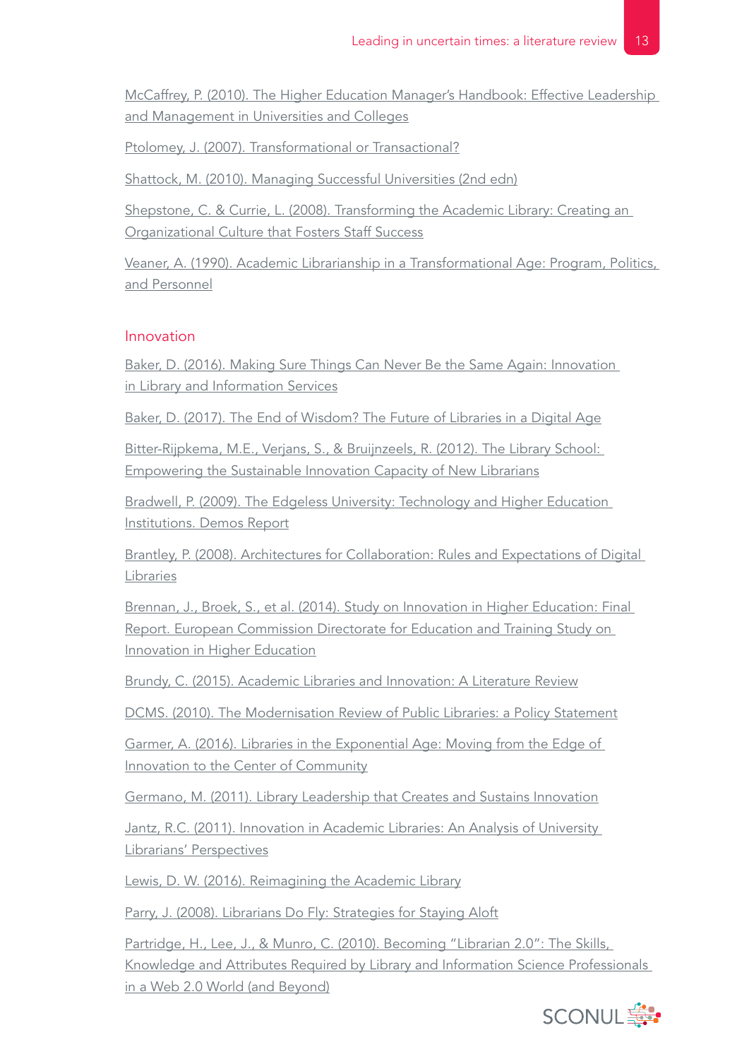McCaffrey, P. (2010). The Higher Education Manager's Handbook: Effective Leadership and Management in Universities and Colleges

Ptolomey, J. (2007). Transformational or Transactional?

Shattock, M. (2010). Managing Successful Universities (2nd edn)

Shepstone, C. & Currie, L. (2008). Transforming the Academic Library: Creating an Organizational Culture that Fosters Staff Success

Veaner, A. (1990). Academic Librarianship in a Transformational Age: Program, Politics, and Personnel

## Innovation

Baker, D. (2016). Making Sure Things Can Never Be the Same Again: Innovation in Library and Information Services

Baker, D. (2017). The End of Wisdom? The Future of Libraries in a Digital Age

Bitter-Rijpkema, M.E., Verjans, S., & Bruijnzeels, R. (2012). The Library School: Empowering the Sustainable Innovation Capacity of New Librarians

Bradwell, P. (2009). The Edgeless University: Technology and Higher Education Institutions. Demos Report

Brantley, P. (2008). Architectures for Collaboration: Rules and Expectations of Digital Libraries

Brennan, J., Broek, S., et al. (2014). Study on Innovation in Higher Education: Final Report. European Commission Directorate for Education and Training Study on Innovation in Higher Education

Brundy, C. (2015). Academic Libraries and Innovation: A Literature Review

DCMS. (2010). The Modernisation Review of Public Libraries: a Policy Statement

Garmer, A. (2016). Libraries in the Exponential Age: Moving from the Edge of Innovation to the Center of Community

Germano, M. (2011). Library Leadership that Creates and Sustains Innovation

Jantz, R.C. (2011). Innovation in Academic Libraries: An Analysis of University Librarians' Perspectives

Lewis, D. W. (2016). Reimagining the Academic Library

Parry, J. (2008). Librarians Do Fly: Strategies for Staying Aloft

Partridge, H., Lee, J., & Munro, C. (2010). Becoming "Librarian 2.0": The Skills, Knowledge and Attributes Required by Library and Information Science Professionals in a Web 2.0 World (and Beyond)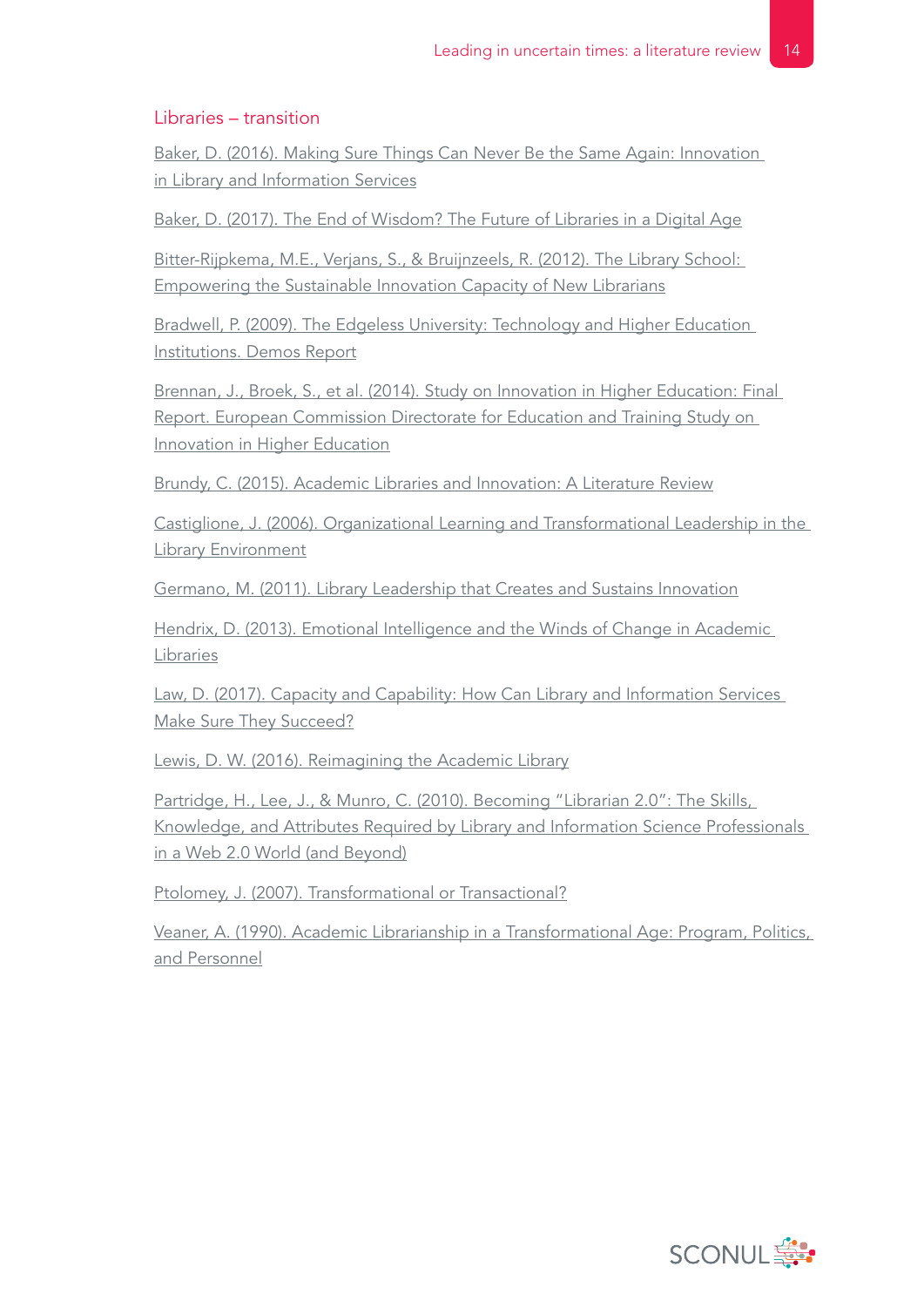### Libraries – transition

Baker, D. (2016). Making Sure Things Can Never Be the Same Again: Innovation in Library and Information Services

Baker, D. (2017). The End of Wisdom? The Future of Libraries in a Digital Age

Bitter-Rijpkema, M.E., Verjans, S., & Bruijnzeels, R. (2012). The Library School: Empowering the Sustainable Innovation Capacity of New Librarians

Bradwell, P. (2009). The Edgeless University: Technology and Higher Education Institutions. Demos Report

Brennan, J., Broek, S., et al. (2014). Study on Innovation in Higher Education: Final Report. European Commission Directorate for Education and Training Study on Innovation in Higher Education

Brundy, C. (2015). Academic Libraries and Innovation: A Literature Review

Castiglione, J. (2006). Organizational Learning and Transformational Leadership in the Library Environment

Germano, M. (2011). Library Leadership that Creates and Sustains Innovation

Hendrix, D. (2013). Emotional Intelligence and the Winds of Change in Academic Libraries

Law, D. (2017). Capacity and Capability: How Can Library and Information Services Make Sure They Succeed?

Lewis, D. W. (2016). Reimagining the Academic Library

Partridge, H., Lee, J., & Munro, C. (2010). Becoming "Librarian 2.0": The Skills, Knowledge, and Attributes Required by Library and Information Science Professionals in a Web 2.0 World (and Beyond)

Ptolomey, J. (2007). Transformational or Transactional?

Veaner, A. (1990). Academic Librarianship in a Transformational Age: Program, Politics, and Personnel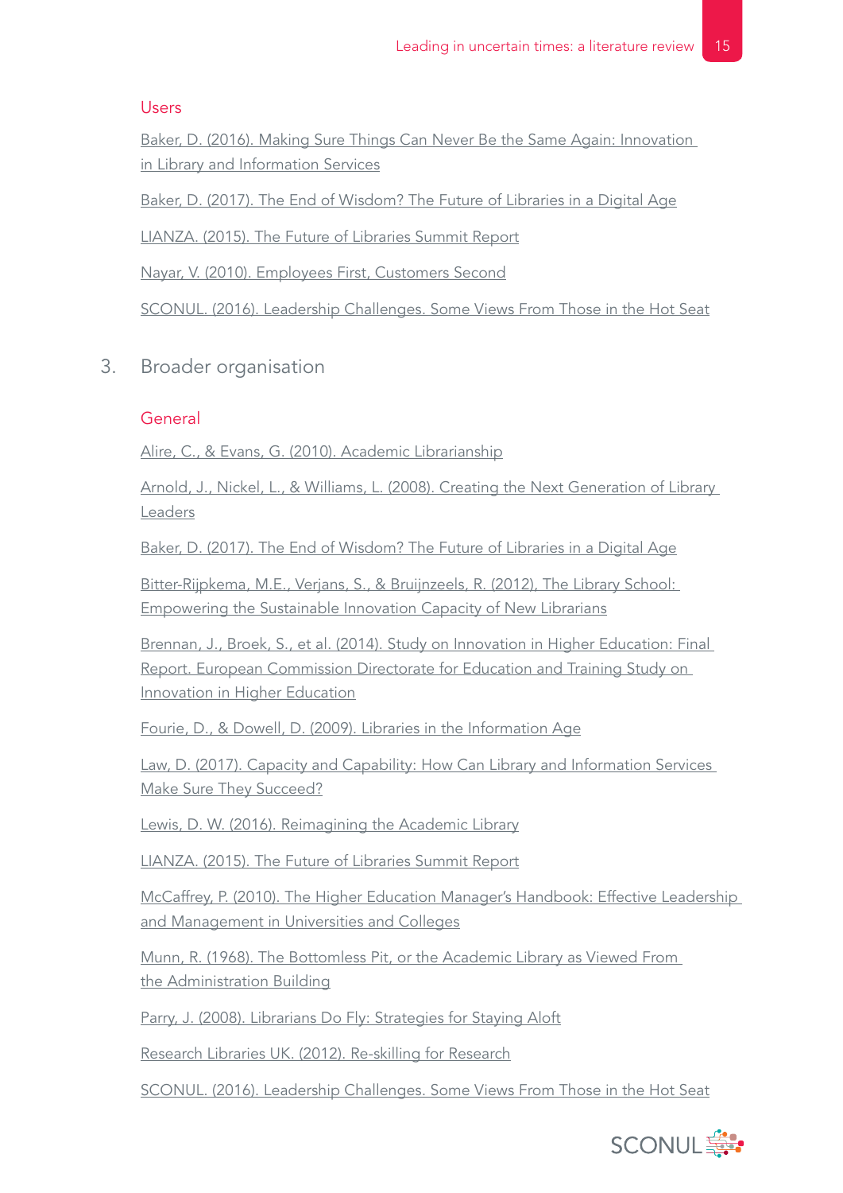#### Users

Baker, D. (2016). Making Sure Things Can Never Be the Same Again: Innovation in Library and Information Services

Baker, D. (2017). The End of Wisdom? The Future of Libraries in a Digital Age

LIANZA. (2015). The Future of Libraries Summit Report

Nayar, V. (2010). Employees First, Customers Second

SCONUL. (2016). Leadership Challenges. Some Views From Those in the Hot Seat

### 3. Broader organisation

#### General

Alire, C., & Evans, G. (2010). Academic Librarianship

Arnold, J., Nickel, L., & Williams, L. (2008). Creating the Next Generation of Library Leaders

Baker, D. (2017). The End of Wisdom? The Future of Libraries in a Digital Age

Bitter-Rijpkema, M.E., Verjans, S., & Bruijnzeels, R. (2012), The Library School: Empowering the Sustainable Innovation Capacity of New Librarians

Brennan, J., Broek, S., et al. (2014). Study on Innovation in Higher Education: Final Report. European Commission Directorate for Education and Training Study on Innovation in Higher Education

Fourie, D., & Dowell, D. (2009). Libraries in the Information Age

Law, D. (2017). Capacity and Capability: How Can Library and Information Services Make Sure They Succeed?

Lewis, D. W. (2016). Reimagining the Academic Library

LIANZA. (2015). The Future of Libraries Summit Report

McCaffrey, P. (2010). The Higher Education Manager's Handbook: Effective Leadership and Management in Universities and Colleges

Munn, R. (1968). The Bottomless Pit, or the Academic Library as Viewed From the Administration Building

Parry, J. (2008). Librarians Do Fly: Strategies for Staying Aloft

Research Libraries UK. (2012). Re-skilling for Research

SCONUL. (2016). Leadership Challenges. Some Views From Those in the Hot Seat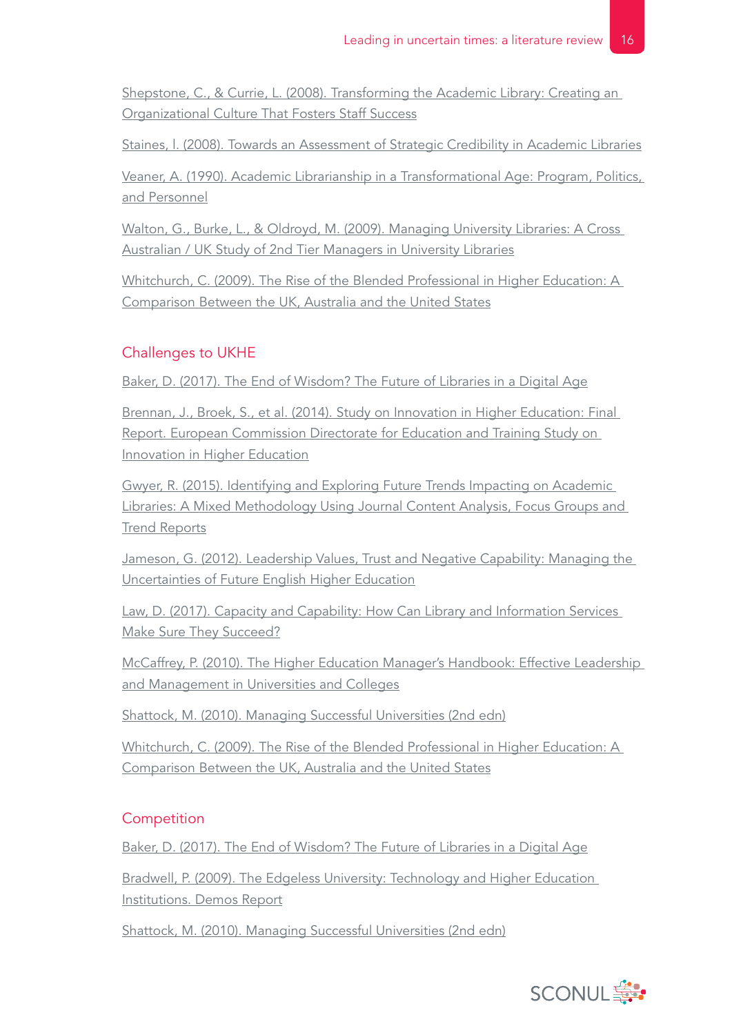Shepstone, C., & Currie, L. (2008). Transforming the Academic Library: Creating an Organizational Culture That Fosters Staff Success

Staines, I. (2008). Towards an Assessment of Strategic Credibility in Academic Libraries

Veaner, A. (1990). Academic Librarianship in a Transformational Age: Program, Politics, and Personnel

Walton, G., Burke, L., & Oldroyd, M. (2009). Managing University Libraries: A Cross Australian / UK Study of 2nd Tier Managers in University Libraries

Whitchurch, C. (2009). The Rise of the Blended Professional in Higher Education: A Comparison Between the UK, Australia and the United States

## Challenges to UKHE

Baker, D. (2017). The End of Wisdom? The Future of Libraries in a Digital Age

Brennan, J., Broek, S., et al. (2014). Study on Innovation in Higher Education: Final Report. European Commission Directorate for Education and Training Study on Innovation in Higher Education

Gwyer, R. (2015). Identifying and Exploring Future Trends Impacting on Academic Libraries: A Mixed Methodology Using Journal Content Analysis, Focus Groups and Trend Reports

Jameson, G. (2012). Leadership Values, Trust and Negative Capability: Managing the Uncertainties of Future English Higher Education

Law, D. (2017). Capacity and Capability: How Can Library and Information Services Make Sure They Succeed?

McCaffrey, P. (2010). The Higher Education Manager's Handbook: Effective Leadership and Management in Universities and Colleges

Shattock, M. (2010). Managing Successful Universities (2nd edn)

Whitchurch, C. (2009). The Rise of the Blended Professional in Higher Education: A Comparison Between the UK, Australia and the United States

## Competition

Baker, D. (2017). The End of Wisdom? The Future of Libraries in a Digital Age

Bradwell, P. (2009). The Edgeless University: Technology and Higher Education Institutions. Demos Report

Shattock, M. (2010). Managing Successful Universities (2nd edn)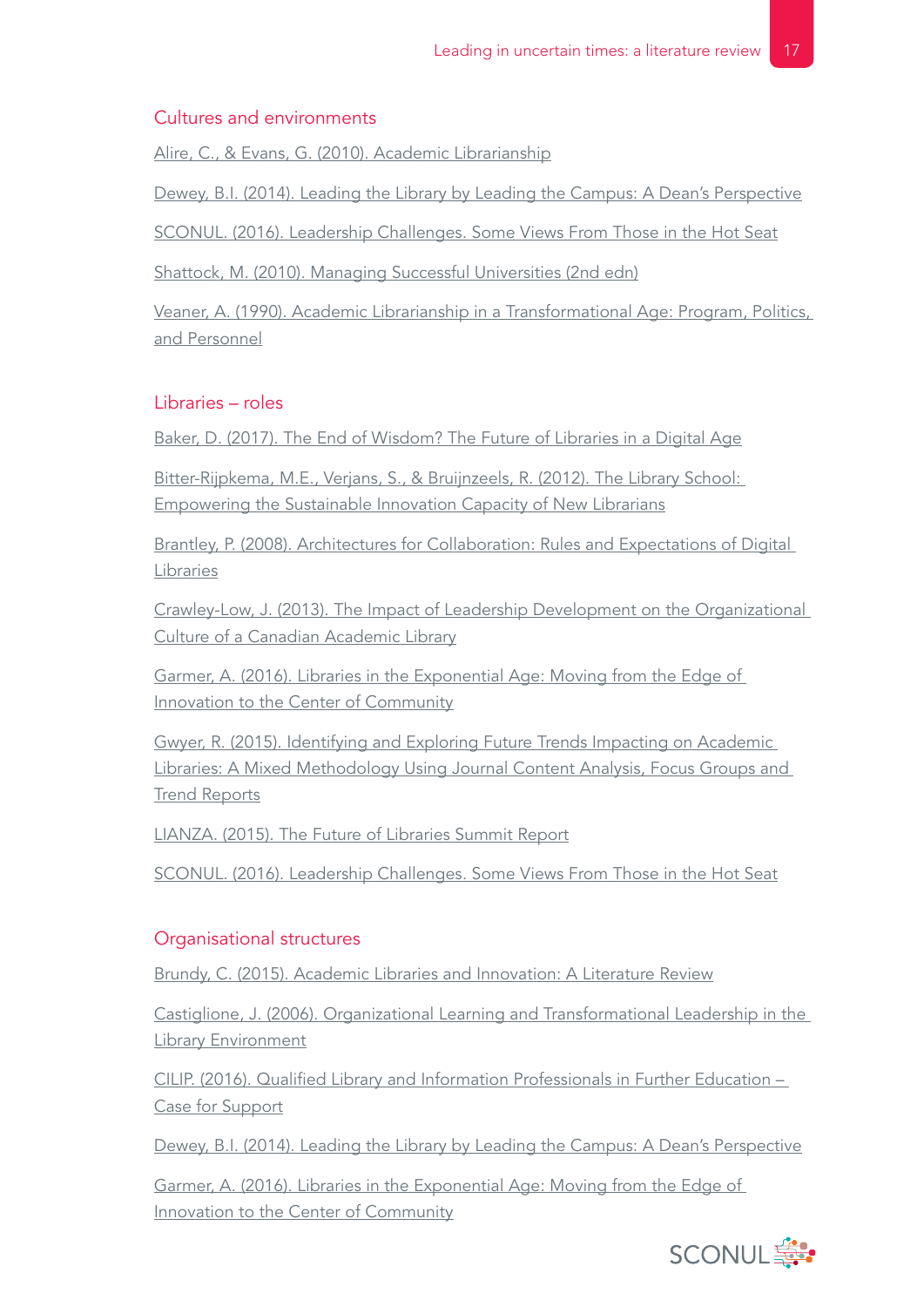### Cultures and environments

Alire, C., & Evans, G. (2010). Academic Librarianship

Dewey, B.I. (2014). Leading the Library by Leading the Campus: A Dean's Perspective

SCONUL. (2016). Leadership Challenges. Some Views From Those in the Hot Seat

Shattock, M. (2010). Managing Successful Universities (2nd edn)

Veaner, A. (1990). Academic Librarianship in a Transformational Age: Program, Politics, and Personnel

### Libraries – roles

Baker, D. (2017). The End of Wisdom? The Future of Libraries in a Digital Age

Bitter-Rijpkema, M.E., Verjans, S., & Bruijnzeels, R. (2012). The Library School: Empowering the Sustainable Innovation Capacity of New Librarians

Brantley, P. (2008). Architectures for Collaboration: Rules and Expectations of Digital Libraries

Crawley-Low, J. (2013). The Impact of Leadership Development on the Organizational Culture of a Canadian Academic Library

Garmer, A. (2016). Libraries in the Exponential Age: Moving from the Edge of Innovation to the Center of Community

Gwyer, R. (2015). Identifying and Exploring Future Trends Impacting on Academic Libraries: A Mixed Methodology Using Journal Content Analysis, Focus Groups and Trend Reports

LIANZA. (2015). The Future of Libraries Summit Report

SCONUL. (2016). Leadership Challenges. Some Views From Those in the Hot Seat

### Organisational structures

Brundy, C. (2015). Academic Libraries and Innovation: A Literature Review

Castiglione, J. (2006). Organizational Learning and Transformational Leadership in the Library Environment

CILIP. (2016). Qualified Library and Information Professionals in Further Education – Case for Support

Dewey, B.I. (2014). Leading the Library by Leading the Campus: A Dean's Perspective

Garmer, A. (2016). Libraries in the Exponential Age: Moving from the Edge of Innovation to the Center of Community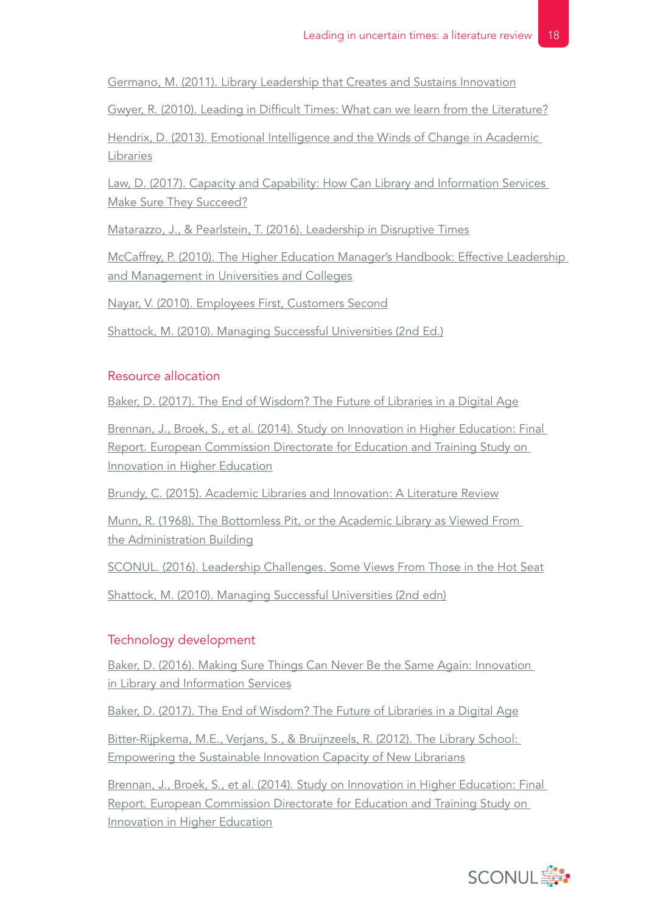Germano, M. (2011). Library Leadership that Creates and Sustains Innovation

Gwyer, R. (2010). Leading in Difficult Times: What can we learn from the Literature?

Hendrix, D. (2013). Emotional Intelligence and the Winds of Change in Academic Libraries

Law, D. (2017). Capacity and Capability: How Can Library and Information Services Make Sure They Succeed?

Matarazzo, J., & Pearlstein, T. (2016). Leadership in Disruptive Times

McCaffrey, P. (2010). The Higher Education Manager's Handbook: Effective Leadership and Management in Universities and Colleges

Nayar, V. (2010). Employees First, Customers Second

Shattock, M. (2010). Managing Successful Universities (2nd Ed.)

## Resource allocation

Baker, D. (2017). The End of Wisdom? The Future of Libraries in a Digital Age

Brennan, J., Broek, S., et al. (2014). Study on Innovation in Higher Education: Final Report. European Commission Directorate for Education and Training Study on Innovation in Higher Education

Brundy, C. (2015). Academic Libraries and Innovation: A Literature Review

Munn, R. (1968). The Bottomless Pit, or the Academic Library as Viewed From the Administration Building

SCONUL. (2016). Leadership Challenges. Some Views From Those in the Hot Seat

Shattock, M. (2010). Managing Successful Universities (2nd edn)

## Technology development

Baker, D. (2016). Making Sure Things Can Never Be the Same Again: Innovation in Library and Information Services

Baker, D. (2017). The End of Wisdom? The Future of Libraries in a Digital Age

Bitter-Rijpkema, M.E., Verjans, S., & Bruijnzeels, R. (2012). The Library School: Empowering the Sustainable Innovation Capacity of New Librarians

Brennan, J., Broek, S., et al. (2014). Study on Innovation in Higher Education: Final Report. European Commission Directorate for Education and Training Study on Innovation in Higher Education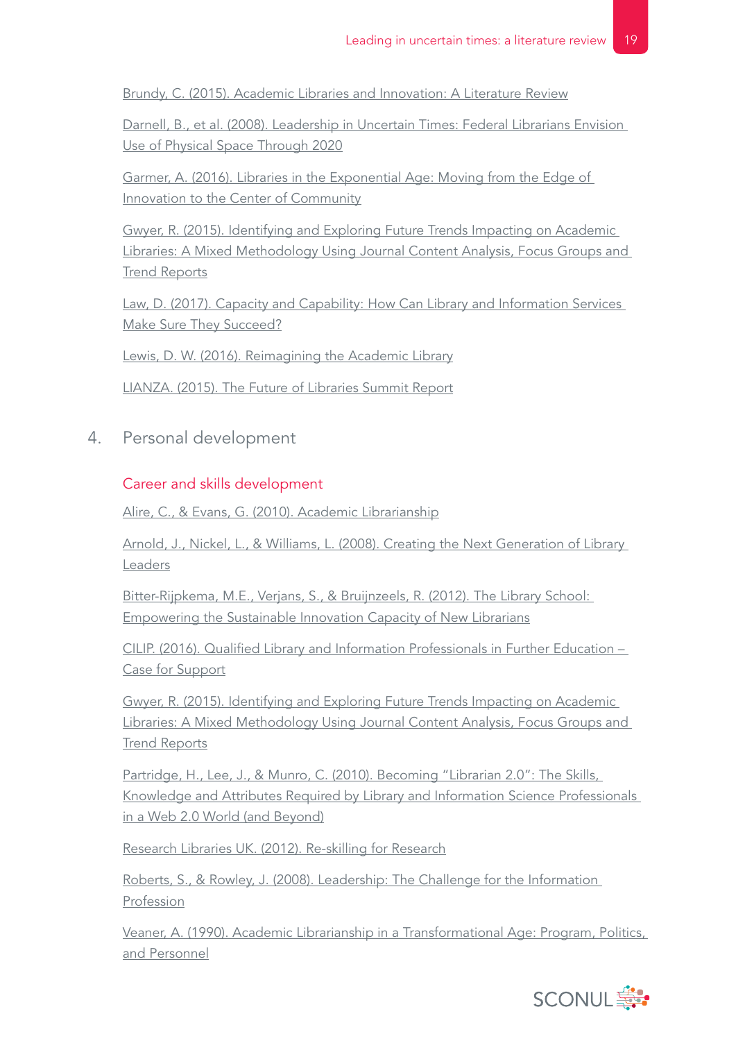Brundy, C. (2015). Academic Libraries and Innovation: A Literature Review

Darnell, B., et al. (2008). Leadership in Uncertain Times: Federal Librarians Envision Use of Physical Space Through 2020

Garmer, A. (2016). Libraries in the Exponential Age: Moving from the Edge of Innovation to the Center of Community

Gwyer, R. (2015). Identifying and Exploring Future Trends Impacting on Academic Libraries: A Mixed Methodology Using Journal Content Analysis, Focus Groups and Trend Reports

Law, D. (2017). Capacity and Capability: How Can Library and Information Services Make Sure They Succeed?

Lewis, D. W. (2016). Reimagining the Academic Library

LIANZA. (2015). The Future of Libraries Summit Report

## 4. Personal development

### Career and skills development

Alire, C., & Evans, G. (2010). Academic Librarianship

Arnold, J., Nickel, L., & Williams, L. (2008). Creating the Next Generation of Library Leaders

Bitter-Rijpkema, M.E., Verjans, S., & Bruijnzeels, R. (2012). The Library School: Empowering the Sustainable Innovation Capacity of New Librarians

CILIP. (2016). Qualified Library and Information Professionals in Further Education – Case for Support

Gwyer, R. (2015). Identifying and Exploring Future Trends Impacting on Academic Libraries: A Mixed Methodology Using Journal Content Analysis, Focus Groups and Trend Reports

Partridge, H., Lee, J., & Munro, C. (2010). Becoming "Librarian 2.0": The Skills, Knowledge and Attributes Required by Library and Information Science Professionals in a Web 2.0 World (and Beyond)

Research Libraries UK. (2012). Re-skilling for Research

Roberts, S., & Rowley, J. (2008). Leadership: The Challenge for the Information Profession

Veaner, A. (1990). Academic Librarianship in a Transformational Age: Program, Politics, and Personnel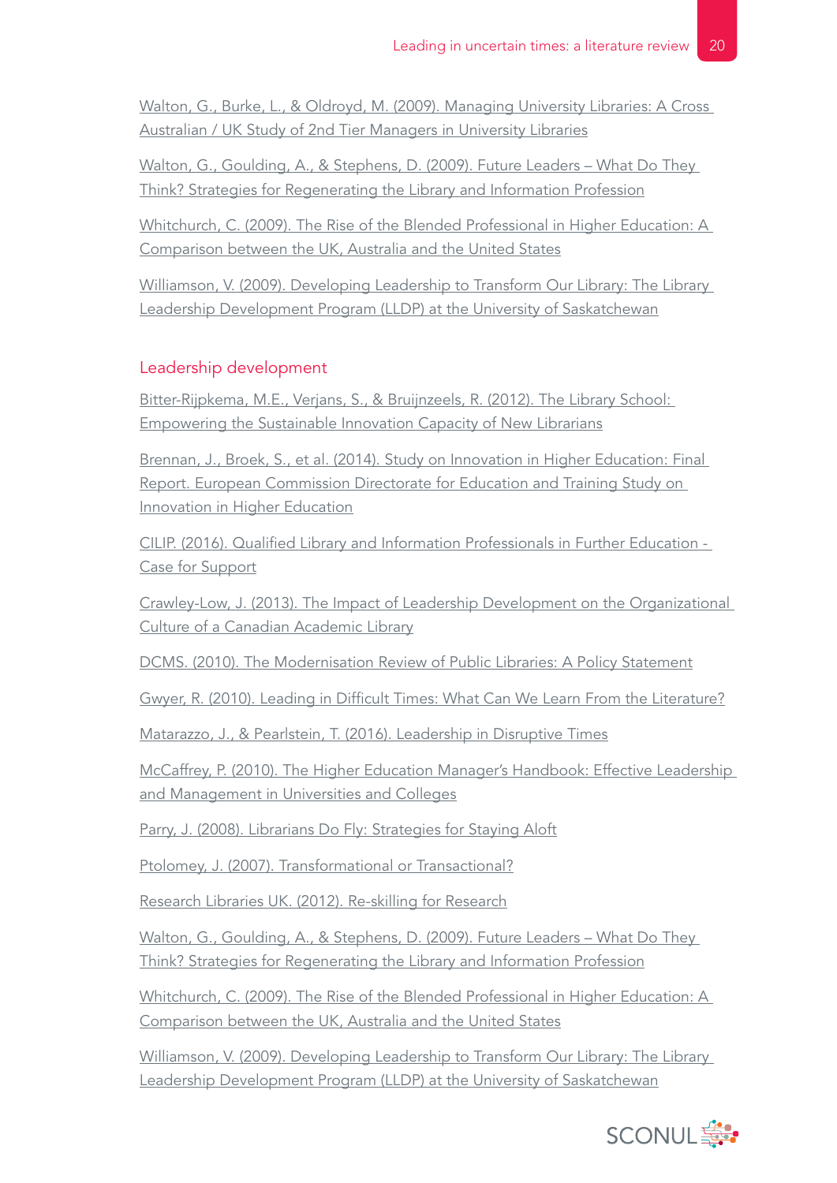Walton, G., Burke, L., & Oldroyd, M. (2009). Managing University Libraries: A Cross Australian / UK Study of 2nd Tier Managers in University Libraries

Walton, G., Goulding, A., & Stephens, D. (2009). Future Leaders – What Do They Think? Strategies for Regenerating the Library and Information Profession

Whitchurch, C. (2009). The Rise of the Blended Professional in Higher Education: A Comparison between the UK, Australia and the United States

Williamson, V. (2009). Developing Leadership to Transform Our Library: The Library Leadership Development Program (LLDP) at the University of Saskatchewan

## Leadership development

Bitter-Rijpkema, M.E., Verjans, S., & Bruijnzeels, R. (2012). The Library School: Empowering the Sustainable Innovation Capacity of New Librarians

Brennan, J., Broek, S., et al. (2014). Study on Innovation in Higher Education: Final Report. European Commission Directorate for Education and Training Study on Innovation in Higher Education

CILIP. (2016). Qualified Library and Information Professionals in Further Education - Case for Support

Crawley-Low, J. (2013). The Impact of Leadership Development on the Organizational Culture of a Canadian Academic Library

DCMS. (2010). The Modernisation Review of Public Libraries: A Policy Statement

Gwyer, R. (2010). Leading in Difficult Times: What Can We Learn From the Literature?

Matarazzo, J., & Pearlstein, T. (2016). Leadership in Disruptive Times

McCaffrey, P. (2010). The Higher Education Manager's Handbook: Effective Leadership and Management in Universities and Colleges

Parry, J. (2008). Librarians Do Fly: Strategies for Staying Aloft

Ptolomey, J. (2007). Transformational or Transactional?

Research Libraries UK. (2012). Re-skilling for Research

Walton, G., Goulding, A., & Stephens, D. (2009). Future Leaders – What Do They Think? Strategies for Regenerating the Library and Information Profession

Whitchurch, C. (2009). The Rise of the Blended Professional in Higher Education: A Comparison between the UK, Australia and the United States

Williamson, V. (2009). Developing Leadership to Transform Our Library: The Library Leadership Development Program (LLDP) at the University of Saskatchewan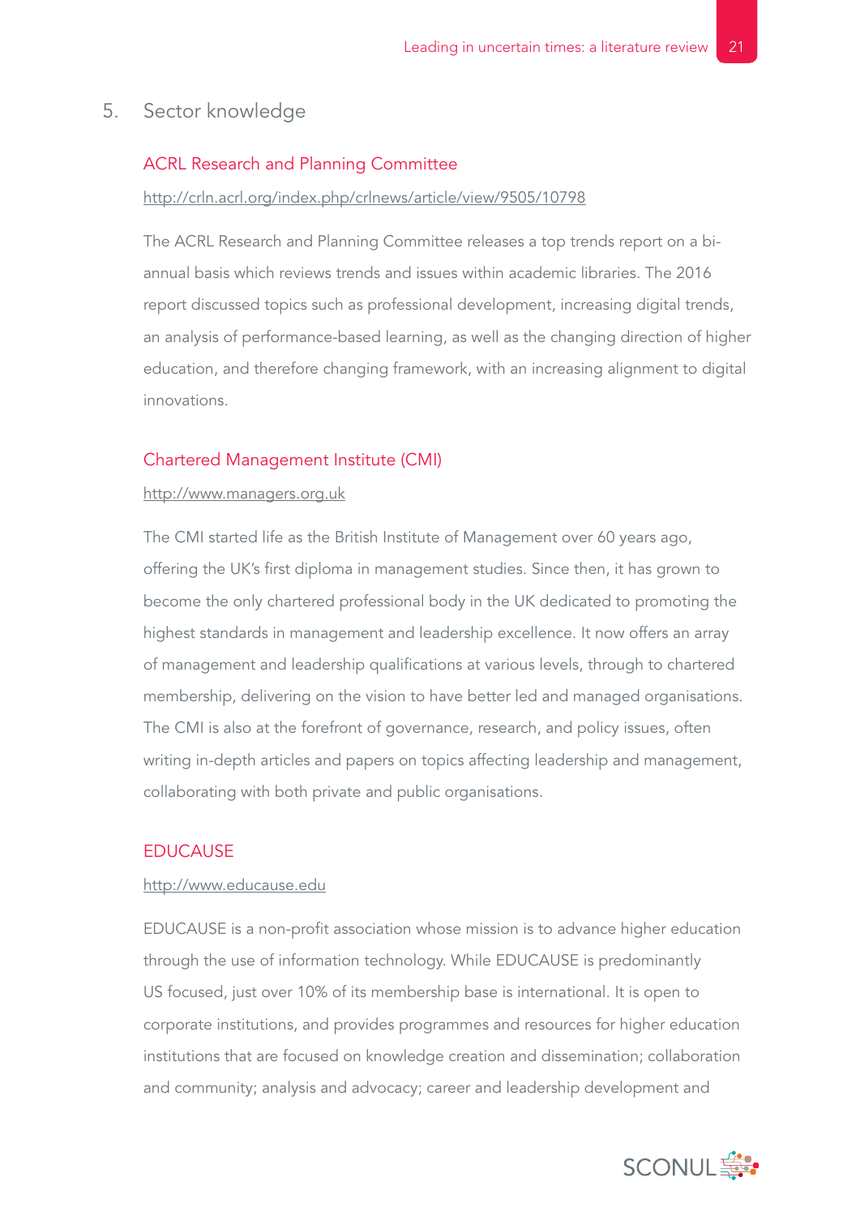## 5. Sector knowledge

### ACRL Research and Planning Committee

http://crln.acrl.org/index.php/crlnews/article/view/9505/10798

The ACRL Research and Planning Committee releases a top trends report on a bi-annual basis which reviews trends and issues within academic libraries. The 2016 report discussed topics such as professional development, increasing digital trends, an analysis of performance-based learning, as well as the changing direction of higher education, and therefore changing framework, with an increasing alignment to digital innovations.

### Chartered Management Institute (CMI)

http://www.managers.org.uk

The CMI started life as the British Institute of Management over 60 years ago, offering the UK's first diploma in management studies. Since then, it has grown to become the only chartered professional body in the UK dedicated to promoting the highest standards in management and leadership excellence. It now offers an array of management and leadership qualifications at various levels, through to chartered membership, delivering on the vision to have better led and managed organisations. The CMI is also at the forefront of governance, research, and policy issues, often writing in-depth articles and papers on topics affecting leadership and management, collaborating with both private and public organisations.

### EDUCAUSE

http://www.educause.edu

EDUCAUSE is a non-profit association whose mission is to advance higher education through the use of information technology. While EDUCAUSE is predominantly US focused, just over 10% of its membership base is international. It is open to corporate institutions, and provides programmes and resources for higher education institutions that are focused on knowledge creation and dissemination; collaboration and community; analysis and advocacy; career and leadership development and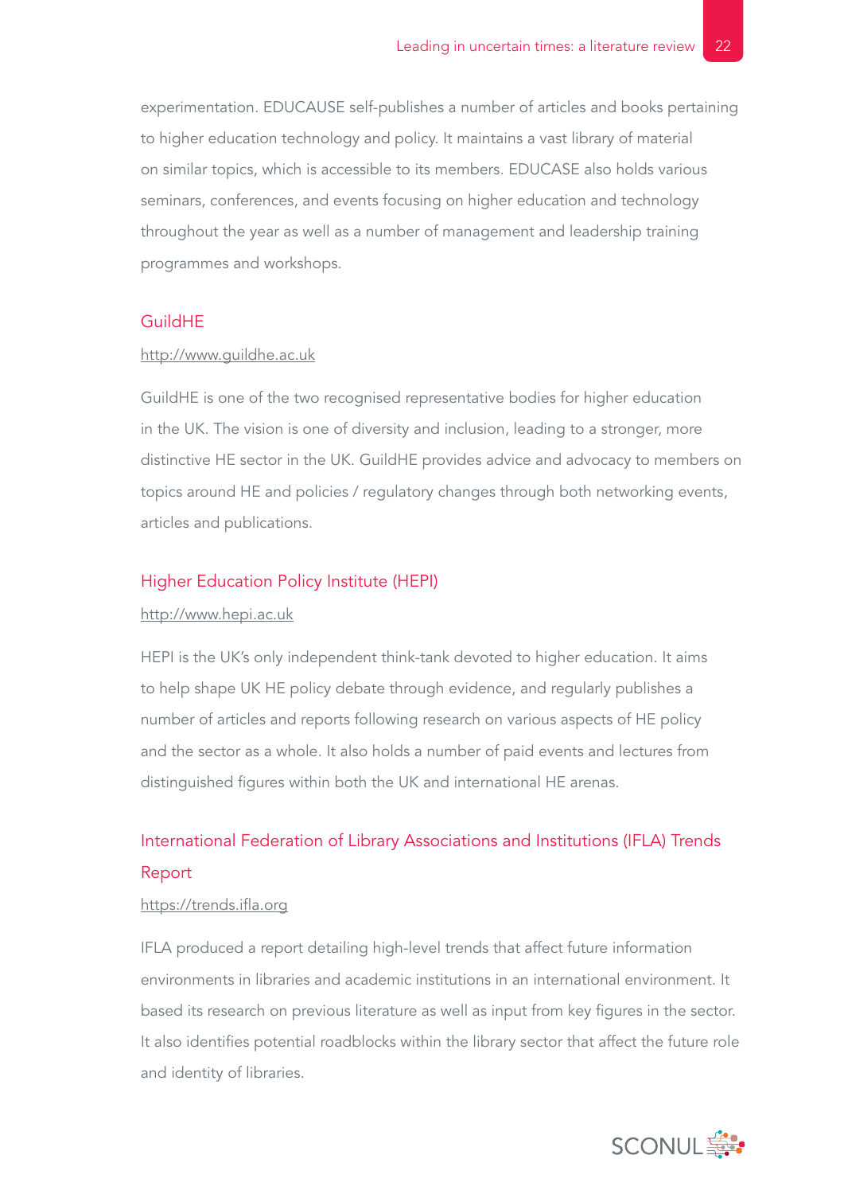experimentation. EDUCAUSE self-publishes a number of articles and books pertaining to higher education technology and policy. It maintains a vast library of material on similar topics, which is accessible to its members. EDUCASE also holds various seminars, conferences, and events focusing on higher education and technology throughout the year as well as a number of management and leadership training programmes and workshops.

### GuildHE

http://www.guildhe.ac.uk

GuildHE is one of the two recognised representative bodies for higher education in the UK. The vision is one of diversity and inclusion, leading to a stronger, more distinctive HE sector in the UK. GuildHE provides advice and advocacy to members on topics around HE and policies / regulatory changes through both networking events, articles and publications.

### Higher Education Policy Institute (HEPI)

http://www.hepi.ac.uk

HEPI is the UK's only independent think-tank devoted to higher education. It aims to help shape UK HE policy debate through evidence, and regularly publishes a number of articles and reports following research on various aspects of HE policy and the sector as a whole. It also holds a number of paid events and lectures from distinguished figures within both the UK and international HE arenas.

### International Federation of Library Associations and Institutions (IFLA) Trends Report

https://trends.ifla.org

IFLA produced a report detailing high-level trends that affect future information environments in libraries and academic institutions in an international environment. It based its research on previous literature as well as input from key figures in the sector. It also identifies potential roadblocks within the library sector that affect the future role and identity of libraries.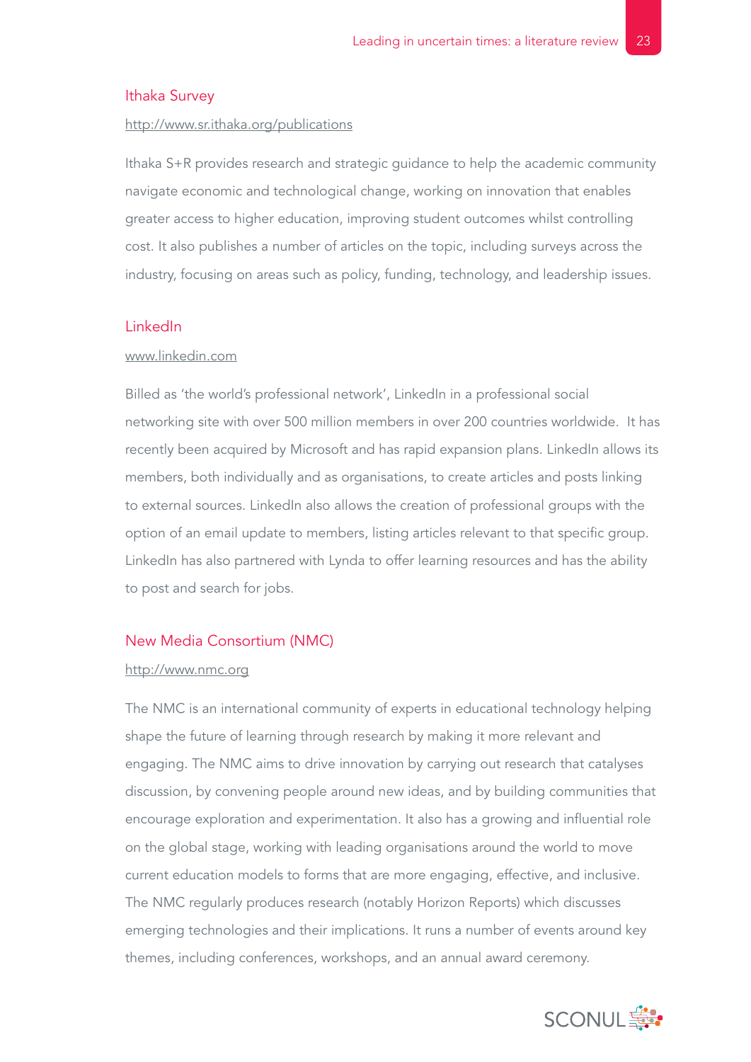### Ithaka Survey

http://www.sr.ithaka.org/publications

Ithaka S+R provides research and strategic guidance to help the academic community navigate economic and technological change, working on innovation that enables greater access to higher education, improving student outcomes whilst controlling cost. It also publishes a number of articles on the topic, including surveys across the industry, focusing on areas such as policy, funding, technology, and leadership issues.

### LinkedIn

www.linkedin.com

Billed as 'the world's professional network', LinkedIn in a professional social networking site with over 500 million members in over 200 countries worldwide. It has recently been acquired by Microsoft and has rapid expansion plans. LinkedIn allows its members, both individually and as organisations, to create articles and posts linking to external sources. LinkedIn also allows the creation of professional groups with the option of an email update to members, listing articles relevant to that specific group. LinkedIn has also partnered with Lynda to offer learning resources and has the ability to post and search for jobs.

### New Media Consortium (NMC)

http://www.nmc.org

The NMC is an international community of experts in educational technology helping shape the future of learning through research by making it more relevant and engaging. The NMC aims to drive innovation by carrying out research that catalyses discussion, by convening people around new ideas, and by building communities that encourage exploration and experimentation. It also has a growing and influential role on the global stage, working with leading organisations around the world to move current education models to forms that are more engaging, effective, and inclusive. The NMC regularly produces research (notably Horizon Reports) which discusses emerging technologies and their implications. It runs a number of events around key themes, including conferences, workshops, and an annual award ceremony.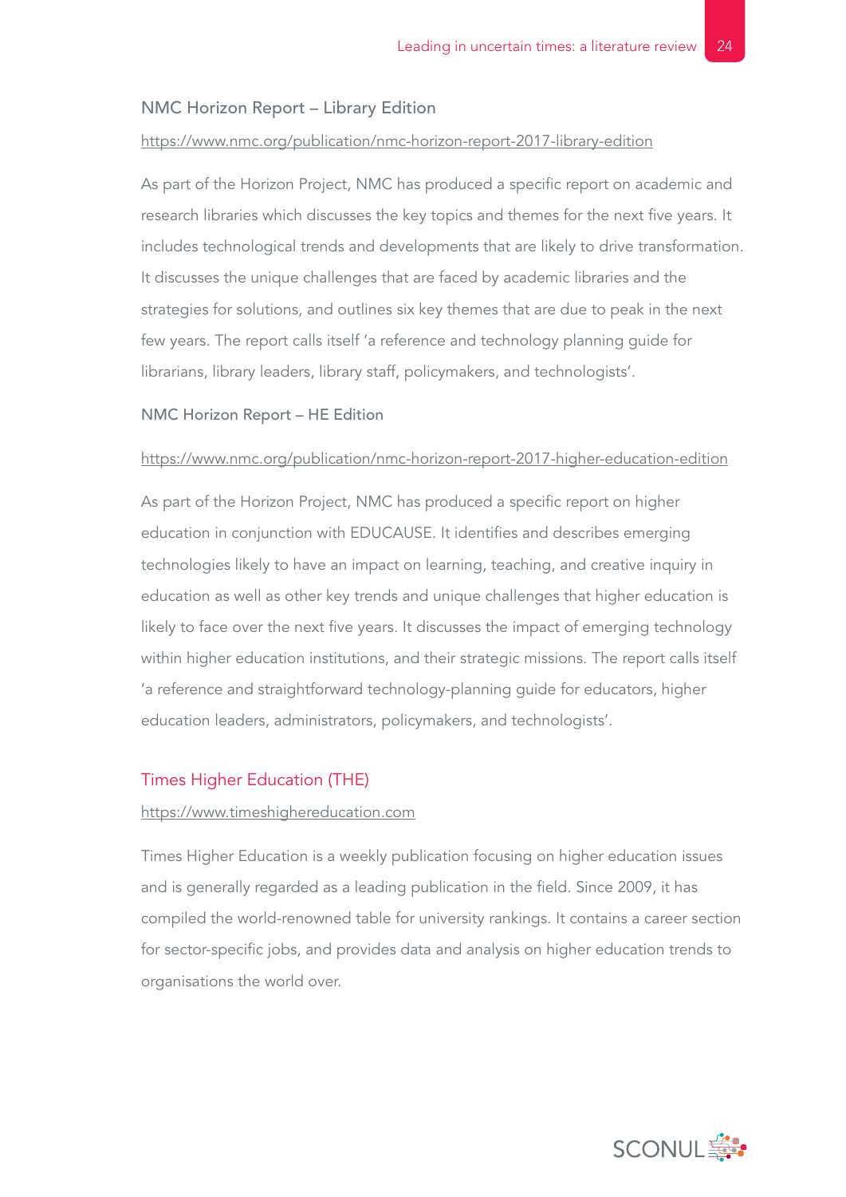### NMC Horizon Report – Library Edition

https://www.nmc.org/publication/nmc-horizon-report-2017-library-edition

As part of the Horizon Project, NMC has produced a specific report on academic and research libraries which discusses the key topics and themes for the next five years. It includes technological trends and developments that are likely to drive transformation. It discusses the unique challenges that are faced by academic libraries and the strategies for solutions, and outlines six key themes that are due to peak in the next few years. The report calls itself 'a reference and technology planning guide for librarians, library leaders, library staff, policymakers, and technologists'.

### NMC Horizon Report – HE Edition

https://www.nmc.org/publication/nmc-horizon-report-2017-higher-education-edition

As part of the Horizon Project, NMC has produced a specific report on higher education in conjunction with EDUCAUSE. It identifies and describes emerging technologies likely to have an impact on learning, teaching, and creative inquiry in education as well as other key trends and unique challenges that higher education is likely to face over the next five years. It discusses the impact of emerging technology within higher education institutions, and their strategic missions. The report calls itself 'a reference and straightforward technology-planning guide for educators, higher education leaders, administrators, policymakers, and technologists'.

## Times Higher Education (THE)

https://www.timeshighereducation.com

Times Higher Education is a weekly publication focusing on higher education issues and is generally regarded as a leading publication in the field. Since 2009, it has compiled the world-renowned table for university rankings. It contains a career section for sector-specific jobs, and provides data and analysis on higher education trends to organisations the world over.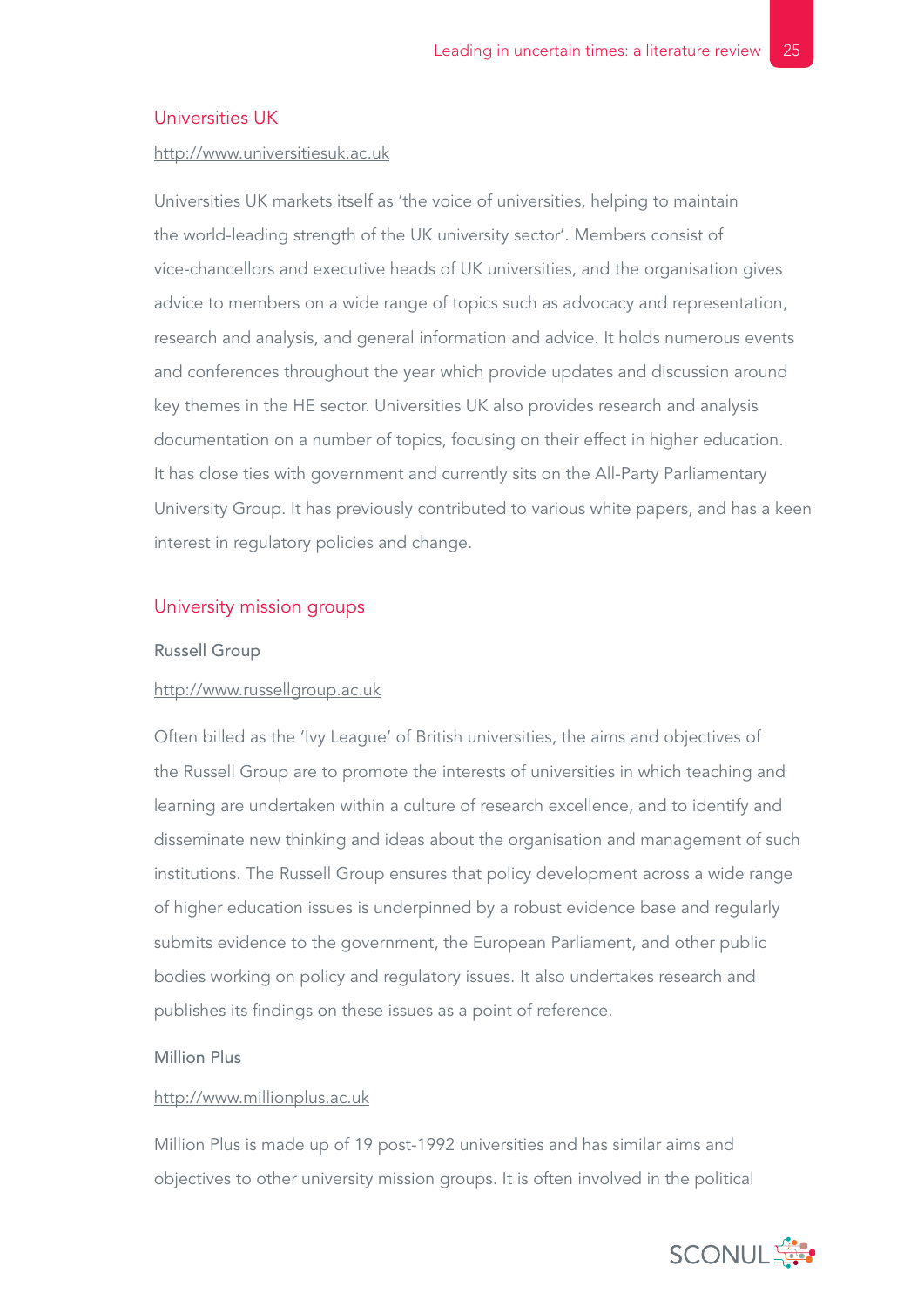## Universities UK

http://www.universitiesuk.ac.uk

Universities UK markets itself as 'the voice of universities, helping to maintain the world-leading strength of the UK university sector'. Members consist of vice-chancellors and executive heads of UK universities, and the organisation gives advice to members on a wide range of topics such as advocacy and representation, research and analysis, and general information and advice. It holds numerous events and conferences throughout the year which provide updates and discussion around key themes in the HE sector. Universities UK also provides research and analysis documentation on a number of topics, focusing on their effect in higher education. It has close ties with government and currently sits on the All-Party Parliamentary University Group. It has previously contributed to various white papers, and has a keen interest in regulatory policies and change.

## University mission groups

### Russell Group

http://www.russellgroup.ac.uk

Often billed as the 'Ivy League' of British universities, the aims and objectives of the Russell Group are to promote the interests of universities in which teaching and learning are undertaken within a culture of research excellence, and to identify and disseminate new thinking and ideas about the organisation and management of such institutions. The Russell Group ensures that policy development across a wide range of higher education issues is underpinned by a robust evidence base and regularly submits evidence to the government, the European Parliament, and other public bodies working on policy and regulatory issues. It also undertakes research and publishes its findings on these issues as a point of reference.

### Million Plus

http://www.millionplus.ac.uk

Million Plus is made up of 19 post-1992 universities and has similar aims and objectives to other university mission groups. It is often involved in the political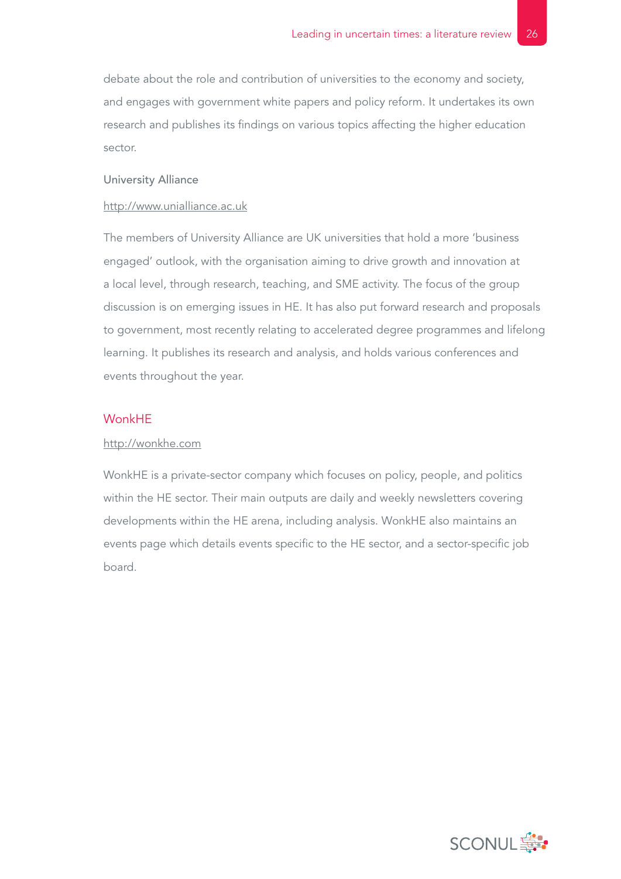debate about the role and contribution of universities to the economy and society, and engages with government white papers and policy reform. It undertakes its own research and publishes its findings on various topics affecting the higher education sector.

#### University Alliance

http://www.unialliance.ac.uk

The members of University Alliance are UK universities that hold a more 'business engaged' outlook, with the organisation aiming to drive growth and innovation at a local level, through research, teaching, and SME activity. The focus of the group discussion is on emerging issues in HE. It has also put forward research and proposals to government, most recently relating to accelerated degree programmes and lifelong learning. It publishes its research and analysis, and holds various conferences and events throughout the year.

### WonkHE

http://wonkhe.com

WonkHE is a private-sector company which focuses on policy, people, and politics within the HE sector. Their main outputs are daily and weekly newsletters covering developments within the HE arena, including analysis. WonkHE also maintains an events page which details events specific to the HE sector, and a sector-specific job board.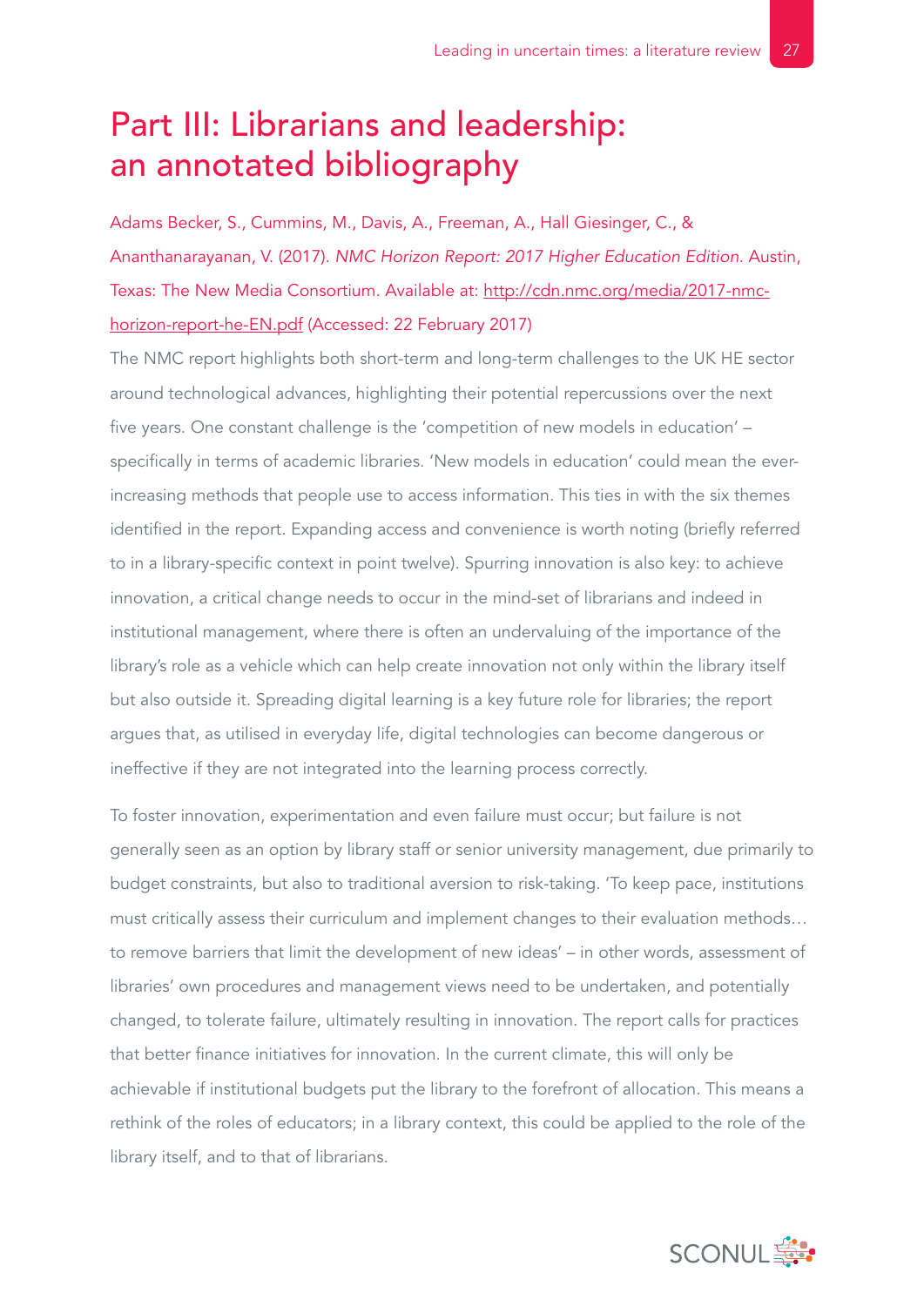# Part III: Librarians and leadership: an annotated bibliography

Adams Becker, S., Cummins, M., Davis, A., Freeman, A., Hall Giesinger, C., & Ananthanarayanan, V. (2017). *NMC Horizon Report: 2017 Higher Education Edition*. Austin, Texas: The New Media Consortium. Available at: http://cdn.nmc.org/media/2017-nmc-horizon-report-he-EN.pdf (Accessed: 22 February 2017)

The NMC report highlights both short-term and long-term challenges to the UK HE sector around technological advances, highlighting their potential repercussions over the next five years. One constant challenge is the 'competition of new models in education' – specifically in terms of academic libraries. 'New models in education' could mean the ever-increasing methods that people use to access information. This ties in with the six themes identified in the report. Expanding access and convenience is worth noting (briefly referred to in a library-specific context in point twelve). Spurring innovation is also key: to achieve innovation, a critical change needs to occur in the mind-set of librarians and indeed in institutional management, where there is often an undervaluing of the importance of the library's role as a vehicle which can help create innovation not only within the library itself but also outside it. Spreading digital learning is a key future role for libraries; the report argues that, as utilised in everyday life, digital technologies can become dangerous or ineffective if they are not integrated into the learning process correctly.

To foster innovation, experimentation and even failure must occur; but failure is not generally seen as an option by library staff or senior university management, due primarily to budget constraints, but also to traditional aversion to risk-taking. 'To keep pace, institutions must critically assess their curriculum and implement changes to their evaluation methods… to remove barriers that limit the development of new ideas' – in other words, assessment of libraries' own procedures and management views need to be undertaken, and potentially changed, to tolerate failure, ultimately resulting in innovation. The report calls for practices that better finance initiatives for innovation. In the current climate, this will only be achievable if institutional budgets put the library to the forefront of allocation. This means a rethink of the roles of educators; in a library context, this could be applied to the role of the library itself, and to that of librarians.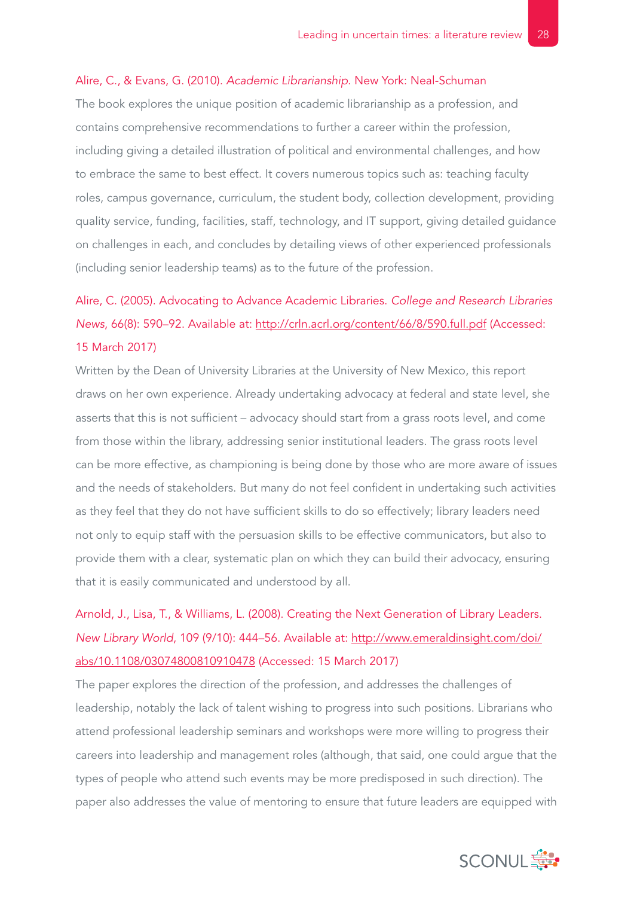Alire, C., & Evans, G. (2010). *Academic Librarianship*. New York: Neal-Schuman

The book explores the unique position of academic librarianship as a profession, and contains comprehensive recommendations to further a career within the profession, including giving a detailed illustration of political and environmental challenges, and how to embrace the same to best effect. It covers numerous topics such as: teaching faculty roles, campus governance, curriculum, the student body, collection development, providing quality service, funding, facilities, staff, technology, and IT support, giving detailed guidance on challenges in each, and concludes by detailing views of other experienced professionals (including senior leadership teams) as to the future of the profession.

Alire, C. (2005). Advocating to Advance Academic Libraries. *College and Research Libraries News*, 66(8): 590–92. Available at: http://crln.acrl.org/content/66/8/590.full.pdf (Accessed: 15 March 2017)

Written by the Dean of University Libraries at the University of New Mexico, this report draws on her own experience. Already undertaking advocacy at federal and state level, she asserts that this is not sufficient – advocacy should start from a grass roots level, and come from those within the library, addressing senior institutional leaders. The grass roots level can be more effective, as championing is being done by those who are more aware of issues and the needs of stakeholders. But many do not feel confident in undertaking such activities as they feel that they do not have sufficient skills to do so effectively; library leaders need not only to equip staff with the persuasion skills to be effective communicators, but also to provide them with a clear, systematic plan on which they can build their advocacy, ensuring that it is easily communicated and understood by all.

Arnold, J., Lisa, T., & Williams, L. (2008). Creating the Next Generation of Library Leaders. *New Library World*, 109 (9/10): 444–56. Available at: http://www.emeraldinsight.com/doi/abs/10.1108/03074800810910478 (Accessed: 15 March 2017)

The paper explores the direction of the profession, and addresses the challenges of leadership, notably the lack of talent wishing to progress into such positions. Librarians who attend professional leadership seminars and workshops were more willing to progress their careers into leadership and management roles (although, that said, one could argue that the types of people who attend such events may be more predisposed in such direction). The paper also addresses the value of mentoring to ensure that future leaders are equipped with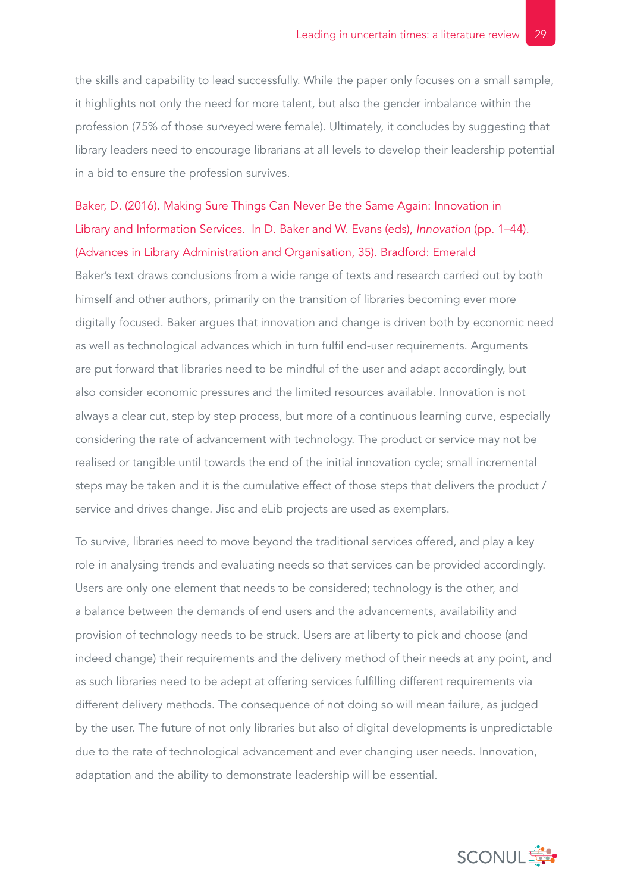the skills and capability to lead successfully. While the paper only focuses on a small sample, it highlights not only the need for more talent, but also the gender imbalance within the profession (75% of those surveyed were female). Ultimately, it concludes by suggesting that library leaders need to encourage librarians at all levels to develop their leadership potential in a bid to ensure the profession survives.

Baker, D. (2016). Making Sure Things Can Never Be the Same Again: Innovation in Library and Information Services. In D. Baker and W. Evans (eds), *Innovation* (pp. 1–44). (Advances in Library Administration and Organisation, 35). Bradford: Emerald

Baker's text draws conclusions from a wide range of texts and research carried out by both himself and other authors, primarily on the transition of libraries becoming ever more digitally focused. Baker argues that innovation and change is driven both by economic need as well as technological advances which in turn fulfil end-user requirements. Arguments are put forward that libraries need to be mindful of the user and adapt accordingly, but also consider economic pressures and the limited resources available. Innovation is not always a clear cut, step by step process, but more of a continuous learning curve, especially considering the rate of advancement with technology. The product or service may not be realised or tangible until towards the end of the initial innovation cycle; small incremental steps may be taken and it is the cumulative effect of those steps that delivers the product / service and drives change. Jisc and eLib projects are used as exemplars.

To survive, libraries need to move beyond the traditional services offered, and play a key role in analysing trends and evaluating needs so that services can be provided accordingly. Users are only one element that needs to be considered; technology is the other, and a balance between the demands of end users and the advancements, availability and provision of technology needs to be struck. Users are at liberty to pick and choose (and indeed change) their requirements and the delivery method of their needs at any point, and as such libraries need to be adept at offering services fulfilling different requirements via different delivery methods. The consequence of not doing so will mean failure, as judged by the user. The future of not only libraries but also of digital developments is unpredictable due to the rate of technological advancement and ever changing user needs. Innovation, adaptation and the ability to demonstrate leadership will be essential.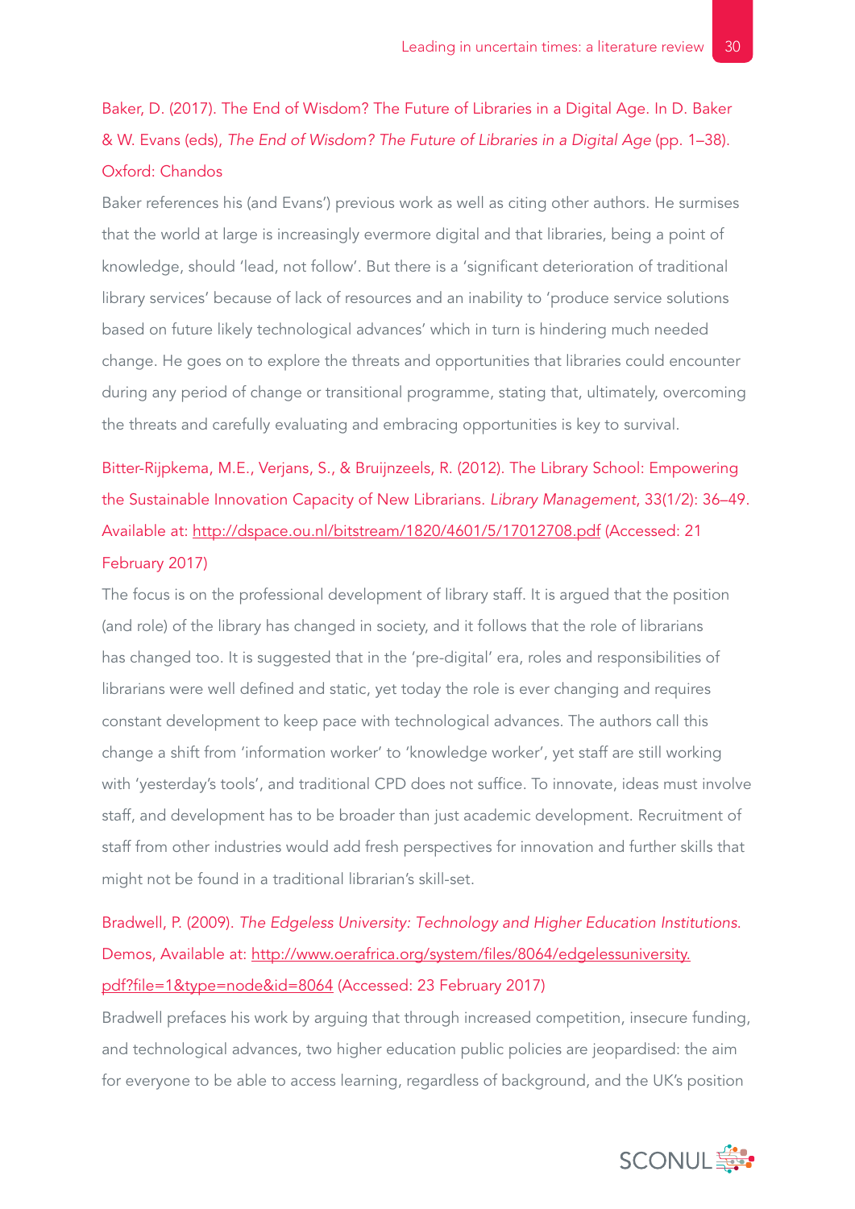Baker, D. (2017). The End of Wisdom? The Future of Libraries in a Digital Age. In D. Baker & W. Evans (eds), *The End of Wisdom? The Future of Libraries in a Digital Age* (pp. 1–38). Oxford: Chandos

Baker references his (and Evans') previous work as well as citing other authors. He surmises that the world at large is increasingly evermore digital and that libraries, being a point of knowledge, should 'lead, not follow'. But there is a 'significant deterioration of traditional library services' because of lack of resources and an inability to 'produce service solutions based on future likely technological advances' which in turn is hindering much needed change. He goes on to explore the threats and opportunities that libraries could encounter during any period of change or transitional programme, stating that, ultimately, overcoming the threats and carefully evaluating and embracing opportunities is key to survival.

Bitter-Rijpkema, M.E., Verjans, S., & Bruijnzeels, R. (2012). The Library School: Empowering the Sustainable Innovation Capacity of New Librarians. *Library Management*, 33(1/2): 36–49. Available at: http://dspace.ou.nl/bitstream/1820/4601/5/17012708.pdf (Accessed: 21 February 2017)

The focus is on the professional development of library staff. It is argued that the position (and role) of the library has changed in society, and it follows that the role of librarians has changed too. It is suggested that in the 'pre-digital' era, roles and responsibilities of librarians were well defined and static, yet today the role is ever changing and requires constant development to keep pace with technological advances. The authors call this change a shift from 'information worker' to 'knowledge worker', yet staff are still working with 'yesterday's tools', and traditional CPD does not suffice. To innovate, ideas must involve staff, and development has to be broader than just academic development. Recruitment of staff from other industries would add fresh perspectives for innovation and further skills that might not be found in a traditional librarian's skill-set.

Bradwell, P. (2009). *The Edgeless University: Technology and Higher Education Institutions.* Demos, Available at: http://www.oerafrica.org/system/files/8064/edgelessuniversity.pdf?file=1&type=node&id=8064 (Accessed: 23 February 2017)

Bradwell prefaces his work by arguing that through increased competition, insecure funding, and technological advances, two higher education public policies are jeopardised: the aim for everyone to be able to access learning, regardless of background, and the UK's position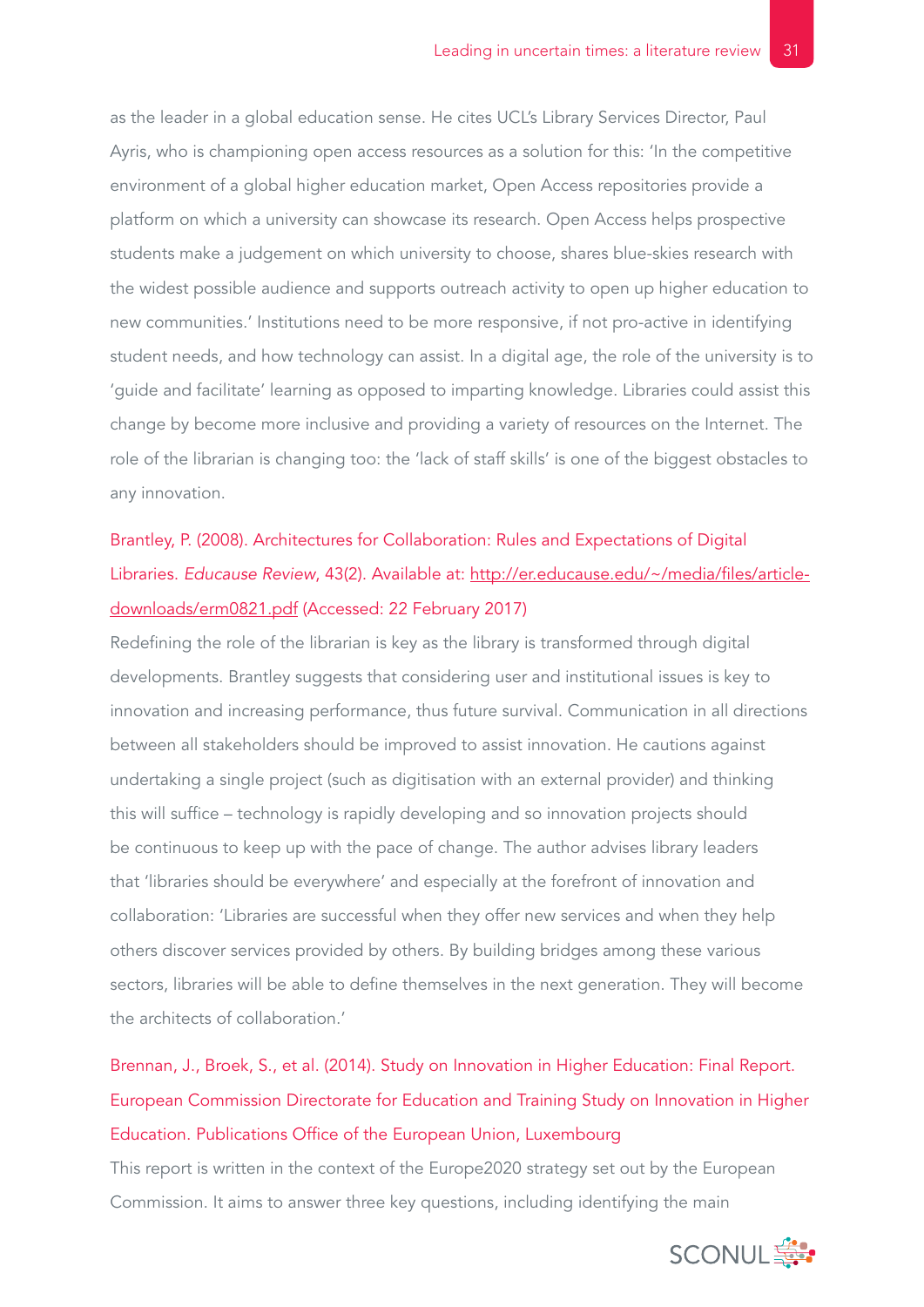as the leader in a global education sense. He cites UCL's Library Services Director, Paul Ayris, who is championing open access resources as a solution for this: 'In the competitive environment of a global higher education market, Open Access repositories provide a platform on which a university can showcase its research. Open Access helps prospective students make a judgement on which university to choose, shares blue-skies research with the widest possible audience and supports outreach activity to open up higher education to new communities.' Institutions need to be more responsive, if not pro-active in identifying student needs, and how technology can assist. In a digital age, the role of the university is to 'guide and facilitate' learning as opposed to imparting knowledge. Libraries could assist this change by become more inclusive and providing a variety of resources on the Internet. The role of the librarian is changing too: the 'lack of staff skills' is one of the biggest obstacles to any innovation.

Brantley, P. (2008). Architectures for Collaboration: Rules and Expectations of Digital Libraries. *Educause Review*, 43(2). Available at: http://er.educause.edu/~/media/files/article-downloads/erm0821.pdf (Accessed: 22 February 2017)

Redefining the role of the librarian is key as the library is transformed through digital developments. Brantley suggests that considering user and institutional issues is key to innovation and increasing performance, thus future survival. Communication in all directions between all stakeholders should be improved to assist innovation. He cautions against undertaking a single project (such as digitisation with an external provider) and thinking this will suffice – technology is rapidly developing and so innovation projects should be continuous to keep up with the pace of change. The author advises library leaders that 'libraries should be everywhere' and especially at the forefront of innovation and collaboration: 'Libraries are successful when they offer new services and when they help others discover services provided by others. By building bridges among these various sectors, libraries will be able to define themselves in the next generation. They will become the architects of collaboration.'

Brennan, J., Broek, S., et al. (2014). Study on Innovation in Higher Education: Final Report. European Commission Directorate for Education and Training Study on Innovation in Higher Education. Publications Office of the European Union, Luxembourg

This report is written in the context of the Europe2020 strategy set out by the European Commission. It aims to answer three key questions, including identifying the main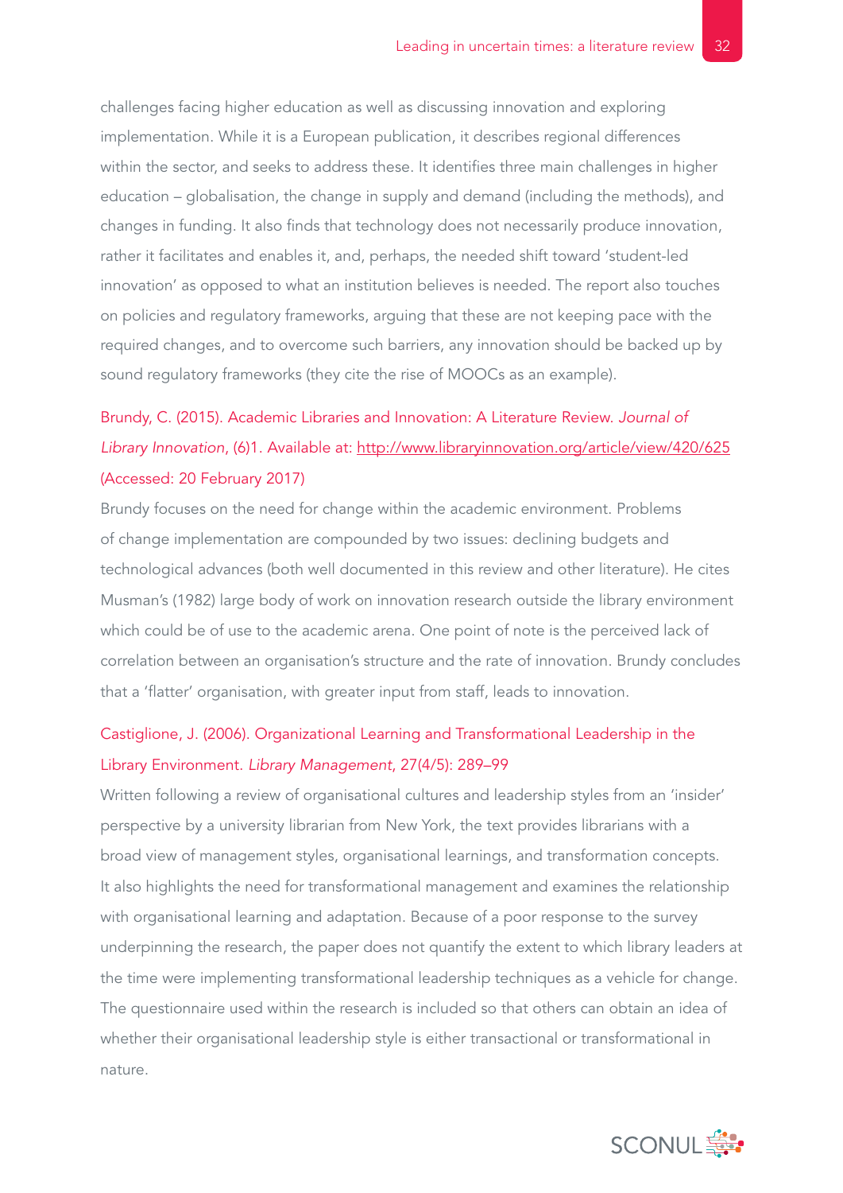challenges facing higher education as well as discussing innovation and exploring implementation. While it is a European publication, it describes regional differences within the sector, and seeks to address these. It identifies three main challenges in higher education – globalisation, the change in supply and demand (including the methods), and changes in funding. It also finds that technology does not necessarily produce innovation, rather it facilitates and enables it, and, perhaps, the needed shift toward 'student-led innovation' as opposed to what an institution believes is needed. The report also touches on policies and regulatory frameworks, arguing that these are not keeping pace with the required changes, and to overcome such barriers, any innovation should be backed up by sound regulatory frameworks (they cite the rise of MOOCs as an example).

Brundy, C. (2015). Academic Libraries and Innovation: A Literature Review. *Journal of Library Innovation*, (6)1. Available at: http://www.libraryinnovation.org/article/view/420/625 (Accessed: 20 February 2017)

Brundy focuses on the need for change within the academic environment. Problems of change implementation are compounded by two issues: declining budgets and technological advances (both well documented in this review and other literature). He cites Musman's (1982) large body of work on innovation research outside the library environment which could be of use to the academic arena. One point of note is the perceived lack of correlation between an organisation's structure and the rate of innovation. Brundy concludes that a 'flatter' organisation, with greater input from staff, leads to innovation.

Castiglione, J. (2006). Organizational Learning and Transformational Leadership in the Library Environment. *Library Management*, 27(4/5): 289–99

Written following a review of organisational cultures and leadership styles from an 'insider' perspective by a university librarian from New York, the text provides librarians with a broad view of management styles, organisational learnings, and transformation concepts. It also highlights the need for transformational management and examines the relationship with organisational learning and adaptation. Because of a poor response to the survey underpinning the research, the paper does not quantify the extent to which library leaders at the time were implementing transformational leadership techniques as a vehicle for change. The questionnaire used within the research is included so that others can obtain an idea of whether their organisational leadership style is either transactional or transformational in nature.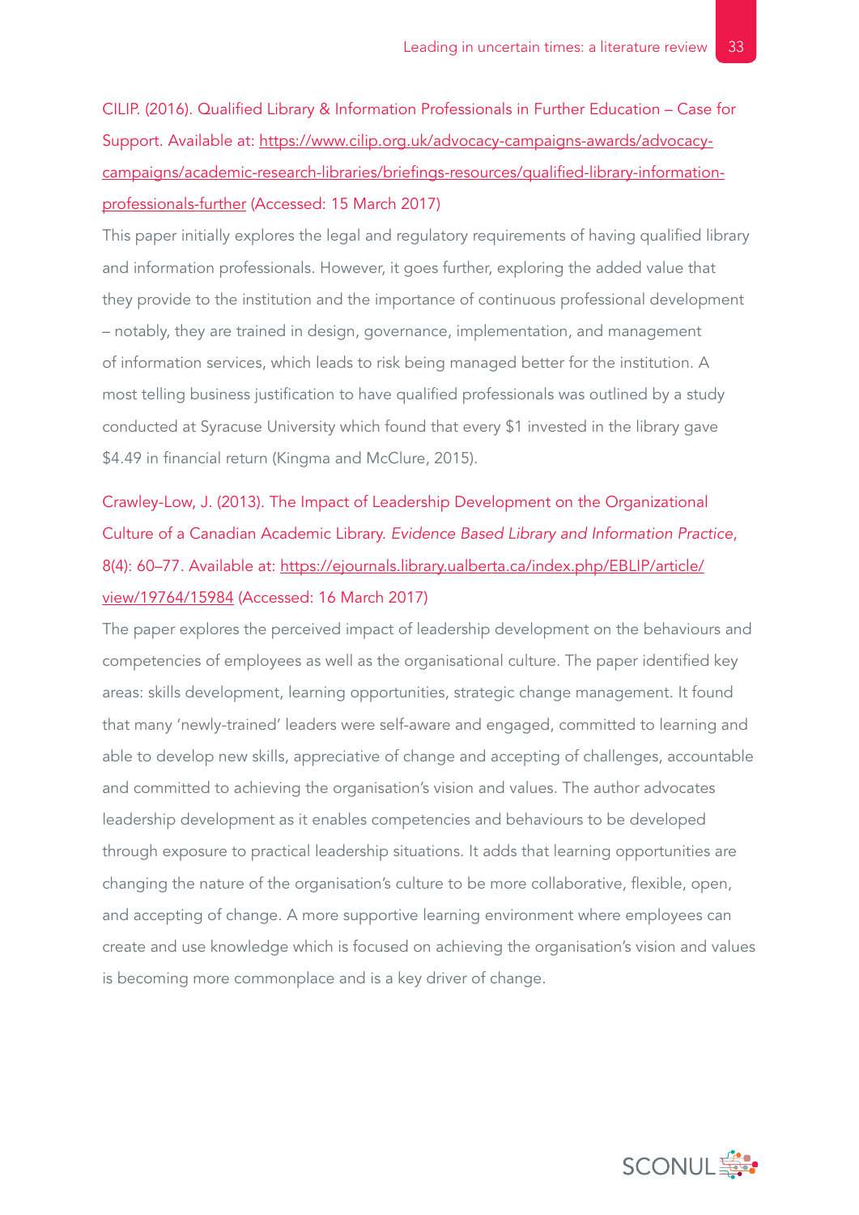CILIP. (2016). Qualified Library & Information Professionals in Further Education – Case for Support. Available at: https://www.cilip.org.uk/advocacy-campaigns-awards/advocacy-campaigns/academic-research-libraries/briefings-resources/qualified-library-information-professionals-further (Accessed: 15 March 2017)

This paper initially explores the legal and regulatory requirements of having qualified library and information professionals. However, it goes further, exploring the added value that they provide to the institution and the importance of continuous professional development – notably, they are trained in design, governance, implementation, and management of information services, which leads to risk being managed better for the institution. A most telling business justification to have qualified professionals was outlined by a study conducted at Syracuse University which found that every $1 invested in the library gave $4.49 in financial return (Kingma and McClure, 2015).

Crawley-Low, J. (2013). The Impact of Leadership Development on the Organizational Culture of a Canadian Academic Library. *Evidence Based Library and Information Practice*, 8(4): 60–77. Available at: https://ejournals.library.ualberta.ca/index.php/EBLIP/article/view/19764/15984 (Accessed: 16 March 2017)

The paper explores the perceived impact of leadership development on the behaviours and competencies of employees as well as the organisational culture. The paper identified key areas: skills development, learning opportunities, strategic change management. It found that many 'newly-trained' leaders were self-aware and engaged, committed to learning and able to develop new skills, appreciative of change and accepting of challenges, accountable and committed to achieving the organisation's vision and values. The author advocates leadership development as it enables competencies and behaviours to be developed through exposure to practical leadership situations. It adds that learning opportunities are changing the nature of the organisation's culture to be more collaborative, flexible, open, and accepting of change. A more supportive learning environment where employees can create and use knowledge which is focused on achieving the organisation's vision and values is becoming more commonplace and is a key driver of change.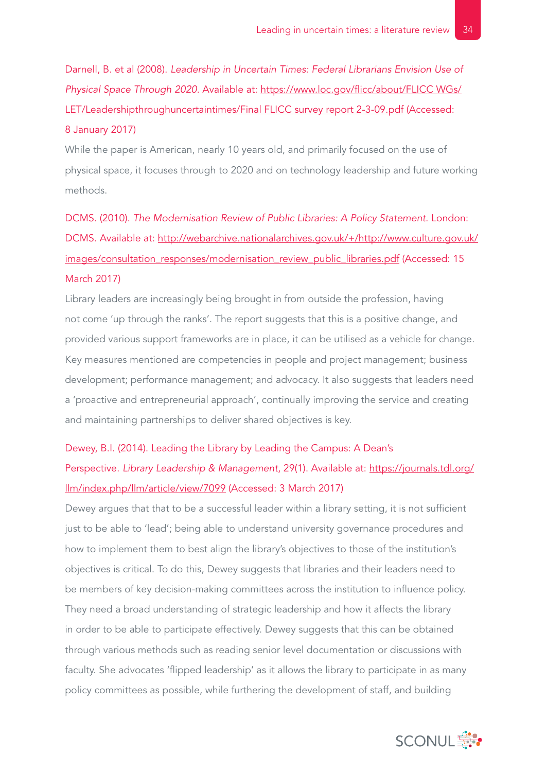Darnell, B. et al (2008). *Leadership in Uncertain Times: Federal Librarians Envision Use of Physical Space Through 2020*. Available at: https://www.loc.gov/flicc/about/FLICC WGs/LET/Leadershipthroughuncertaintimes/Final FLICC survey report 2-3-09.pdf (Accessed: 8 January 2017)

While the paper is American, nearly 10 years old, and primarily focused on the use of physical space, it focuses through to 2020 and on technology leadership and future working methods.

DCMS. (2010). *The Modernisation Review of Public Libraries: A Policy Statement*. London: DCMS. Available at: http://webarchive.nationalarchives.gov.uk/+/http://www.culture.gov.uk/images/consultation_responses/modernisation_review_public_libraries.pdf (Accessed: 15 March 2017)

Library leaders are increasingly being brought in from outside the profession, having not come 'up through the ranks'. The report suggests that this is a positive change, and provided various support frameworks are in place, it can be utilised as a vehicle for change. Key measures mentioned are competencies in people and project management; business development; performance management; and advocacy. It also suggests that leaders need a 'proactive and entrepreneurial approach', continually improving the service and creating and maintaining partnerships to deliver shared objectives is key.

Dewey, B.I. (2014). Leading the Library by Leading the Campus: A Dean's Perspective. *Library Leadership & Management*, 29(1). Available at: https://journals.tdl.org/llm/index.php/llm/article/view/7099 (Accessed: 3 March 2017)

Dewey argues that that to be a successful leader within a library setting, it is not sufficient just to be able to 'lead'; being able to understand university governance procedures and how to implement them to best align the library's objectives to those of the institution's objectives is critical. To do this, Dewey suggests that libraries and their leaders need to be members of key decision-making committees across the institution to influence policy. They need a broad understanding of strategic leadership and how it affects the library in order to be able to participate effectively. Dewey suggests that this can be obtained through various methods such as reading senior level documentation or discussions with faculty. She advocates 'flipped leadership' as it allows the library to participate in as many policy committees as possible, while furthering the development of staff, and building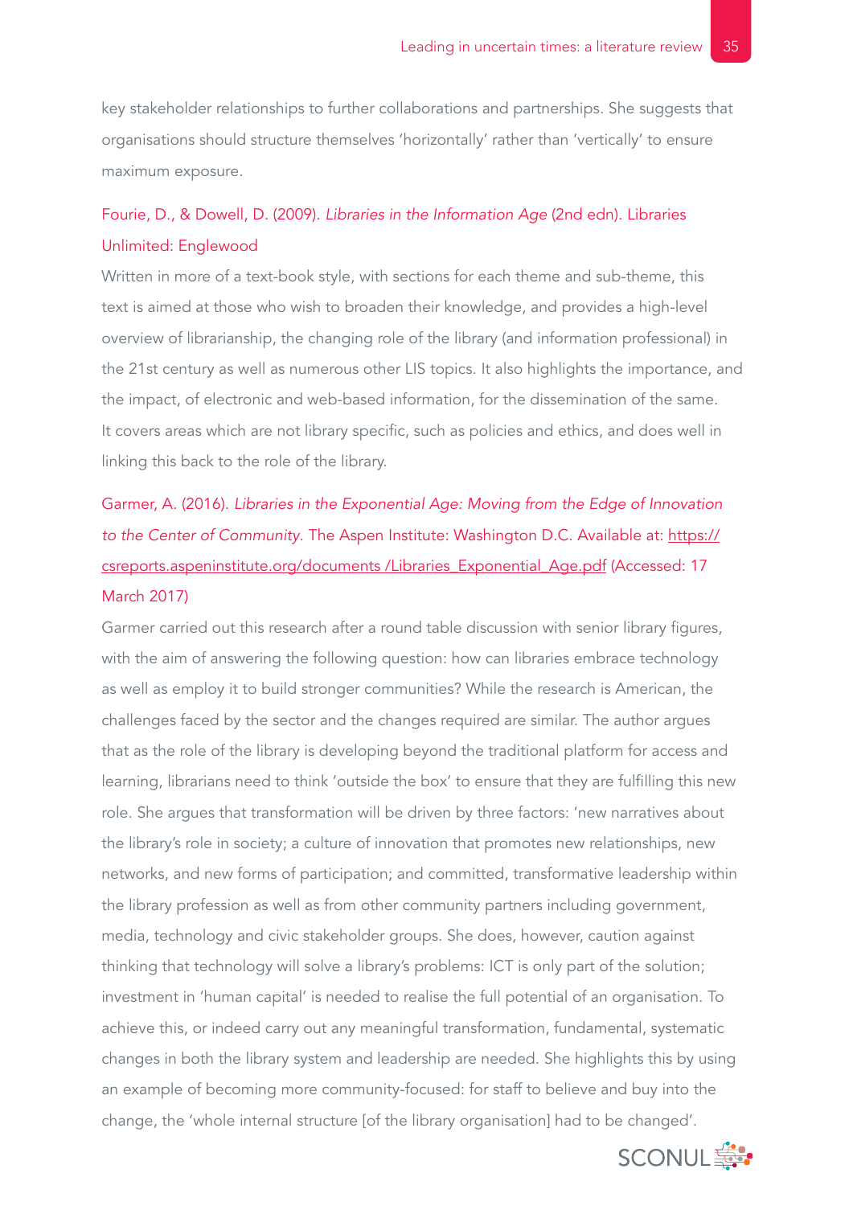key stakeholder relationships to further collaborations and partnerships. She suggests that organisations should structure themselves 'horizontally' rather than 'vertically' to ensure maximum exposure.

Fourie, D., & Dowell, D. (2009). *Libraries in the Information Age* (2nd edn). Libraries Unlimited: Englewood

Written in more of a text-book style, with sections for each theme and sub-theme, this text is aimed at those who wish to broaden their knowledge, and provides a high-level overview of librarianship, the changing role of the library (and information professional) in the 21st century as well as numerous other LIS topics. It also highlights the importance, and the impact, of electronic and web-based information, for the dissemination of the same. It covers areas which are not library specific, such as policies and ethics, and does well in linking this back to the role of the library.

Garmer, A. (2016). *Libraries in the Exponential Age: Moving from the Edge of Innovation to the Center of Community*. The Aspen Institute: Washington D.C. Available at: https://csreports.aspeninstitute.org/documents /Libraries_Exponential_Age.pdf (Accessed: 17 March 2017)

Garmer carried out this research after a round table discussion with senior library figures, with the aim of answering the following question: how can libraries embrace technology as well as employ it to build stronger communities? While the research is American, the challenges faced by the sector and the changes required are similar. The author argues that as the role of the library is developing beyond the traditional platform for access and learning, librarians need to think 'outside the box' to ensure that they are fulfilling this new role. She argues that transformation will be driven by three factors: 'new narratives about the library's role in society; a culture of innovation that promotes new relationships, new networks, and new forms of participation; and committed, transformative leadership within the library profession as well as from other community partners including government, media, technology and civic stakeholder groups. She does, however, caution against thinking that technology will solve a library's problems: ICT is only part of the solution; investment in 'human capital' is needed to realise the full potential of an organisation. To achieve this, or indeed carry out any meaningful transformation, fundamental, systematic changes in both the library system and leadership are needed. She highlights this by using an example of becoming more community-focused: for staff to believe and buy into the change, the 'whole internal structure [of the library organisation] had to be changed'.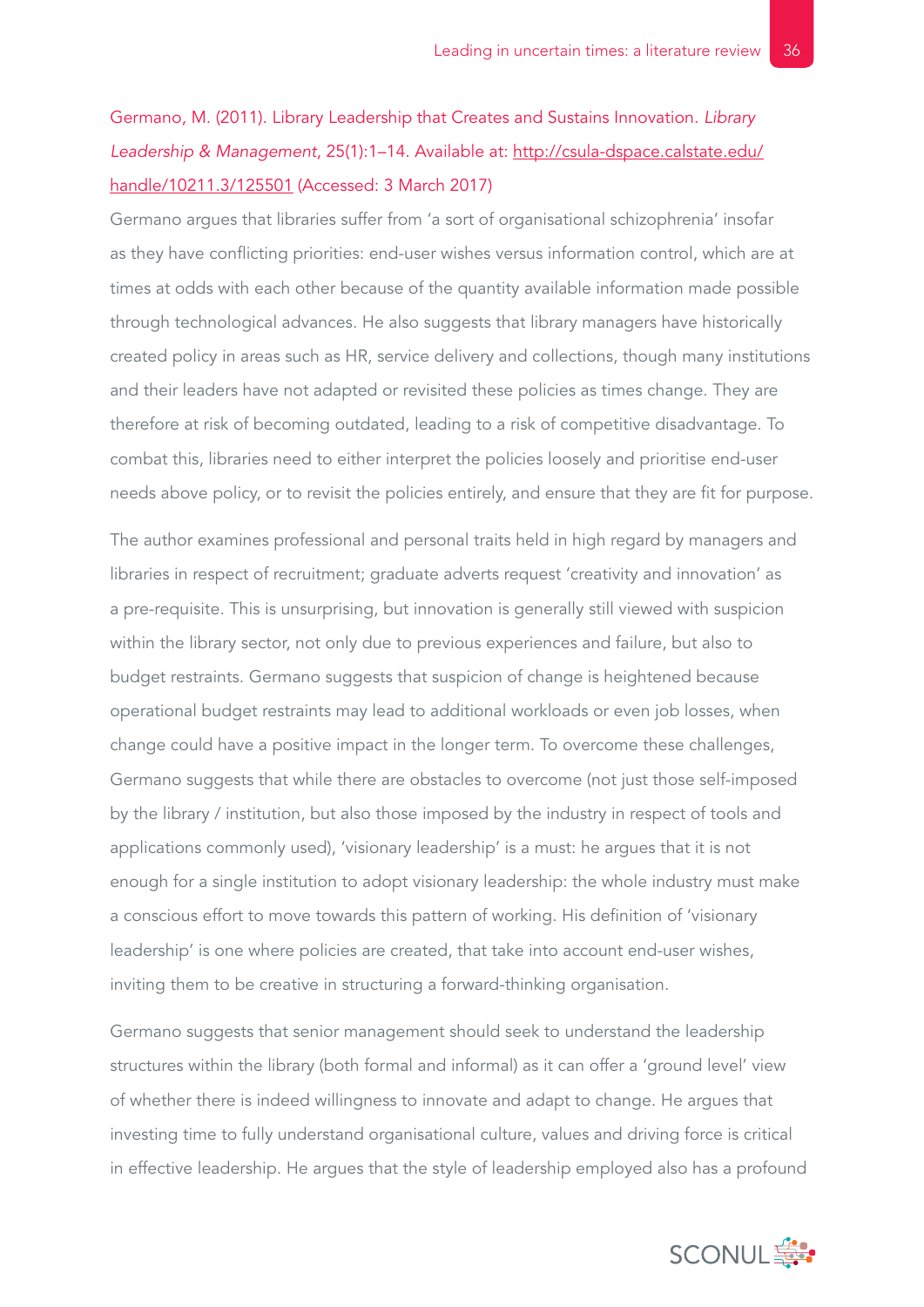Germano, M. (2011). Library Leadership that Creates and Sustains Innovation. *Library Leadership & Management*, 25(1):1–14. Available at: http://csula-dspace.calstate.edu/handle/10211.3/125501 (Accessed: 3 March 2017)

Germano argues that libraries suffer from 'a sort of organisational schizophrenia' insofar as they have conflicting priorities: end-user wishes versus information control, which are at times at odds with each other because of the quantity available information made possible through technological advances. He also suggests that library managers have historically created policy in areas such as HR, service delivery and collections, though many institutions and their leaders have not adapted or revisited these policies as times change. They are therefore at risk of becoming outdated, leading to a risk of competitive disadvantage. To combat this, libraries need to either interpret the policies loosely and prioritise end-user needs above policy, or to revisit the policies entirely, and ensure that they are fit for purpose.

The author examines professional and personal traits held in high regard by managers and libraries in respect of recruitment; graduate adverts request 'creativity and innovation' as a pre-requisite. This is unsurprising, but innovation is generally still viewed with suspicion within the library sector, not only due to previous experiences and failure, but also to budget restraints. Germano suggests that suspicion of change is heightened because operational budget restraints may lead to additional workloads or even job losses, when change could have a positive impact in the longer term. To overcome these challenges, Germano suggests that while there are obstacles to overcome (not just those self-imposed by the library / institution, but also those imposed by the industry in respect of tools and applications commonly used), 'visionary leadership' is a must: he argues that it is not enough for a single institution to adopt visionary leadership: the whole industry must make a conscious effort to move towards this pattern of working. His definition of 'visionary leadership' is one where policies are created, that take into account end-user wishes, inviting them to be creative in structuring a forward-thinking organisation.

Germano suggests that senior management should seek to understand the leadership structures within the library (both formal and informal) as it can offer a 'ground level' view of whether there is indeed willingness to innovate and adapt to change. He argues that investing time to fully understand organisational culture, values and driving force is critical in effective leadership. He argues that the style of leadership employed also has a profound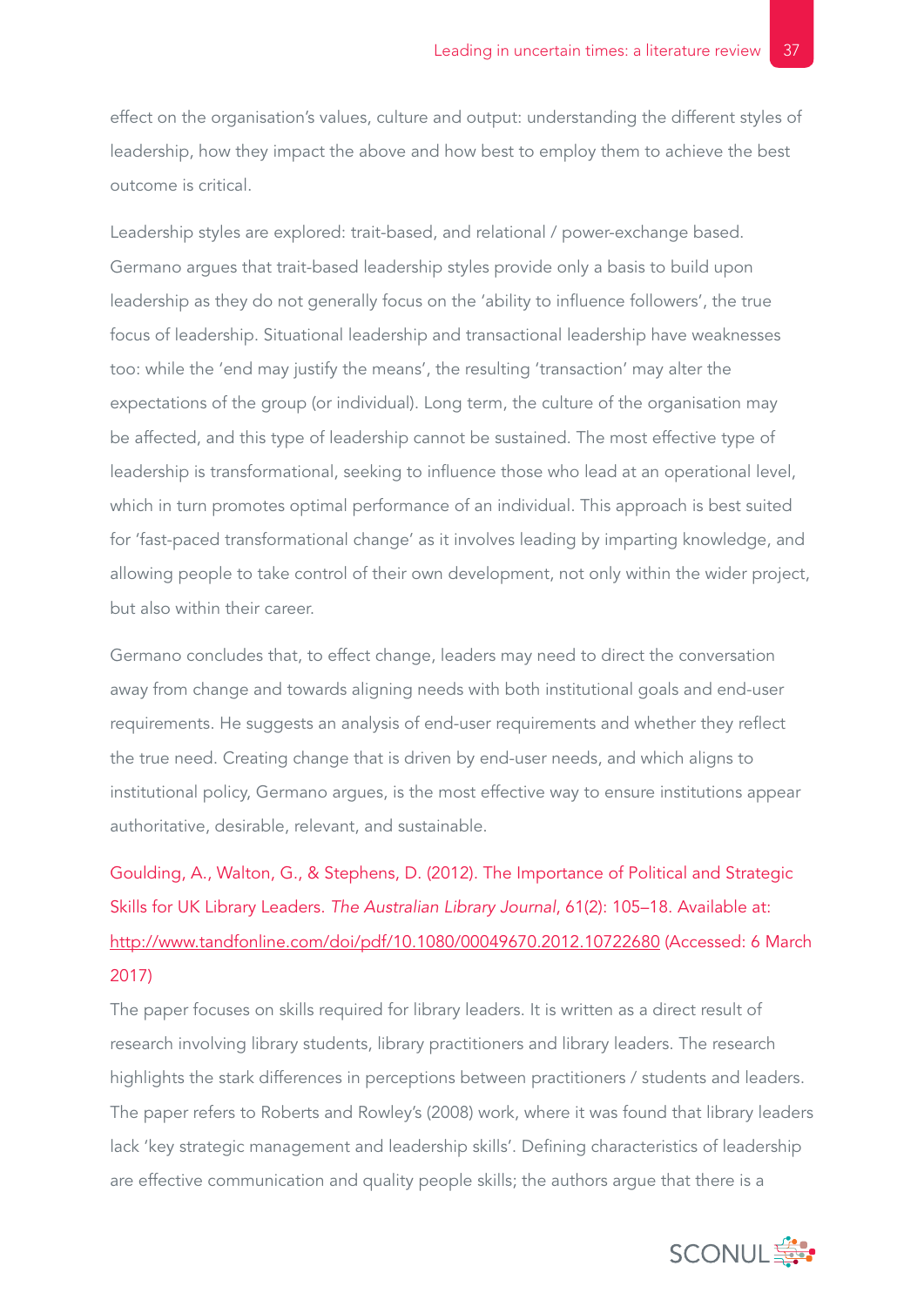effect on the organisation's values, culture and output: understanding the different styles of leadership, how they impact the above and how best to employ them to achieve the best outcome is critical.

Leadership styles are explored: trait-based, and relational / power-exchange based. Germano argues that trait-based leadership styles provide only a basis to build upon leadership as they do not generally focus on the 'ability to influence followers', the true focus of leadership. Situational leadership and transactional leadership have weaknesses too: while the 'end may justify the means', the resulting 'transaction' may alter the expectations of the group (or individual). Long term, the culture of the organisation may be affected, and this type of leadership cannot be sustained. The most effective type of leadership is transformational, seeking to influence those who lead at an operational level, which in turn promotes optimal performance of an individual. This approach is best suited for 'fast-paced transformational change' as it involves leading by imparting knowledge, and allowing people to take control of their own development, not only within the wider project, but also within their career.

Germano concludes that, to effect change, leaders may need to direct the conversation away from change and towards aligning needs with both institutional goals and end-user requirements. He suggests an analysis of end-user requirements and whether they reflect the true need. Creating change that is driven by end-user needs, and which aligns to institutional policy, Germano argues, is the most effective way to ensure institutions appear authoritative, desirable, relevant, and sustainable.

Goulding, A., Walton, G., & Stephens, D. (2012). The Importance of Political and Strategic Skills for UK Library Leaders. *The Australian Library Journal*, 61(2): 105–18. Available at: http://www.tandfonline.com/doi/pdf/10.1080/00049670.2012.10722680 (Accessed: 6 March 2017)

The paper focuses on skills required for library leaders. It is written as a direct result of research involving library students, library practitioners and library leaders. The research highlights the stark differences in perceptions between practitioners / students and leaders. The paper refers to Roberts and Rowley's (2008) work, where it was found that library leaders lack 'key strategic management and leadership skills'. Defining characteristics of leadership are effective communication and quality people skills; the authors argue that there is a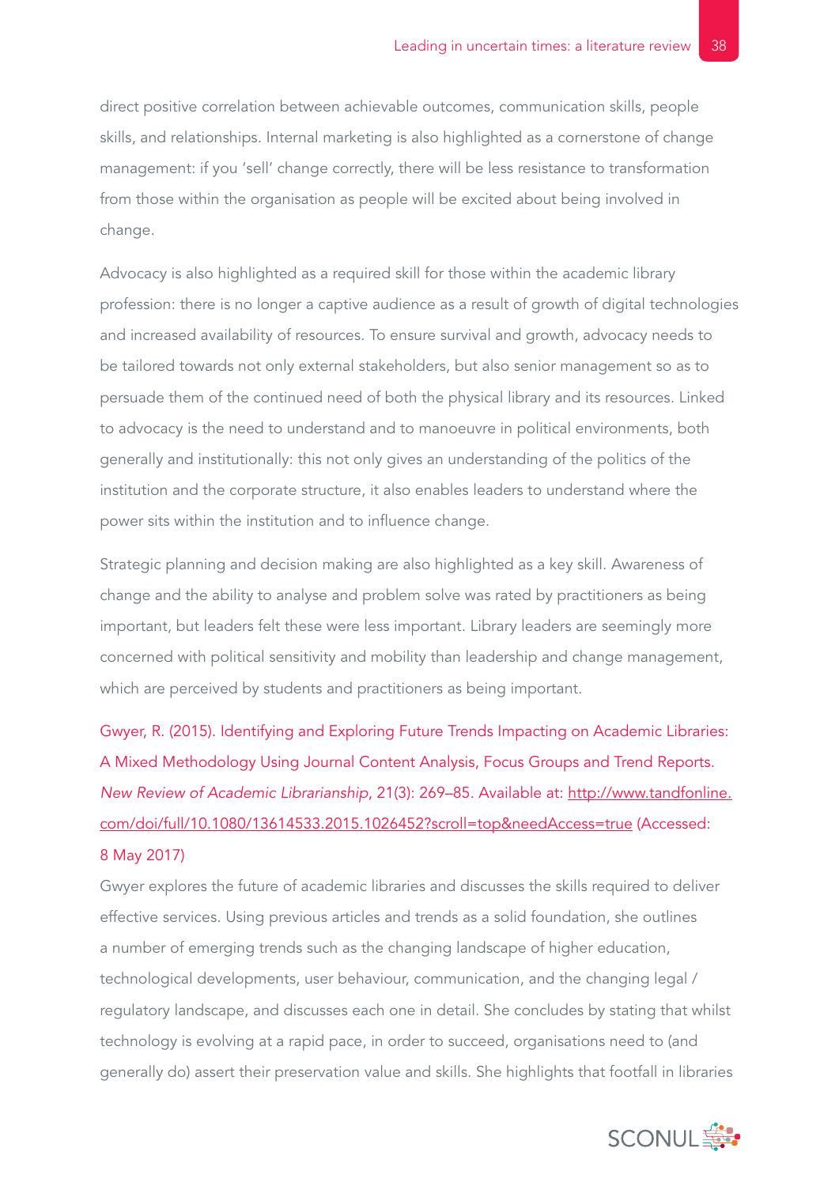direct positive correlation between achievable outcomes, communication skills, people skills, and relationships. Internal marketing is also highlighted as a cornerstone of change management: if you 'sell' change correctly, there will be less resistance to transformation from those within the organisation as people will be excited about being involved in change.

Advocacy is also highlighted as a required skill for those within the academic library profession: there is no longer a captive audience as a result of growth of digital technologies and increased availability of resources. To ensure survival and growth, advocacy needs to be tailored towards not only external stakeholders, but also senior management so as to persuade them of the continued need of both the physical library and its resources. Linked to advocacy is the need to understand and to manoeuvre in political environments, both generally and institutionally: this not only gives an understanding of the politics of the institution and the corporate structure, it also enables leaders to understand where the power sits within the institution and to influence change.

Strategic planning and decision making are also highlighted as a key skill. Awareness of change and the ability to analyse and problem solve was rated by practitioners as being important, but leaders felt these were less important. Library leaders are seemingly more concerned with political sensitivity and mobility than leadership and change management, which are perceived by students and practitioners as being important.

Gwyer, R. (2015). Identifying and Exploring Future Trends Impacting on Academic Libraries: A Mixed Methodology Using Journal Content Analysis, Focus Groups and Trend Reports. *New Review of Academic Librarianship*, 21(3): 269–85. Available at: http://www.tandfonline.com/doi/full/10.1080/13614533.2015.1026452?scroll=top&needAccess=true (Accessed: 8 May 2017)

Gwyer explores the future of academic libraries and discusses the skills required to deliver effective services. Using previous articles and trends as a solid foundation, she outlines a number of emerging trends such as the changing landscape of higher education, technological developments, user behaviour, communication, and the changing legal / regulatory landscape, and discusses each one in detail. She concludes by stating that whilst technology is evolving at a rapid pace, in order to succeed, organisations need to (and generally do) assert their preservation value and skills. She highlights that footfall in libraries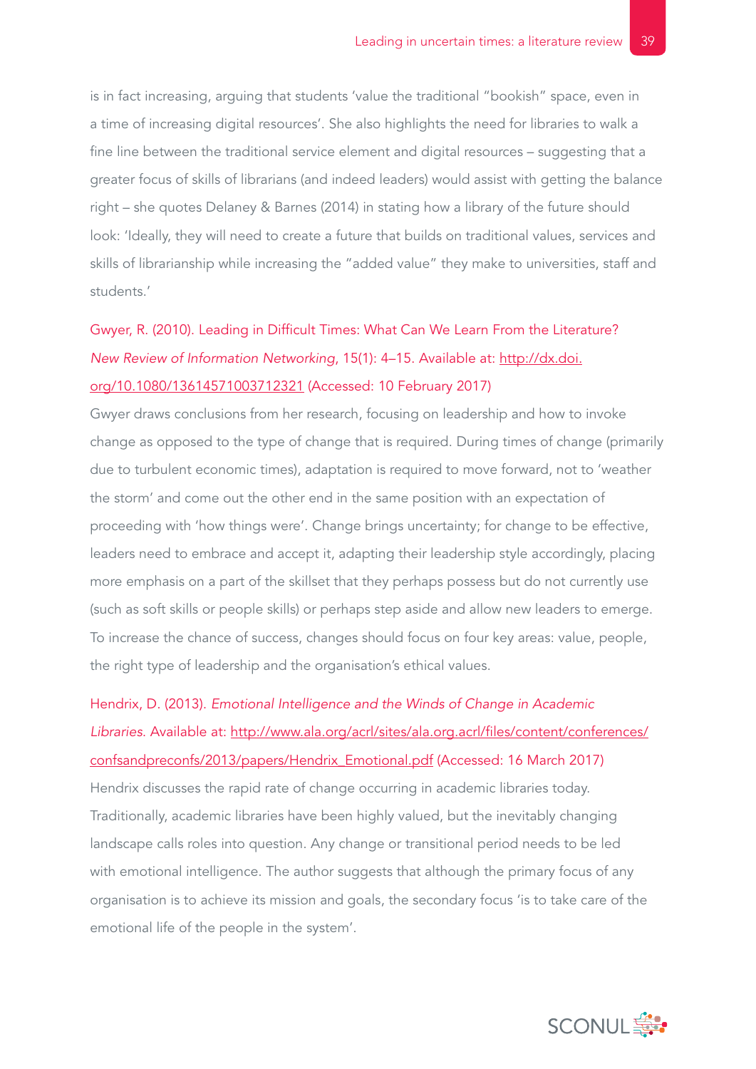is in fact increasing, arguing that students 'value the traditional "bookish" space, even in a time of increasing digital resources'. She also highlights the need for libraries to walk a fine line between the traditional service element and digital resources – suggesting that a greater focus of skills of librarians (and indeed leaders) would assist with getting the balance right – she quotes Delaney & Barnes (2014) in stating how a library of the future should look: 'Ideally, they will need to create a future that builds on traditional values, services and skills of librarianship while increasing the "added value" they make to universities, staff and students.'

Gwyer, R. (2010). Leading in Difficult Times: What Can We Learn From the Literature? *New Review of Information Networking*, 15(1): 4–15. Available at: http://dx.doi.org/10.1080/13614571003712321 (Accessed: 10 February 2017)

Gwyer draws conclusions from her research, focusing on leadership and how to invoke change as opposed to the type of change that is required. During times of change (primarily due to turbulent economic times), adaptation is required to move forward, not to 'weather the storm' and come out the other end in the same position with an expectation of proceeding with 'how things were'. Change brings uncertainty; for change to be effective, leaders need to embrace and accept it, adapting their leadership style accordingly, placing more emphasis on a part of the skillset that they perhaps possess but do not currently use (such as soft skills or people skills) or perhaps step aside and allow new leaders to emerge. To increase the chance of success, changes should focus on four key areas: value, people, the right type of leadership and the organisation's ethical values.

Hendrix, D. (2013). *Emotional Intelligence and the Winds of Change in Academic Libraries*. Available at: http://www.ala.org/acrl/sites/ala.org.acrl/files/content/conferences/confsandpreconfs/2013/papers/Hendrix_Emotional.pdf (Accessed: 16 March 2017)

Hendrix discusses the rapid rate of change occurring in academic libraries today. Traditionally, academic libraries have been highly valued, but the inevitably changing landscape calls roles into question. Any change or transitional period needs to be led with emotional intelligence. The author suggests that although the primary focus of any organisation is to achieve its mission and goals, the secondary focus 'is to take care of the emotional life of the people in the system'.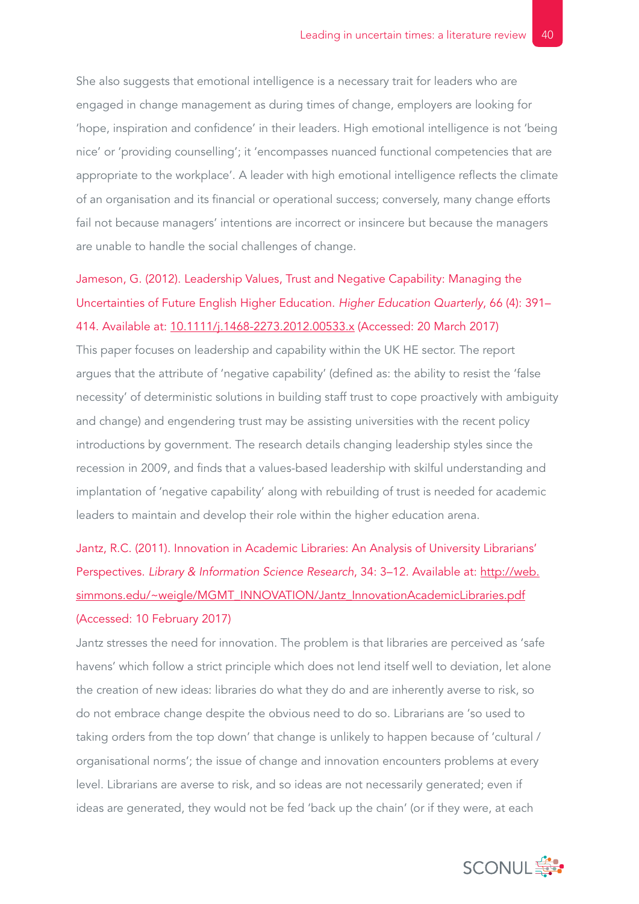She also suggests that emotional intelligence is a necessary trait for leaders who are engaged in change management as during times of change, employers are looking for 'hope, inspiration and confidence' in their leaders. High emotional intelligence is not 'being nice' or 'providing counselling'; it 'encompasses nuanced functional competencies that are appropriate to the workplace'. A leader with high emotional intelligence reflects the climate of an organisation and its financial or operational success; conversely, many change efforts fail not because managers' intentions are incorrect or insincere but because the managers are unable to handle the social challenges of change.

Jameson, G. (2012). Leadership Values, Trust and Negative Capability: Managing the Uncertainties of Future English Higher Education. *Higher Education Quarterly*, 66 (4): 391–414. Available at: 10.1111/j.1468-2273.2012.00533.x (Accessed: 20 March 2017)

This paper focuses on leadership and capability within the UK HE sector. The report argues that the attribute of 'negative capability' (defined as: the ability to resist the 'false necessity' of deterministic solutions in building staff trust to cope proactively with ambiguity and change) and engendering trust may be assisting universities with the recent policy introductions by government. The research details changing leadership styles since the recession in 2009, and finds that a values-based leadership with skilful understanding and implantation of 'negative capability' along with rebuilding of trust is needed for academic leaders to maintain and develop their role within the higher education arena.

Jantz, R.C. (2011). Innovation in Academic Libraries: An Analysis of University Librarians' Perspectives. *Library & Information Science Research*, 34: 3–12. Available at: http://web.simmons.edu/~weigle/MGMT_INNOVATION/Jantz_InnovationAcademicLibraries.pdf (Accessed: 10 February 2017)

Jantz stresses the need for innovation. The problem is that libraries are perceived as 'safe havens' which follow a strict principle which does not lend itself well to deviation, let alone the creation of new ideas: libraries do what they do and are inherently averse to risk, so do not embrace change despite the obvious need to do so. Librarians are 'so used to taking orders from the top down' that change is unlikely to happen because of 'cultural / organisational norms'; the issue of change and innovation encounters problems at every level. Librarians are averse to risk, and so ideas are not necessarily generated; even if ideas are generated, they would not be fed 'back up the chain' (or if they were, at each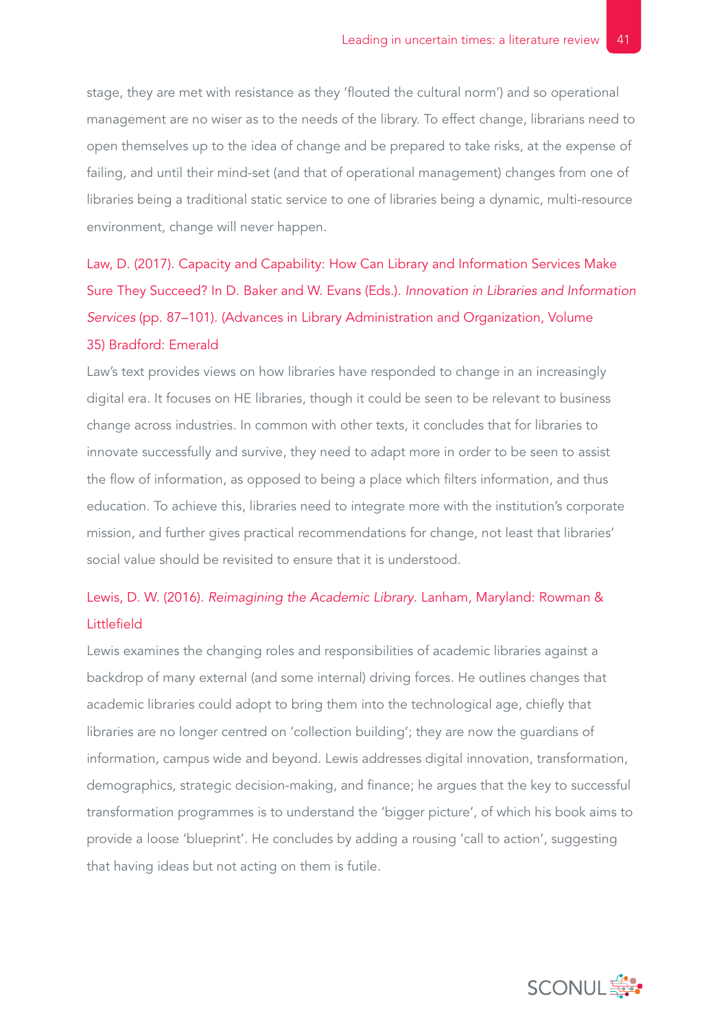stage, they are met with resistance as they 'flouted the cultural norm') and so operational management are no wiser as to the needs of the library. To effect change, librarians need to open themselves up to the idea of change and be prepared to take risks, at the expense of failing, and until their mind-set (and that of operational management) changes from one of libraries being a traditional static service to one of libraries being a dynamic, multi-resource environment, change will never happen.

Law, D. (2017). Capacity and Capability: How Can Library and Information Services Make Sure They Succeed? In D. Baker and W. Evans (Eds.). *Innovation in Libraries and Information Services* (pp. 87–101). (Advances in Library Administration and Organization, Volume 35) Bradford: Emerald

Law's text provides views on how libraries have responded to change in an increasingly digital era. It focuses on HE libraries, though it could be seen to be relevant to business change across industries. In common with other texts, it concludes that for libraries to innovate successfully and survive, they need to adapt more in order to be seen to assist the flow of information, as opposed to being a place which filters information, and thus education. To achieve this, libraries need to integrate more with the institution's corporate mission, and further gives practical recommendations for change, not least that libraries' social value should be revisited to ensure that it is understood.

Lewis, D. W. (2016). *Reimagining the Academic Library*. Lanham, Maryland: Rowman & Littlefield

Lewis examines the changing roles and responsibilities of academic libraries against a backdrop of many external (and some internal) driving forces. He outlines changes that academic libraries could adopt to bring them into the technological age, chiefly that libraries are no longer centred on 'collection building'; they are now the guardians of information, campus wide and beyond. Lewis addresses digital innovation, transformation, demographics, strategic decision-making, and finance; he argues that the key to successful transformation programmes is to understand the 'bigger picture', of which his book aims to provide a loose 'blueprint'. He concludes by adding a rousing 'call to action', suggesting that having ideas but not acting on them is futile.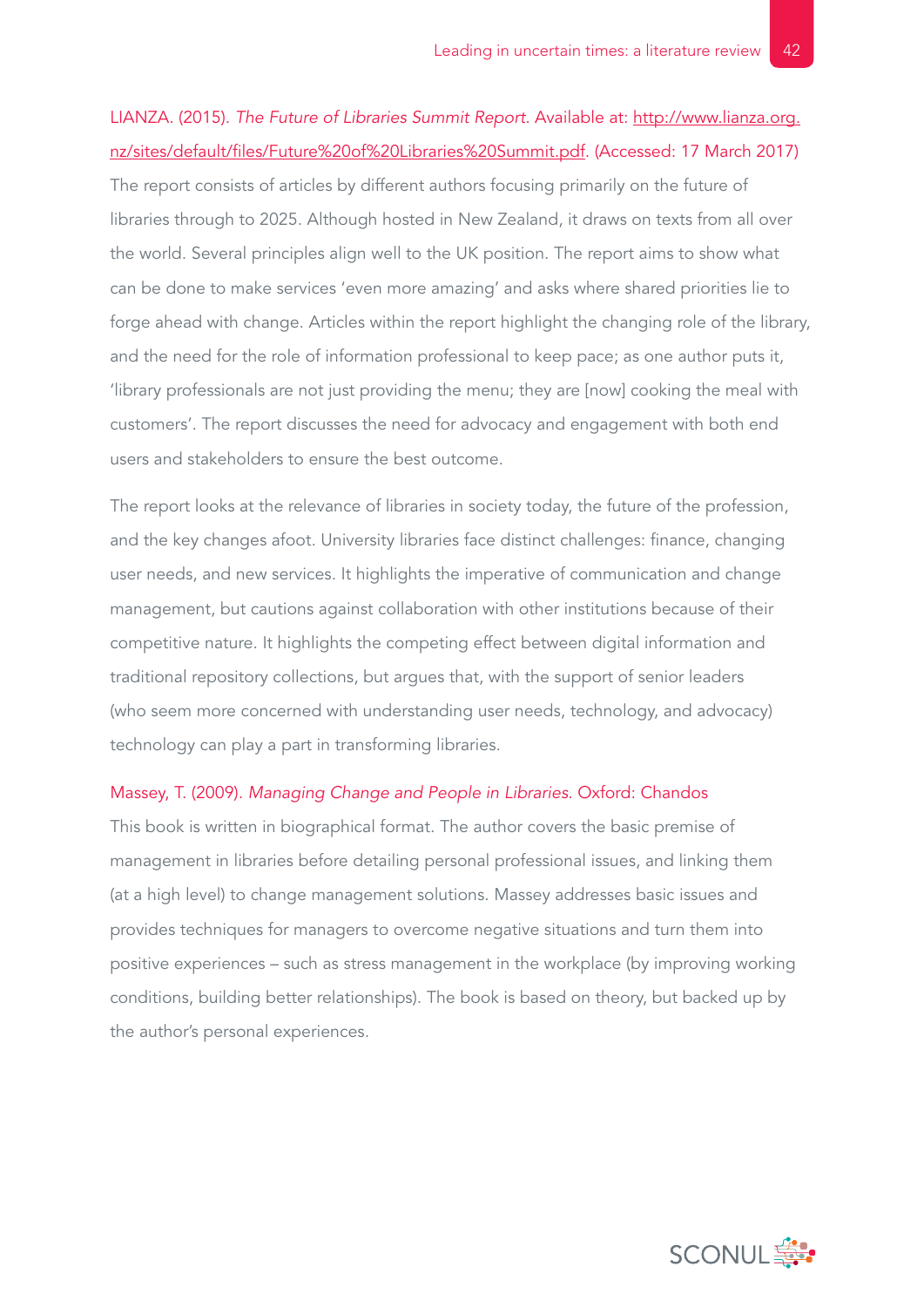LIANZA. (2015). *The Future of Libraries Summit Report*. Available at: http://www.lianza.org.nz/sites/default/files/Future%20of%20Libraries%20Summit.pdf. (Accessed: 17 March 2017)
The report consists of articles by different authors focusing primarily on the future of libraries through to 2025. Although hosted in New Zealand, it draws on texts from all over the world. Several principles align well to the UK position. The report aims to show what can be done to make services 'even more amazing' and asks where shared priorities lie to forge ahead with change. Articles within the report highlight the changing role of the library, and the need for the role of information professional to keep pace; as one author puts it, 'library professionals are not just providing the menu; they are [now] cooking the meal with customers'. The report discusses the need for advocacy and engagement with both end users and stakeholders to ensure the best outcome.

The report looks at the relevance of libraries in society today, the future of the profession, and the key changes afoot. University libraries face distinct challenges: finance, changing user needs, and new services. It highlights the imperative of communication and change management, but cautions against collaboration with other institutions because of their competitive nature. It highlights the competing effect between digital information and traditional repository collections, but argues that, with the support of senior leaders (who seem more concerned with understanding user needs, technology, and advocacy) technology can play a part in transforming libraries.

Massey, T. (2009). *Managing Change and People in Libraries.* Oxford: Chandos
This book is written in biographical format. The author covers the basic premise of management in libraries before detailing personal professional issues, and linking them (at a high level) to change management solutions. Massey addresses basic issues and provides techniques for managers to overcome negative situations and turn them into positive experiences – such as stress management in the workplace (by improving working conditions, building better relationships). The book is based on theory, but backed up by the author's personal experiences.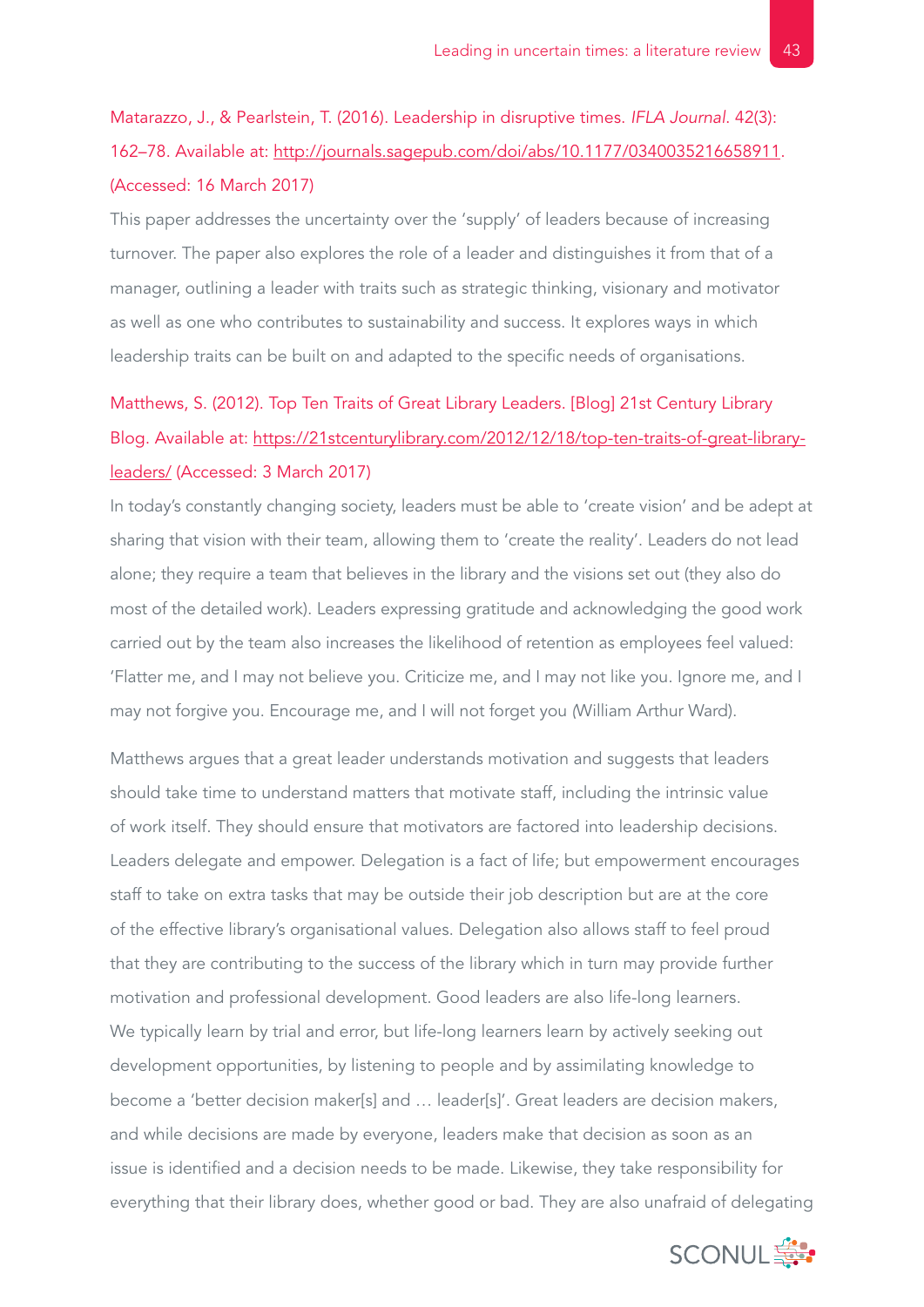Matarazzo, J., & Pearlstein, T. (2016). Leadership in disruptive times. *IFLA Journal*. 42(3): 162–78. Available at: http://journals.sagepub.com/doi/abs/10.1177/0340035216658911. (Accessed: 16 March 2017)

This paper addresses the uncertainty over the 'supply' of leaders because of increasing turnover. The paper also explores the role of a leader and distinguishes it from that of a manager, outlining a leader with traits such as strategic thinking, visionary and motivator as well as one who contributes to sustainability and success. It explores ways in which leadership traits can be built on and adapted to the specific needs of organisations.

Matthews, S. (2012). Top Ten Traits of Great Library Leaders. [Blog] 21st Century Library Blog. Available at: https://21stcenturylibrary.com/2012/12/18/top-ten-traits-of-great-library-leaders/ (Accessed: 3 March 2017)

In today's constantly changing society, leaders must be able to 'create vision' and be adept at sharing that vision with their team, allowing them to 'create the reality'. Leaders do not lead alone; they require a team that believes in the library and the visions set out (they also do most of the detailed work). Leaders expressing gratitude and acknowledging the good work carried out by the team also increases the likelihood of retention as employees feel valued: 'Flatter me, and I may not believe you. Criticize me, and I may not like you. Ignore me, and I may not forgive you. Encourage me, and I will not forget you (William Arthur Ward).

Matthews argues that a great leader understands motivation and suggests that leaders should take time to understand matters that motivate staff, including the intrinsic value of work itself. They should ensure that motivators are factored into leadership decisions. Leaders delegate and empower. Delegation is a fact of life; but empowerment encourages staff to take on extra tasks that may be outside their job description but are at the core of the effective library's organisational values. Delegation also allows staff to feel proud that they are contributing to the success of the library which in turn may provide further motivation and professional development. Good leaders are also life-long learners. We typically learn by trial and error, but life-long learners learn by actively seeking out development opportunities, by listening to people and by assimilating knowledge to become a 'better decision maker[s] and … leader[s]'. Great leaders are decision makers, and while decisions are made by everyone, leaders make that decision as soon as an issue is identified and a decision needs to be made. Likewise, they take responsibility for everything that their library does, whether good or bad. They are also unafraid of delegating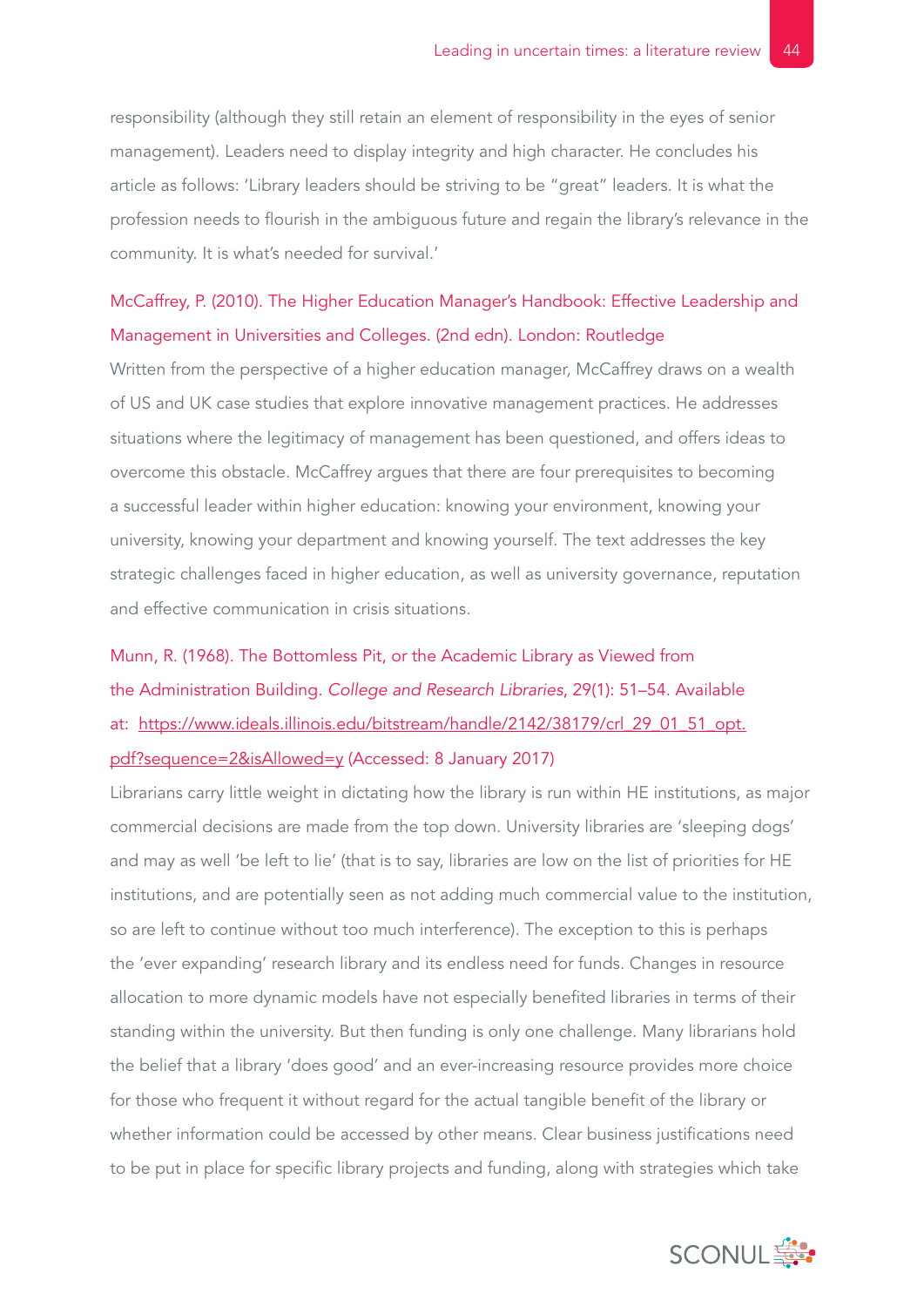responsibility (although they still retain an element of responsibility in the eyes of senior management). Leaders need to display integrity and high character. He concludes his article as follows: 'Library leaders should be striving to be "great" leaders. It is what the profession needs to flourish in the ambiguous future and regain the library's relevance in the community. It is what's needed for survival.'

McCaffrey, P. (2010). The Higher Education Manager's Handbook: Effective Leadership and Management in Universities and Colleges. (2nd edn). London: Routledge

Written from the perspective of a higher education manager, McCaffrey draws on a wealth of US and UK case studies that explore innovative management practices. He addresses situations where the legitimacy of management has been questioned, and offers ideas to overcome this obstacle. McCaffrey argues that there are four prerequisites to becoming a successful leader within higher education: knowing your environment, knowing your university, knowing your department and knowing yourself. The text addresses the key strategic challenges faced in higher education, as well as university governance, reputation and effective communication in crisis situations.

Munn, R. (1968). The Bottomless Pit, or the Academic Library as Viewed from the Administration Building. *College and Research Libraries*, *29*(1): 51–54. Available at: https://www.ideals.illinois.edu/bitstream/handle/2142/38179/crl_29_01_51_opt.pdf?sequence=2&isAllowed=y (Accessed: 8 January 2017)

Librarians carry little weight in dictating how the library is run within HE institutions, as major commercial decisions are made from the top down. University libraries are 'sleeping dogs' and may as well 'be left to lie' (that is to say, libraries are low on the list of priorities for HE institutions, and are potentially seen as not adding much commercial value to the institution, so are left to continue without too much interference). The exception to this is perhaps the 'ever expanding' research library and its endless need for funds. Changes in resource allocation to more dynamic models have not especially benefited libraries in terms of their standing within the university. But then funding is only one challenge. Many librarians hold the belief that a library 'does good' and an ever-increasing resource provides more choice for those who frequent it without regard for the actual tangible benefit of the library or whether information could be accessed by other means. Clear business justifications need to be put in place for specific library projects and funding, along with strategies which take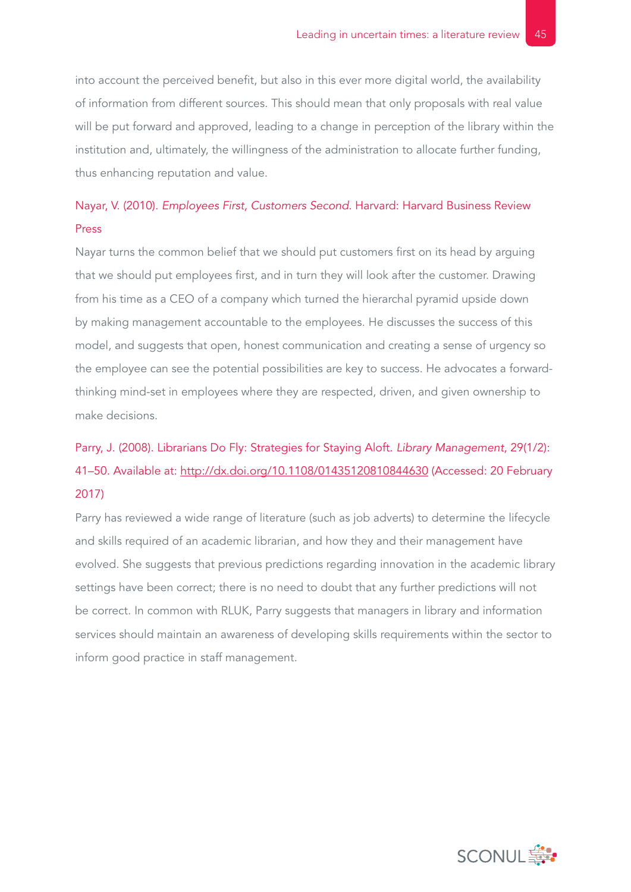into account the perceived benefit, but also in this ever more digital world, the availability of information from different sources. This should mean that only proposals with real value will be put forward and approved, leading to a change in perception of the library within the institution and, ultimately, the willingness of the administration to allocate further funding, thus enhancing reputation and value.

Nayar, V. (2010). *Employees First, Customers Second.* Harvard: Harvard Business Review Press

Nayar turns the common belief that we should put customers first on its head by arguing that we should put employees first, and in turn they will look after the customer. Drawing from his time as a CEO of a company which turned the hierarchal pyramid upside down by making management accountable to the employees. He discusses the success of this model, and suggests that open, honest communication and creating a sense of urgency so the employee can see the potential possibilities are key to success. He advocates a forward-thinking mind-set in employees where they are respected, driven, and given ownership to make decisions.

Parry, J. (2008). Librarians Do Fly: Strategies for Staying Aloft. *Library Management*, 29(1/2): 41–50. Available at: http://dx.doi.org/10.1108/01435120810844630 (Accessed: 20 February 2017)

Parry has reviewed a wide range of literature (such as job adverts) to determine the lifecycle and skills required of an academic librarian, and how they and their management have evolved. She suggests that previous predictions regarding innovation in the academic library settings have been correct; there is no need to doubt that any further predictions will not be correct. In common with RLUK, Parry suggests that managers in library and information services should maintain an awareness of developing skills requirements within the sector to inform good practice in staff management.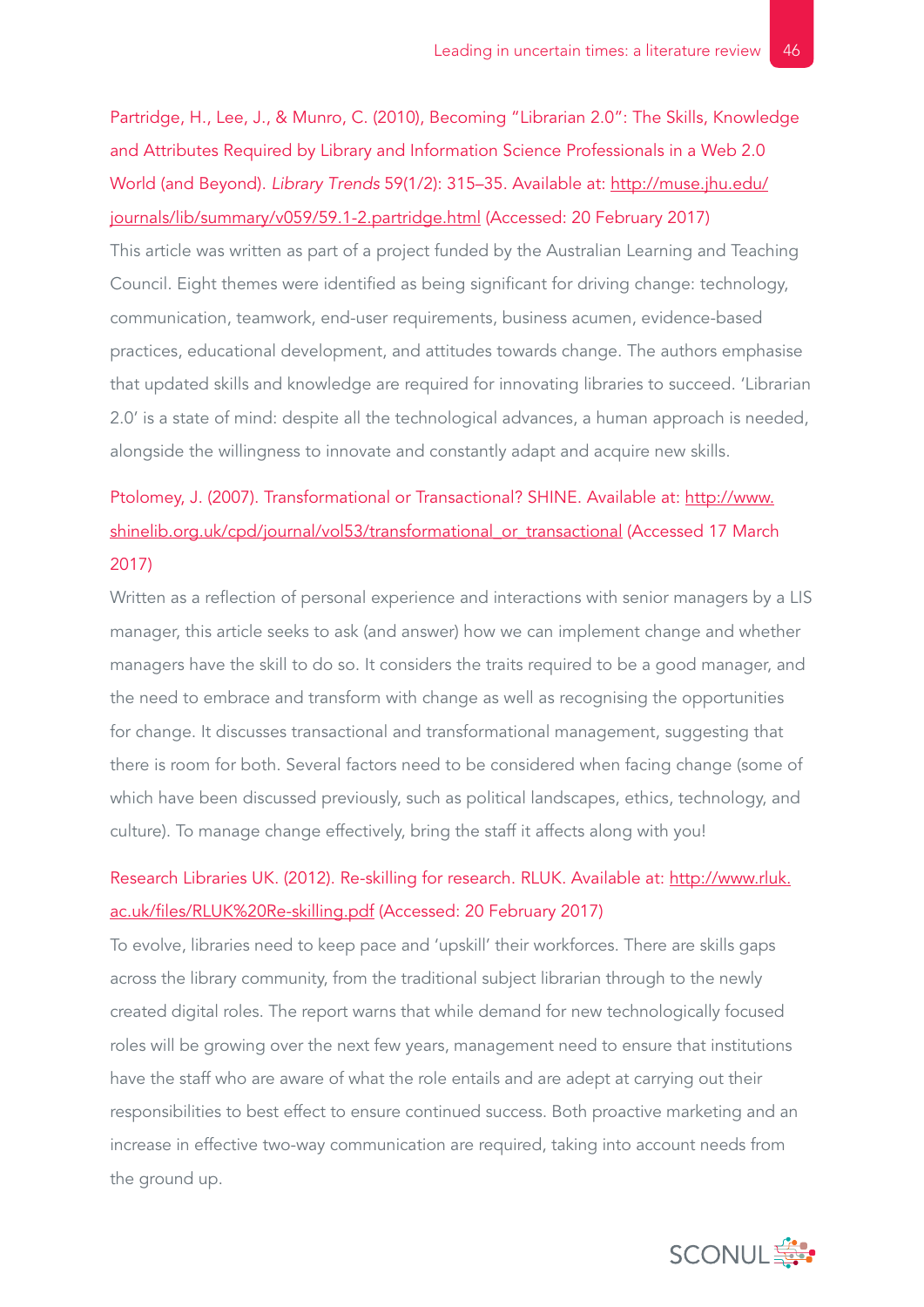Partridge, H., Lee, J., & Munro, C. (2010), Becoming "Librarian 2.0": The Skills, Knowledge and Attributes Required by Library and Information Science Professionals in a Web 2.0 World (and Beyond). *Library Trends* 59(1/2): 315–35. Available at: http://muse.jhu.edu/journals/lib/summary/v059/59.1-2.partridge.html (Accessed: 20 February 2017)

This article was written as part of a project funded by the Australian Learning and Teaching Council. Eight themes were identified as being significant for driving change: technology, communication, teamwork, end-user requirements, business acumen, evidence-based practices, educational development, and attitudes towards change. The authors emphasise that updated skills and knowledge are required for innovating libraries to succeed. 'Librarian 2.0' is a state of mind: despite all the technological advances, a human approach is needed, alongside the willingness to innovate and constantly adapt and acquire new skills.

Ptolomey, J. (2007). Transformational or Transactional? SHINE. Available at: http://www.shinelib.org.uk/cpd/journal/vol53/transformational_or_transactional (Accessed 17 March 2017)

Written as a reflection of personal experience and interactions with senior managers by a LIS manager, this article seeks to ask (and answer) how we can implement change and whether managers have the skill to do so. It considers the traits required to be a good manager, and the need to embrace and transform with change as well as recognising the opportunities for change. It discusses transactional and transformational management, suggesting that there is room for both. Several factors need to be considered when facing change (some of which have been discussed previously, such as political landscapes, ethics, technology, and culture). To manage change effectively, bring the staff it affects along with you!

Research Libraries UK. (2012). Re-skilling for research. RLUK. Available at: http://www.rluk.ac.uk/files/RLUK%20Re-skilling.pdf (Accessed: 20 February 2017)

To evolve, libraries need to keep pace and 'upskill' their workforces. There are skills gaps across the library community, from the traditional subject librarian through to the newly created digital roles. The report warns that while demand for new technologically focused roles will be growing over the next few years, management need to ensure that institutions have the staff who are aware of what the role entails and are adept at carrying out their responsibilities to best effect to ensure continued success. Both proactive marketing and an increase in effective two-way communication are required, taking into account needs from the ground up.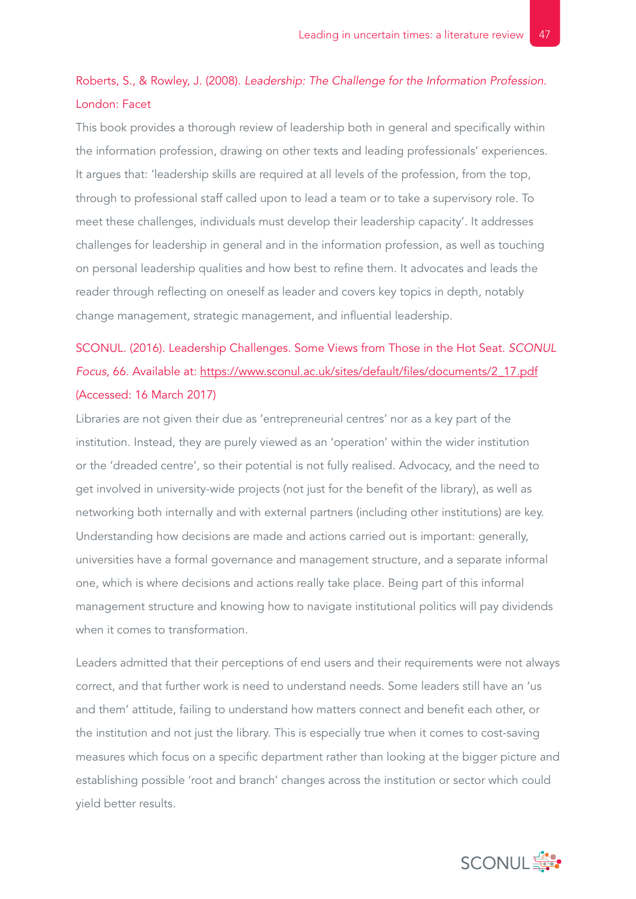Roberts, S., & Rowley, J. (2008). *Leadership: The Challenge for the Information Profession*. London: Facet

This book provides a thorough review of leadership both in general and specifically within the information profession, drawing on other texts and leading professionals' experiences. It argues that: 'leadership skills are required at all levels of the profession, from the top, through to professional staff called upon to lead a team or to take a supervisory role. To meet these challenges, individuals must develop their leadership capacity'. It addresses challenges for leadership in general and in the information profession, as well as touching on personal leadership qualities and how best to refine them. It advocates and leads the reader through reflecting on oneself as leader and covers key topics in depth, notably change management, strategic management, and influential leadership.

SCONUL. (2016). Leadership Challenges. Some Views from Those in the Hot Seat. *SCONUL Focus*, 66. Available at: https://www.sconul.ac.uk/sites/default/files/documents/2_17.pdf (Accessed: 16 March 2017)

Libraries are not given their due as 'entrepreneurial centres' nor as a key part of the institution. Instead, they are purely viewed as an 'operation' within the wider institution or the 'dreaded centre', so their potential is not fully realised. Advocacy, and the need to get involved in university-wide projects (not just for the benefit of the library), as well as networking both internally and with external partners (including other institutions) are key. Understanding how decisions are made and actions carried out is important: generally, universities have a formal governance and management structure, and a separate informal one, which is where decisions and actions really take place. Being part of this informal management structure and knowing how to navigate institutional politics will pay dividends when it comes to transformation.

Leaders admitted that their perceptions of end users and their requirements were not always correct, and that further work is need to understand needs. Some leaders still have an 'us and them' attitude, failing to understand how matters connect and benefit each other, or the institution and not just the library. This is especially true when it comes to cost-saving measures which focus on a specific department rather than looking at the bigger picture and establishing possible 'root and branch' changes across the institution or sector which could yield better results.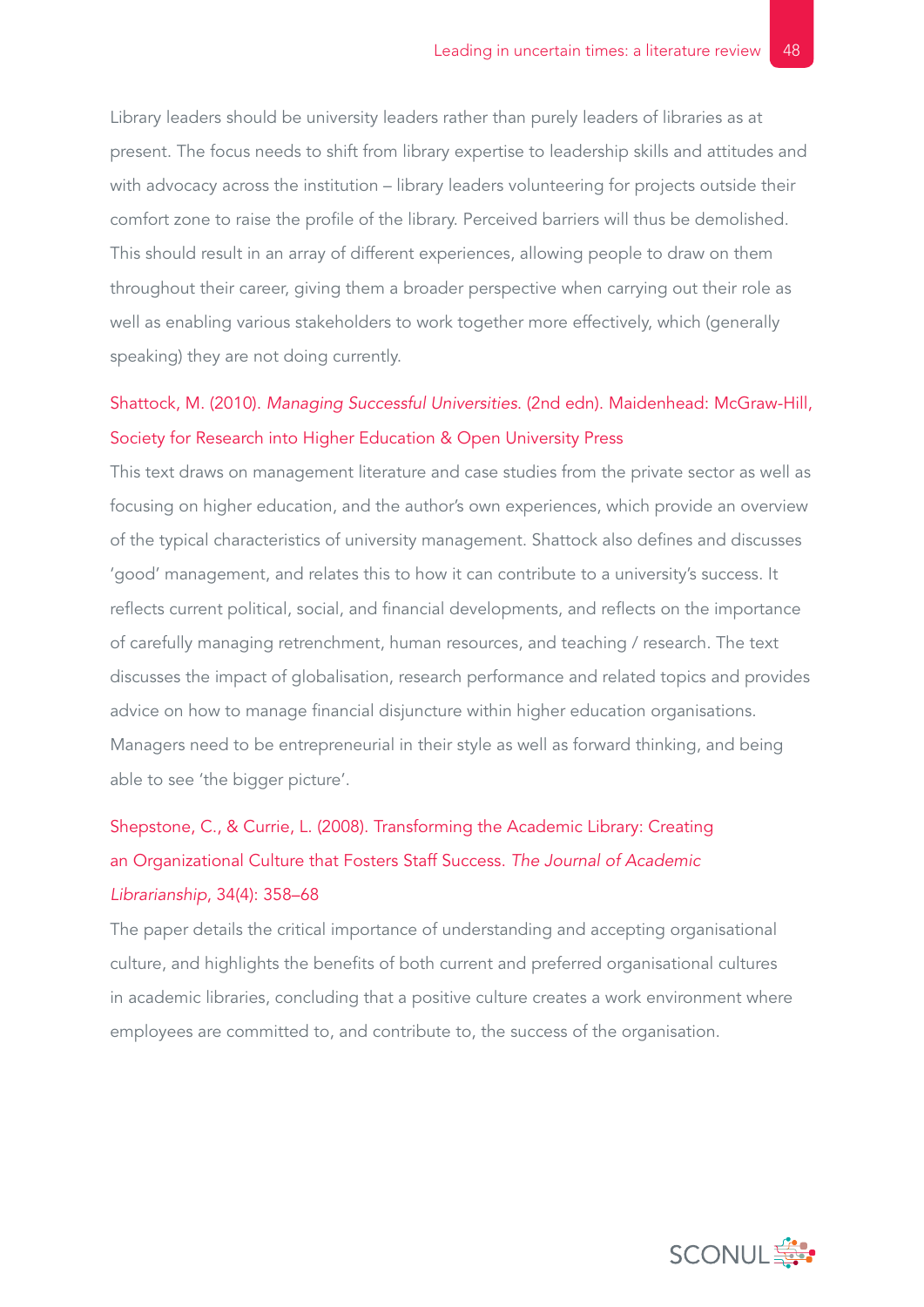Library leaders should be university leaders rather than purely leaders of libraries as at present. The focus needs to shift from library expertise to leadership skills and attitudes and with advocacy across the institution – library leaders volunteering for projects outside their comfort zone to raise the profile of the library. Perceived barriers will thus be demolished. This should result in an array of different experiences, allowing people to draw on them throughout their career, giving them a broader perspective when carrying out their role as well as enabling various stakeholders to work together more effectively, which (generally speaking) they are not doing currently.

Shattock, M. (2010). *Managing Successful Universities*. (2nd edn). Maidenhead: McGraw-Hill, Society for Research into Higher Education & Open University Press

This text draws on management literature and case studies from the private sector as well as focusing on higher education, and the author's own experiences, which provide an overview of the typical characteristics of university management. Shattock also defines and discusses 'good' management, and relates this to how it can contribute to a university's success. It reflects current political, social, and financial developments, and reflects on the importance of carefully managing retrenchment, human resources, and teaching / research. The text discusses the impact of globalisation, research performance and related topics and provides advice on how to manage financial disjuncture within higher education organisations. Managers need to be entrepreneurial in their style as well as forward thinking, and being able to see 'the bigger picture'.

Shepstone, C., & Currie, L. (2008). Transforming the Academic Library: Creating an Organizational Culture that Fosters Staff Success. *The Journal of Academic Librarianship*, 34(4): 358–68

The paper details the critical importance of understanding and accepting organisational culture, and highlights the benefits of both current and preferred organisational cultures in academic libraries, concluding that a positive culture creates a work environment where employees are committed to, and contribute to, the success of the organisation.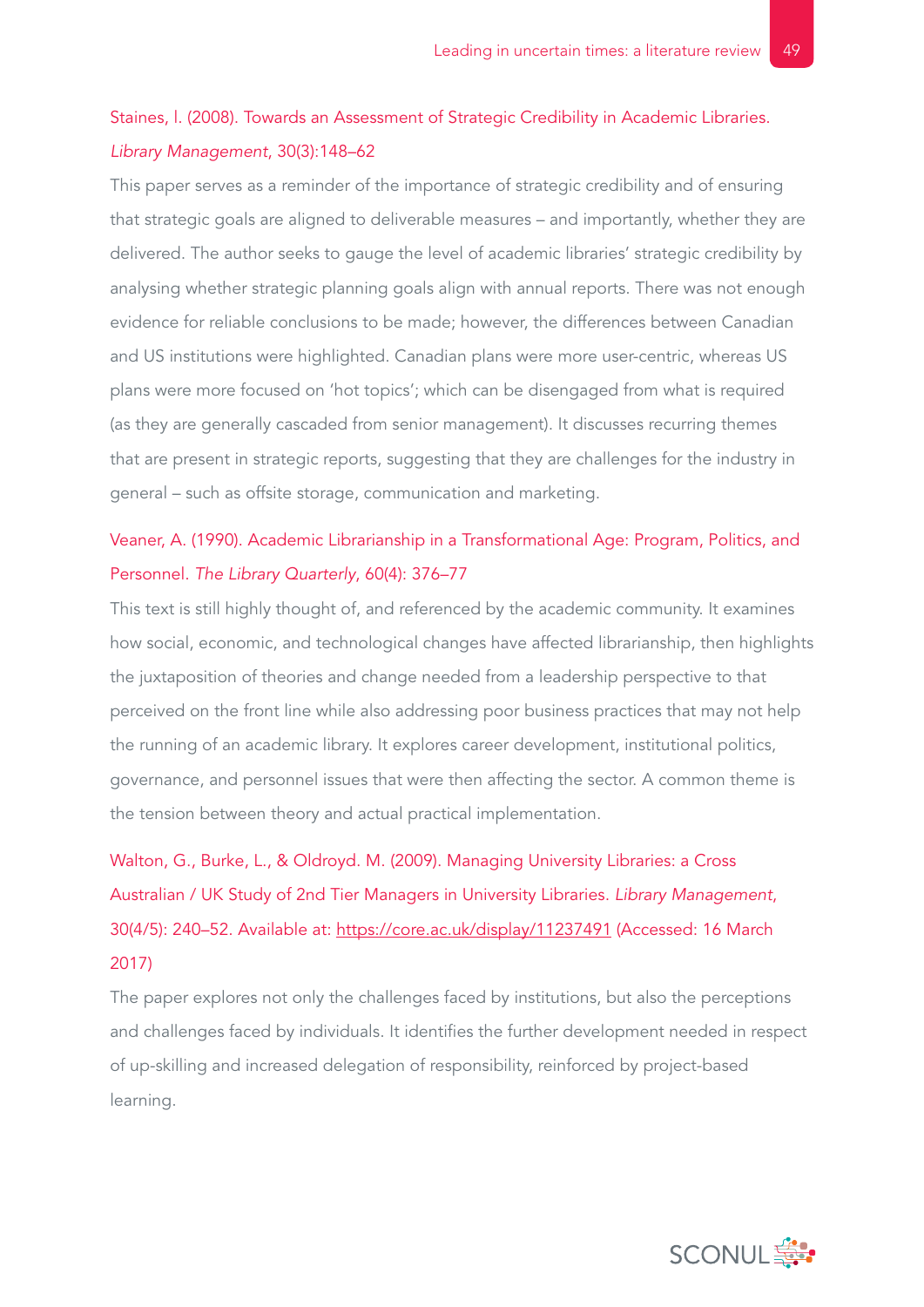Staines, I. (2008). Towards an Assessment of Strategic Credibility in Academic Libraries. *Library Management*, 30(3):148–62

This paper serves as a reminder of the importance of strategic credibility and of ensuring that strategic goals are aligned to deliverable measures – and importantly, whether they are delivered. The author seeks to gauge the level of academic libraries' strategic credibility by analysing whether strategic planning goals align with annual reports. There was not enough evidence for reliable conclusions to be made; however, the differences between Canadian and US institutions were highlighted. Canadian plans were more user-centric, whereas US plans were more focused on 'hot topics'; which can be disengaged from what is required (as they are generally cascaded from senior management). It discusses recurring themes that are present in strategic reports, suggesting that they are challenges for the industry in general – such as offsite storage, communication and marketing.

Veaner, A. (1990). Academic Librarianship in a Transformational Age: Program, Politics, and Personnel. *The Library Quarterly*, 60(4): 376–77

This text is still highly thought of, and referenced by the academic community. It examines how social, economic, and technological changes have affected librarianship, then highlights the juxtaposition of theories and change needed from a leadership perspective to that perceived on the front line while also addressing poor business practices that may not help the running of an academic library. It explores career development, institutional politics, governance, and personnel issues that were then affecting the sector. A common theme is the tension between theory and actual practical implementation.

Walton, G., Burke, L., & Oldroyd. M. (2009). Managing University Libraries: a Cross Australian / UK Study of 2nd Tier Managers in University Libraries. *Library Management*, 30(4/5): 240–52. Available at: https://core.ac.uk/display/11237491 (Accessed: 16 March 2017)

The paper explores not only the challenges faced by institutions, but also the perceptions and challenges faced by individuals. It identifies the further development needed in respect of up-skilling and increased delegation of responsibility, reinforced by project-based learning.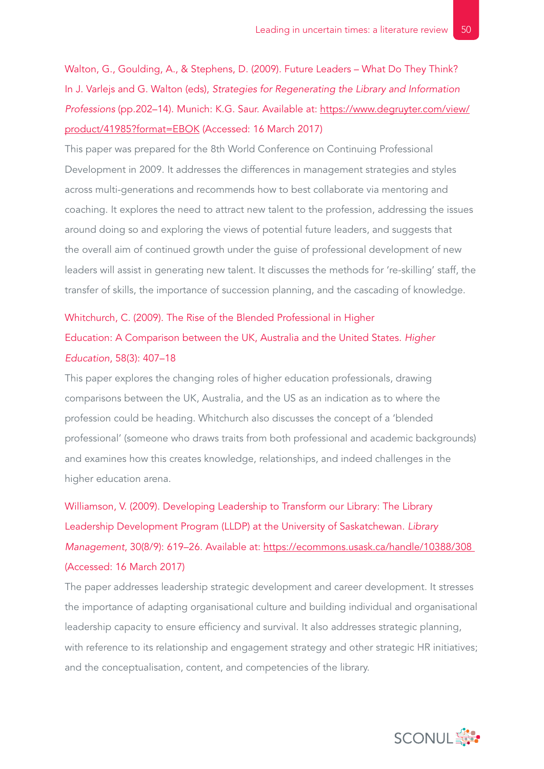Walton, G., Goulding, A., & Stephens, D. (2009). Future Leaders – What Do They Think? In J. Varlejs and G. Walton (eds), *Strategies for Regenerating the Library and Information Professions* (pp.202–14). Munich: K.G. Saur. Available at: https://www.degruyter.com/view/product/41985?format=EBOK (Accessed: 16 March 2017)

This paper was prepared for the 8th World Conference on Continuing Professional Development in 2009. It addresses the differences in management strategies and styles across multi-generations and recommends how to best collaborate via mentoring and coaching. It explores the need to attract new talent to the profession, addressing the issues around doing so and exploring the views of potential future leaders, and suggests that the overall aim of continued growth under the guise of professional development of new leaders will assist in generating new talent. It discusses the methods for 're-skilling' staff, the transfer of skills, the importance of succession planning, and the cascading of knowledge.

Whitchurch, C. (2009). The Rise of the Blended Professional in Higher Education: A Comparison between the UK, Australia and the United States. *Higher Education*, 58(3): 407–18

This paper explores the changing roles of higher education professionals, drawing comparisons between the UK, Australia, and the US as an indication as to where the profession could be heading. Whitchurch also discusses the concept of a 'blended professional' (someone who draws traits from both professional and academic backgrounds) and examines how this creates knowledge, relationships, and indeed challenges in the higher education arena.

Williamson, V. (2009). Developing Leadership to Transform our Library: The Library Leadership Development Program (LLDP) at the University of Saskatchewan. *Library Management*, 30(8/9): 619–26. Available at: https://ecommons.usask.ca/handle/10388/308 (Accessed: 16 March 2017)

The paper addresses leadership strategic development and career development. It stresses the importance of adapting organisational culture and building individual and organisational leadership capacity to ensure efficiency and survival. It also addresses strategic planning, with reference to its relationship and engagement strategy and other strategic HR initiatives; and the conceptualisation, content, and competencies of the library.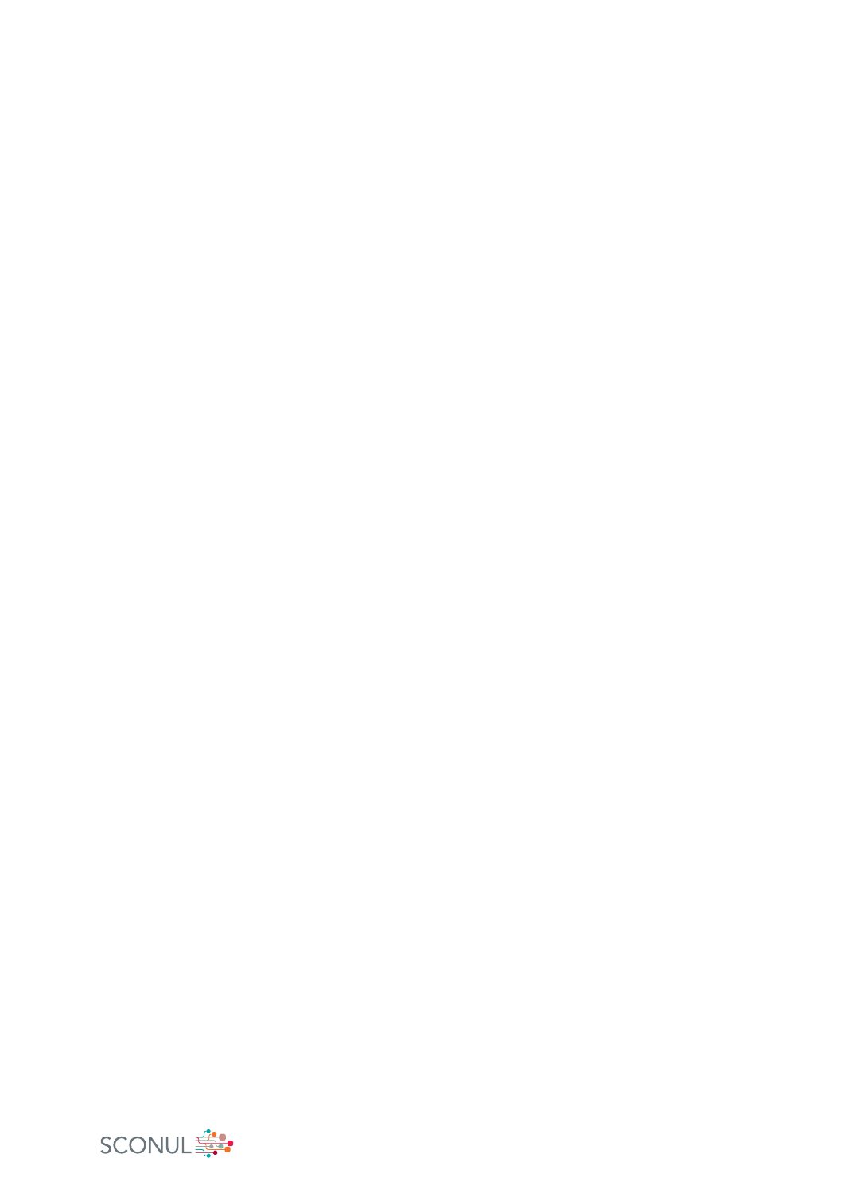SCONUL